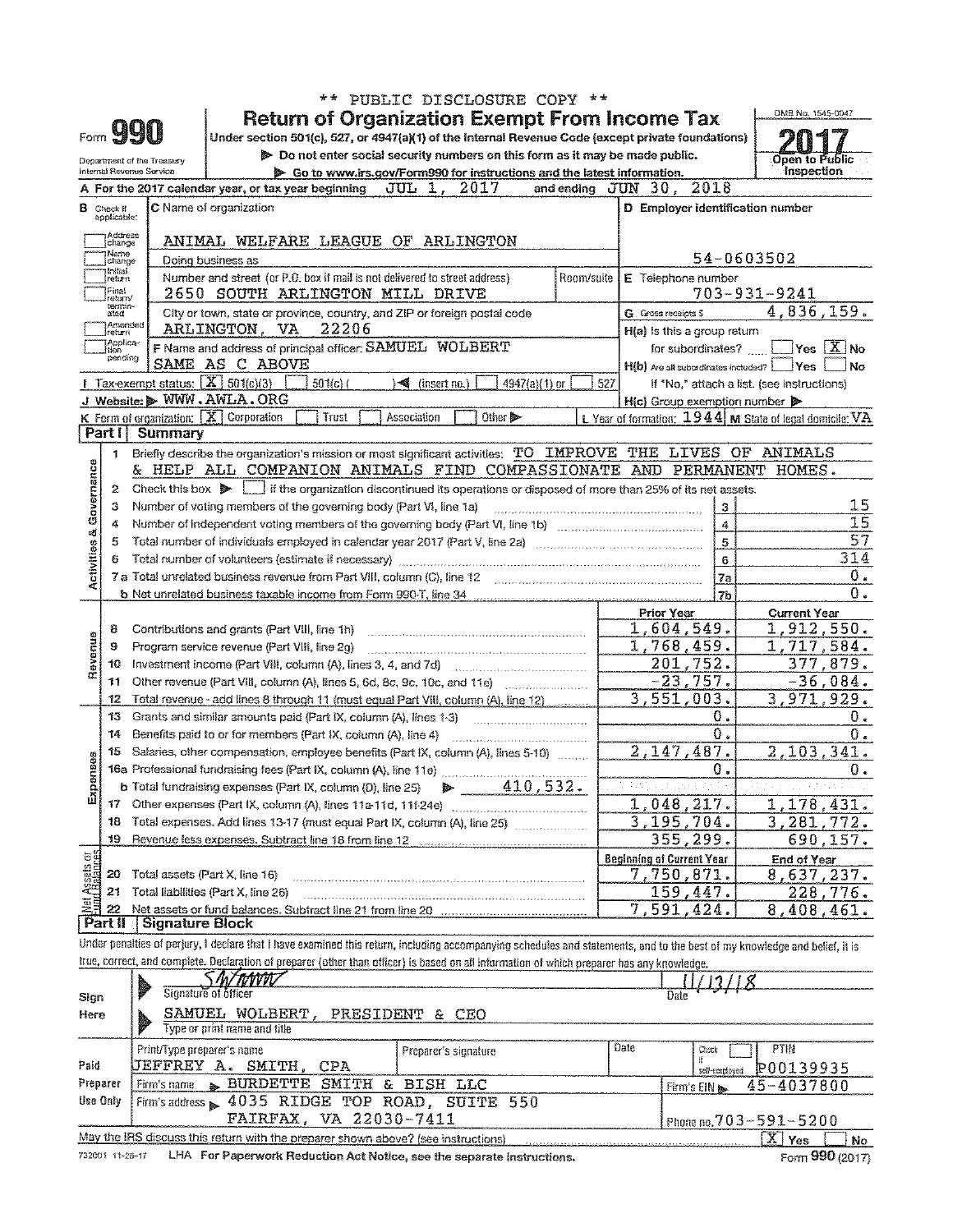** PUBLIC DISCLOSURE COPY **

# Form 990 — Return of Organization Exempt From Income Tax

Under section 501(c), 527, or 4947(a)(1) of the Internal Revenue Code (except private foundations)

▶ Do not enter social security numbers on this form as it may be made public.

▶ Go to www.irs.gov/Form990 for instructions and the latest information.

Department of the Treasury
Internal Revenue Service

OMB No. 1545-0047

**2017**

Open to Public Inspection

**A** For the 2017 calendar year, or tax year beginning JUL 1, 2017 and ending JUN 30, 2018

**B** Check if applicable: ☐ Address change ☐ Name change ☐ Initial return ☐ Final return/terminated ☐ Amended return ☐ Application pending

**C** Name of organization: ANIMAL WELFARE LEAGUE OF ARLINGTON

Doing business as

Number and street (or P.O. box if mail is not delivered to street address): 2650 SOUTH ARLINGTON MILL DRIVE — Room/suite

City or town, state or province, country, and ZIP or foreign postal code: ARLINGTON, VA 22206

**D** Employer identification number: 54-0603502

**E** Telephone number: 703-931-9241

**G** Gross receipts $ 4,836,159.

**F** Name and address of principal officer: SAMUEL WOLBERT, SAME AS C ABOVE

**H(a)** Is this a group return for subordinates? ☐ Yes ☒ No

**H(b)** Are all subordinates included? ☐ Yes ☐ No — If "No," attach a list. (see instructions)

**H(c)** Group exemption number ▶

**I** Tax-exempt status: ☒ 501(c)(3) ☐ 501(c)( ) ◀ (insert no.) ☐ 4947(a)(1) or ☐ 527

**J** Website: ▶ WWW.AWLA.ORG

**K** Form of organization: ☒ Corporation ☐ Trust ☐ Association ☐ Other ▶

**L** Year of formation: 1944 **M** State of legal domicile: VA

## Part I Summary

**Activities & Governance**

1. Briefly describe the organization's mission or most significant activities: TO IMPROVE THE LIVES OF ANIMALS & HELP ALL COMPANION ANIMALS FIND COMPASSIONATE AND PERMANENT HOMES.
2. Check this box ▶ ☐ if the organization discontinued its operations or disposed of more than 25% of its net assets.

| Line | Description | | Value |
|---|---|---|---|
| 3 | Number of voting members of the governing body (Part VI, line 1a) | 3 | 15 |
| 4 | Number of independent voting members of the governing body (Part VI, line 1b) | 4 | 15 |
| 5 | Total number of individuals employed in calendar year 2017 (Part V, line 2a) | 5 | 57 |
| 6 | Total number of volunteers (estimate if necessary) | 6 | 314 |
| 7a | Total unrelated business revenue from Part VIII, column (C), line 12 | 7a | 0. |
| b | Net unrelated business taxable income from Form 990-T, line 34 | 7b | 0. |

**Revenue**

| Line | Description | Prior Year | Current Year |
|---|---|---|---|
| 8 | Contributions and grants (Part VIII, line 1h) | 1,604,549. | 1,912,550. |
| 9 | Program service revenue (Part VIII, line 2g) | 1,768,459. | 1,717,584. |
| 10 | Investment income (Part VIII, column (A), lines 3, 4, and 7d) | 201,752. | 377,879. |
| 11 | Other revenue (Part VIII, column (A), lines 5, 6d, 8c, 9c, 10c, and 11e) | -23,757. | -36,084. |
| 12 | Total revenue - add lines 8 through 11 (must equal Part VIII, column (A), line 12) | 3,551,003. | 3,971,929. |

**Expenses**

| Line | Description | Prior Year | Current Year |
|---|---|---|---|
| 13 | Grants and similar amounts paid (Part IX, column (A), lines 1-3) | 0. | 0. |
| 14 | Benefits paid to or for members (Part IX, column (A), line 4) | 0. | 0. |
| 15 | Salaries, other compensation, employee benefits (Part IX, column (A), lines 5-10) | 2,147,487. | 2,103,341. |
| 16a | Professional fundraising fees (Part IX, column (A), line 11e) | 0. | 0. |
| b | Total fundraising expenses (Part IX, column (D), line 25) ▶ 410,532. | | |
| 17 | Other expenses (Part IX, column (A), lines 11a-11d, 11f-24e) | 1,048,217. | 1,178,431. |
| 18 | Total expenses. Add lines 13-17 (must equal Part IX, column (A), line 25) | 3,195,704. | 3,281,772. |
| 19 | Revenue less expenses. Subtract line 18 from line 12 | 355,299. | 690,157. |

**Net Assets or Fund Balances**

| Line | Description | Beginning of Current Year | End of Year |
|---|---|---|---|
| 20 | Total assets (Part X, line 16) | 7,750,871. | 8,637,237. |
| 21 | Total liabilities (Part X, line 26) | 159,447. | 228,776. |
| 22 | Net assets or fund balances. Subtract line 21 from line 20 | 7,591,424. | 8,408,461. |

## Part II Signature Block

Under penalties of perjury, I declare that I have examined this return, including accompanying schedules and statements, and to the best of my knowledge and belief, it is true, correct, and complete. Declaration of preparer (other than officer) is based on all information of which preparer has any knowledge.

**Sign Here**

Signature of officer: SWmm — Date: 11/13/18

Type or print name and title: SAMUEL WOLBERT, PRESIDENT & CEO

**Paid Preparer Use Only**

| Print/Type preparer's name | Preparer's signature | Date | Check ☐ if self-employed | PTIN |
|---|---|---|---|---|
| JEFFREY A. SMITH, CPA | | | | P00139935 |

Firm's name ▶ BURDETTE SMITH & BISH LLC — Firm's EIN ▶ 45-4037800

Firm's address ▶ 4035 RIDGE TOP ROAD, SUITE 550, FAIRFAX, VA 22030-7411 — Phone no. 703-591-5200

May the IRS discuss this return with the preparer shown above? (see instructions) ☒ Yes ☐ No

732001 11-28-17 LHA For Paperwork Reduction Act Notice, see the separate instructions. Form **990** (2017)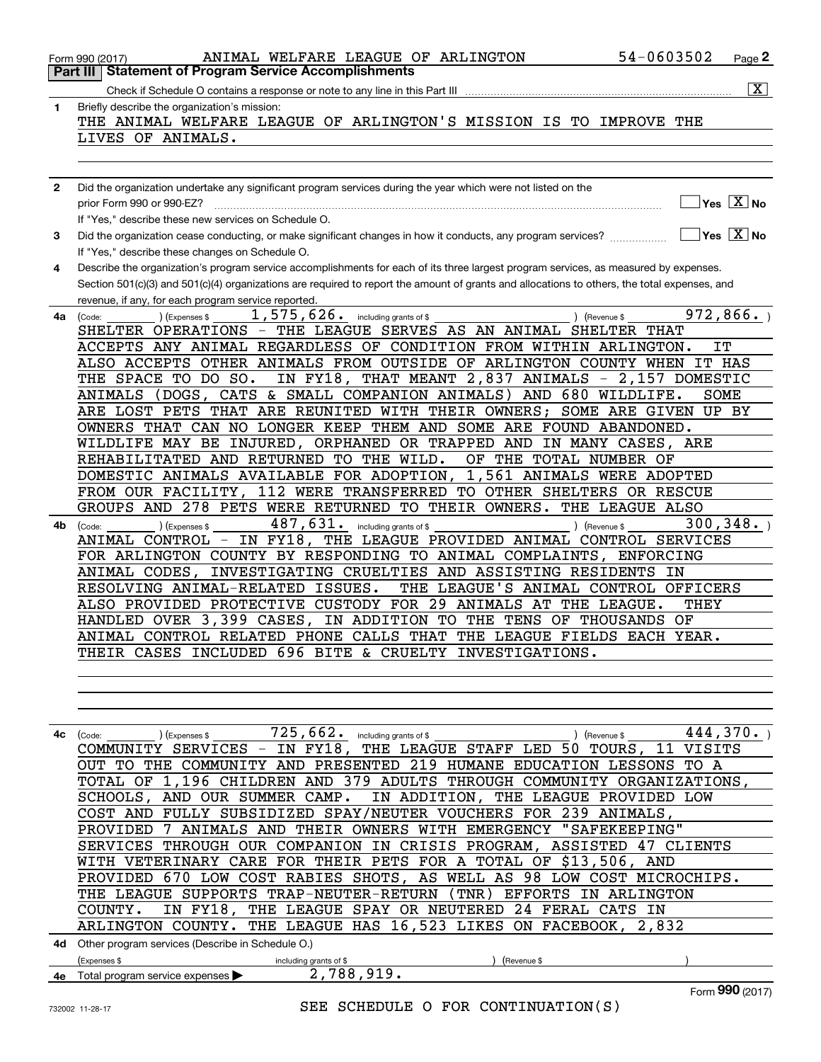Form 990 (2017) ANIMAL WELFARE LEAGUE OF ARLINGTON 54-0603502

## Part III Statement of Program Service Accomplishments

Check if Schedule O contains a response or note to any line in this Part III [X]

**1** Briefly describe the organization's mission:

THE ANIMAL WELFARE LEAGUE OF ARLINGTON'S MISSION IS TO IMPROVE THE LIVES OF ANIMALS.

**2** Did the organization undertake any significant program services during the year which were not listed on the prior Form 990 or 990-EZ? Yes [ ] No [X]

If "Yes," describe these new services on Schedule O.

**3** Did the organization cease conducting, or make significant changes in how it conducts, any program services? Yes [ ] No [X]

If "Yes," describe these changes on Schedule O.

**4** Describe the organization's program service accomplishments for each of its three largest program services, as measured by expenses. Section 501(c)(3) and 501(c)(4) organizations are required to report the amount of grants and allocations to others, the total expenses, and revenue, if any, for each program service reported.

**4a** (Code: ) (Expenses $ 1,575,626. including grants of $ ) (Revenue $ 972,866. )

SHELTER OPERATIONS - THE LEAGUE SERVES AS AN ANIMAL SHELTER THAT ACCEPTS ANY ANIMAL REGARDLESS OF CONDITION FROM WITHIN ARLINGTON. IT ALSO ACCEPTS OTHER ANIMALS FROM OUTSIDE OF ARLINGTON COUNTY WHEN IT HAS THE SPACE TO DO SO. IN FY18, THAT MEANT 2,837 ANIMALS - 2,157 DOMESTIC ANIMALS (DOGS, CATS & SMALL COMPANION ANIMALS) AND 680 WILDLIFE. SOME ARE LOST PETS THAT ARE REUNITED WITH THEIR OWNERS; SOME ARE GIVEN UP BY OWNERS THAT CAN NO LONGER KEEP THEM AND SOME ARE FOUND ABANDONED. WILDLIFE MAY BE INJURED, ORPHANED OR TRAPPED AND IN MANY CASES, ARE REHABILITATED AND RETURNED TO THE WILD. OF THE TOTAL NUMBER OF DOMESTIC ANIMALS AVAILABLE FOR ADOPTION, 1,561 ANIMALS WERE ADOPTED FROM OUR FACILITY, 112 WERE TRANSFERRED TO OTHER SHELTERS OR RESCUE GROUPS AND 278 PETS WERE RETURNED TO THEIR OWNERS. THE LEAGUE ALSO

**4b** (Code: ) (Expenses $ 487,631. including grants of $ ) (Revenue $ 300,348. )

ANIMAL CONTROL - IN FY18, THE LEAGUE PROVIDED ANIMAL CONTROL SERVICES FOR ARLINGTON COUNTY BY RESPONDING TO ANIMAL COMPLAINTS, ENFORCING ANIMAL CODES, INVESTIGATING CRUELTIES AND ASSISTING RESIDENTS IN RESOLVING ANIMAL-RELATED ISSUES. THE LEAGUE'S ANIMAL CONTROL OFFICERS ALSO PROVIDED PROTECTIVE CUSTODY FOR 29 ANIMALS AT THE LEAGUE. THEY HANDLED OVER 3,399 CASES, IN ADDITION TO THE TENS OF THOUSANDS OF ANIMAL CONTROL RELATED PHONE CALLS THAT THE LEAGUE FIELDS EACH YEAR. THEIR CASES INCLUDED 696 BITE & CRUELTY INVESTIGATIONS.

**4c** (Code: ) (Expenses $ 725,662. including grants of $ ) (Revenue $ 444,370. )

COMMUNITY SERVICES - IN FY18, THE LEAGUE STAFF LED 50 TOURS, 11 VISITS OUT TO THE COMMUNITY AND PRESENTED 219 HUMANE EDUCATION LESSONS TO A TOTAL OF 1,196 CHILDREN AND 379 ADULTS THROUGH COMMUNITY ORGANIZATIONS, SCHOOLS, AND OUR SUMMER CAMP. IN ADDITION, THE LEAGUE PROVIDED LOW COST AND FULLY SUBSIDIZED SPAY/NEUTER VOUCHERS FOR 239 ANIMALS, PROVIDED 7 ANIMALS AND THEIR OWNERS WITH EMERGENCY "SAFEKEEPING" SERVICES THROUGH OUR COMPANION IN CRISIS PROGRAM, ASSISTED 47 CLIENTS WITH VETERINARY CARE FOR THEIR PETS FOR A TOTAL OF $13,506, AND PROVIDED 670 LOW COST RABIES SHOTS, AS WELL AS 98 LOW COST MICROCHIPS. THE LEAGUE SUPPORTS TRAP-NEUTER-RETURN (TNR) EFFORTS IN ARLINGTON COUNTY. IN FY18, THE LEAGUE SPAY OR NEUTERED 24 FERAL CATS IN ARLINGTON COUNTY. THE LEAGUE HAS 16,523 LIKES ON FACEBOOK, 2,832

**4d** Other program services (Describe in Schedule O.)

(Expenses $ including grants of $ ) (Revenue $ )

**4e** Total program service expenses ▶ 2,788,919.

SEE SCHEDULE O FOR CONTINUATION(S)

Form **990** (2017)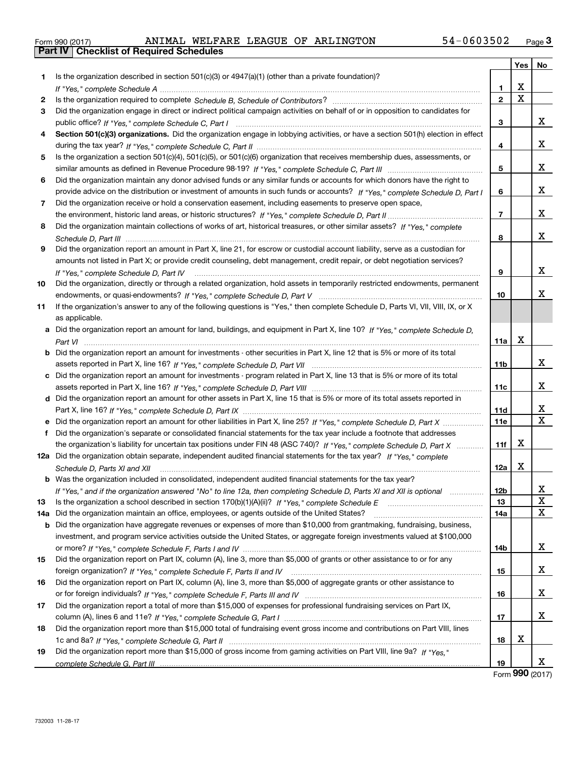Form 990 (2017) ANIMAL WELFARE LEAGUE OF ARLINGTON 54-0603502 Page 3

## Part IV Checklist of Required Schedules

| | | | Yes | No |
|---|---|---|---|---|
| 1 | Is the organization described in section 501(c)(3) or 4947(a)(1) (other than a private foundation)? *If "Yes," complete Schedule A* | 1 | X | |
| 2 | Is the organization required to complete *Schedule B, Schedule of Contributors*? | 2 | X | |
| 3 | Did the organization engage in direct or indirect political campaign activities on behalf of or in opposition to candidates for public office? *If "Yes," complete Schedule C, Part I* | 3 | | X |
| 4 | **Section 501(c)(3) organizations.** Did the organization engage in lobbying activities, or have a section 501(h) election in effect during the tax year? *If "Yes," complete Schedule C, Part II* | 4 | | X |
| 5 | Is the organization a section 501(c)(4), 501(c)(5), or 501(c)(6) organization that receives membership dues, assessments, or similar amounts as defined in Revenue Procedure 98-19? *If "Yes," complete Schedule C, Part III* | 5 | | X |
| 6 | Did the organization maintain any donor advised funds or any similar funds or accounts for which donors have the right to provide advice on the distribution or investment of amounts in such funds or accounts? *If "Yes," complete Schedule D, Part I* | 6 | | X |
| 7 | Did the organization receive or hold a conservation easement, including easements to preserve open space, the environment, historic land areas, or historic structures? *If "Yes," complete Schedule D, Part II* | 7 | | X |
| 8 | Did the organization maintain collections of works of art, historical treasures, or other similar assets? *If "Yes," complete Schedule D, Part III* | 8 | | X |
| 9 | Did the organization report an amount in Part X, line 21, for escrow or custodial account liability, serve as a custodian for amounts not listed in Part X; or provide credit counseling, debt management, credit repair, or debt negotiation services? *If "Yes," complete Schedule D, Part IV* | 9 | | X |
| 10 | Did the organization, directly or through a related organization, hold assets in temporarily restricted endowments, permanent endowments, or quasi-endowments? *If "Yes," complete Schedule D, Part V* | 10 | | X |
| 11 | If the organization's answer to any of the following questions is "Yes," then complete Schedule D, Parts VI, VII, VIII, IX, or X as applicable. | | | |
| a | Did the organization report an amount for land, buildings, and equipment in Part X, line 10? *If "Yes," complete Schedule D, Part VI* | 11a | X | |
| b | Did the organization report an amount for investments - other securities in Part X, line 12 that is 5% or more of its total assets reported in Part X, line 16? *If "Yes," complete Schedule D, Part VII* | 11b | | X |
| c | Did the organization report an amount for investments - program related in Part X, line 13 that is 5% or more of its total assets reported in Part X, line 16? *If "Yes," complete Schedule D, Part VIII* | 11c | | X |
| d | Did the organization report an amount for other assets in Part X, line 15 that is 5% or more of its total assets reported in Part X, line 16? *If "Yes," complete Schedule D, Part IX* | 11d | | X |
| e | Did the organization report an amount for other liabilities in Part X, line 25? *If "Yes," complete Schedule D, Part X* | 11e | | X |
| f | Did the organization's separate or consolidated financial statements for the tax year include a footnote that addresses the organization's liability for uncertain tax positions under FIN 48 (ASC 740)? *If "Yes," complete Schedule D, Part X* | 11f | X | |
| 12a | Did the organization obtain separate, independent audited financial statements for the tax year? *If "Yes," complete Schedule D, Parts XI and XII* | 12a | X | |
| b | Was the organization included in consolidated, independent audited financial statements for the tax year? *If "Yes," and if the organization answered "No" to line 12a, then completing Schedule D, Parts XI and XII is optional* | 12b | | X |
| 13 | Is the organization a school described in section 170(b)(1)(A)(ii)? *If "Yes," complete Schedule E* | 13 | | X |
| 14a | Did the organization maintain an office, employees, or agents outside of the United States? | 14a | | X |
| b | Did the organization have aggregate revenues or expenses of more than $10,000 from grantmaking, fundraising, business, investment, and program service activities outside the United States, or aggregate foreign investments valued at $100,000 or more? *If "Yes," complete Schedule F, Parts I and IV* | 14b | | X |
| 15 | Did the organization report on Part IX, column (A), line 3, more than $5,000 of grants or other assistance to or for any foreign organization? *If "Yes," complete Schedule F, Parts II and IV* | 15 | | X |
| 16 | Did the organization report on Part IX, column (A), line 3, more than $5,000 of aggregate grants or other assistance to or for foreign individuals? *If "Yes," complete Schedule F, Parts III and IV* | 16 | | X |
| 17 | Did the organization report a total of more than $15,000 of expenses for professional fundraising services on Part IX, column (A), lines 6 and 11e? *If "Yes," complete Schedule G, Part I* | 17 | | X |
| 18 | Did the organization report more than $15,000 total of fundraising event gross income and contributions on Part VIII, lines 1c and 8a? *If "Yes," complete Schedule G, Part II* | 18 | X | |
| 19 | Did the organization report more than $15,000 of gross income from gaming activities on Part VIII, line 9a? *If "Yes," complete Schedule G, Part III* | 19 | | X |

Form **990** (2017)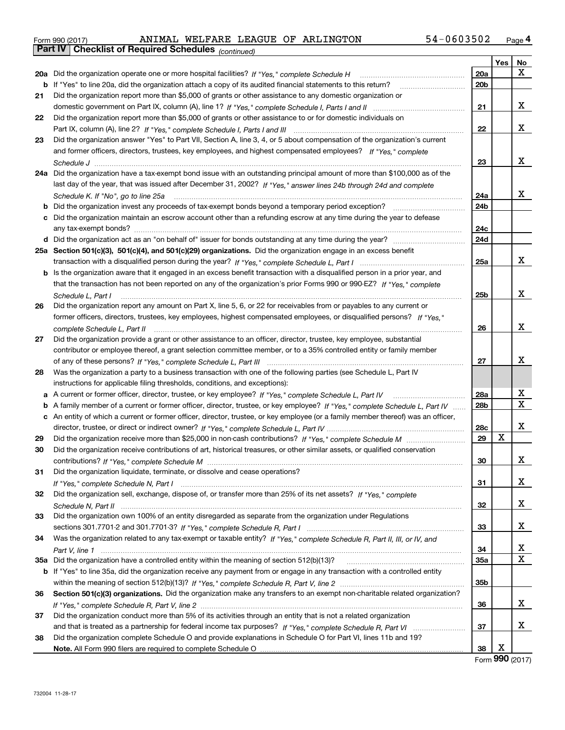Form 990 (2017) ANIMAL WELFARE LEAGUE OF ARLINGTON 54-0603502 Page 4

**Part IV | Checklist of Required Schedules** *(continued)*

| | | | Yes | No |
|---|---|---|---|---|
| 20a | Did the organization operate one or more hospital facilities? *If "Yes," complete Schedule H* | 20a | | X |
| b | If "Yes" to line 20a, did the organization attach a copy of its audited financial statements to this return? | 20b | | |
| 21 | Did the organization report more than $5,000 of grants or other assistance to any domestic organization or domestic government on Part IX, column (A), line 1? *If "Yes," complete Schedule I, Parts I and II* | 21 | | X |
| 22 | Did the organization report more than $5,000 of grants or other assistance to or for domestic individuals on Part IX, column (A), line 2? *If "Yes," complete Schedule I, Parts I and III* | 22 | | X |
| 23 | Did the organization answer "Yes" to Part VII, Section A, line 3, 4, or 5 about compensation of the organization's current and former officers, directors, trustees, key employees, and highest compensated employees? *If "Yes," complete Schedule J* | 23 | | X |
| 24a | Did the organization have a tax-exempt bond issue with an outstanding principal amount of more than $100,000 as of the last day of the year, that was issued after December 31, 2002? *If "Yes," answer lines 24b through 24d and complete Schedule K. If "No", go to line 25a* | 24a | | X |
| b | Did the organization invest any proceeds of tax-exempt bonds beyond a temporary period exception? | 24b | | |
| c | Did the organization maintain an escrow account other than a refunding escrow at any time during the year to defease any tax-exempt bonds? | 24c | | |
| d | Did the organization act as an "on behalf of" issuer for bonds outstanding at any time during the year? | 24d | | |
| 25a | **Section 501(c)(3), 501(c)(4), and 501(c)(29) organizations.** Did the organization engage in an excess benefit transaction with a disqualified person during the year? *If "Yes," complete Schedule L, Part I* | 25a | | X |
| b | Is the organization aware that it engaged in an excess benefit transaction with a disqualified person in a prior year, and that the transaction has not been reported on any of the organization's prior Forms 990 or 990-EZ? *If "Yes," complete Schedule L, Part I* | 25b | | X |
| 26 | Did the organization report any amount on Part X, line 5, 6, or 22 for receivables from or payables to any current or former officers, directors, trustees, key employees, highest compensated employees, or disqualified persons? *If "Yes," complete Schedule L, Part II* | 26 | | X |
| 27 | Did the organization provide a grant or other assistance to an officer, director, trustee, key employee, substantial contributor or employee thereof, a grant selection committee member, or to a 35% controlled entity or family member of any of these persons? *If "Yes," complete Schedule L, Part III* | 27 | | X |
| 28 | Was the organization a party to a business transaction with one of the following parties (see Schedule L, Part IV instructions for applicable filing thresholds, conditions, and exceptions): | | | |
| a | A current or former officer, director, trustee, or key employee? *If "Yes," complete Schedule L, Part IV* | 28a | | X |
| b | A family member of a current or former officer, director, trustee, or key employee? *If "Yes," complete Schedule L, Part IV* | 28b | | X |
| c | An entity of which a current or former officer, director, trustee, or key employee (or a family member thereof) was an officer, director, trustee, or direct or indirect owner? *If "Yes," complete Schedule L, Part IV* | 28c | | X |
| 29 | Did the organization receive more than $25,000 in non-cash contributions? *If "Yes," complete Schedule M* | 29 | X | |
| 30 | Did the organization receive contributions of art, historical treasures, or other similar assets, or qualified conservation contributions? *If "Yes," complete Schedule M* | 30 | | X |
| 31 | Did the organization liquidate, terminate, or dissolve and cease operations? *If "Yes," complete Schedule N, Part I* | 31 | | X |
| 32 | Did the organization sell, exchange, dispose of, or transfer more than 25% of its net assets? *If "Yes," complete Schedule N, Part II* | 32 | | X |
| 33 | Did the organization own 100% of an entity disregarded as separate from the organization under Regulations sections 301.7701-2 and 301.7701-3? *If "Yes," complete Schedule R, Part I* | 33 | | X |
| 34 | Was the organization related to any tax-exempt or taxable entity? *If "Yes," complete Schedule R, Part II, III, or IV, and Part V, line 1* | 34 | | X |
| 35a | Did the organization have a controlled entity within the meaning of section 512(b)(13)? | 35a | | X |
| b | If "Yes" to line 35a, did the organization receive any payment from or engage in any transaction with a controlled entity within the meaning of section 512(b)(13)? *If "Yes," complete Schedule R, Part V, line 2* | 35b | | |
| 36 | **Section 501(c)(3) organizations.** Did the organization make any transfers to an exempt non-charitable related organization? *If "Yes," complete Schedule R, Part V, line 2* | 36 | | X |
| 37 | Did the organization conduct more than 5% of its activities through an entity that is not a related organization and that is treated as a partnership for federal income tax purposes? *If "Yes," complete Schedule R, Part VI* | 37 | | X |
| 38 | Did the organization complete Schedule O and provide explanations in Schedule O for Part VI, lines 11b and 19? **Note.** All Form 990 filers are required to complete Schedule O | 38 | X | |

Form **990** (2017)

732004 11-28-17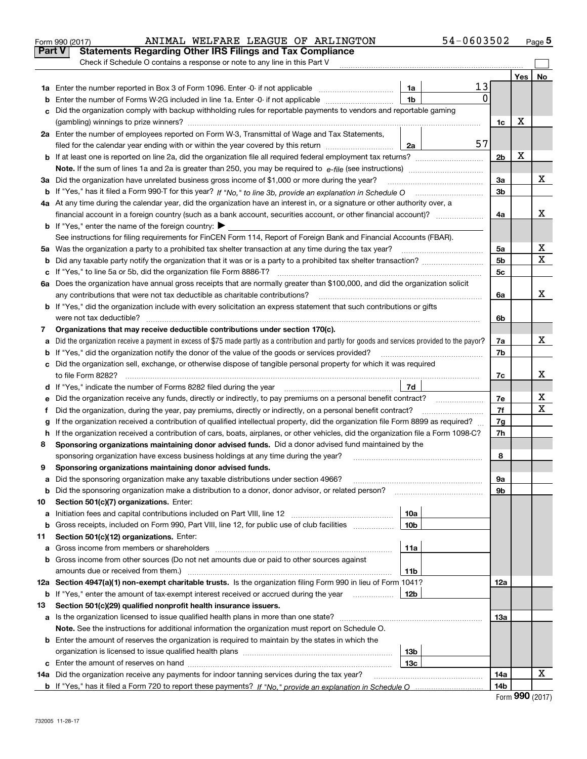Form 990 (2017) ANIMAL WELFARE LEAGUE OF ARLINGTON 54-0603502 Page 5

## Part V Statements Regarding Other IRS Filings and Tax Compliance

Check if Schedule O contains a response or note to any line in this Part V

| | | | | | Yes | No |
|---|---|---|---|---|---|---|
| 1a | Enter the number reported in Box 3 of Form 1096. Enter -0- if not applicable | 1a | 13 | | | |
| b | Enter the number of Forms W-2G included in line 1a. Enter -0- if not applicable | 1b | 0 | | | |
| c | Did the organization comply with backup withholding rules for reportable payments to vendors and reportable gaming (gambling) winnings to prize winners? | | | 1c | X | |
| 2a | Enter the number of employees reported on Form W-3, Transmittal of Wage and Tax Statements, filed for the calendar year ending with or within the year covered by this return | 2a | 57 | | | |
| b | If at least one is reported on line 2a, did the organization file all required federal employment tax returns? | | | 2b | X | |
| | **Note.** If the sum of lines 1a and 2a is greater than 250, you may be required to *e-file* (see instructions) | | | | | |
| 3a | Did the organization have unrelated business gross income of $1,000 or more during the year? | | | 3a | | X |
| b | If "Yes," has it filed a Form 990-T for this year? *If "No," to line 3b, provide an explanation in Schedule O* | | | 3b | | |
| 4a | At any time during the calendar year, did the organization have an interest in, or a signature or other authority over, a financial account in a foreign country (such as a bank account, securities account, or other financial account)? | | | 4a | | X |
| b | If "Yes," enter the name of the foreign country: ▶ | | | | | |
| | See instructions for filing requirements for FinCEN Form 114, Report of Foreign Bank and Financial Accounts (FBAR). | | | | | |
| 5a | Was the organization a party to a prohibited tax shelter transaction at any time during the tax year? | | | 5a | | X |
| b | Did any taxable party notify the organization that it was or is a party to a prohibited tax shelter transaction? | | | 5b | | X |
| c | If "Yes," to line 5a or 5b, did the organization file Form 8886-T? | | | 5c | | |
| 6a | Does the organization have annual gross receipts that are normally greater than $100,000, and did the organization solicit any contributions that were not tax deductible as charitable contributions? | | | 6a | | X |
| b | If "Yes," did the organization include with every solicitation an express statement that such contributions or gifts were not tax deductible? | | | 6b | | |
| 7 | **Organizations that may receive deductible contributions under section 170(c).** | | | | | |
| a | Did the organization receive a payment in excess of $75 made partly as a contribution and partly for goods and services provided to the payor? | | | 7a | | X |
| b | If "Yes," did the organization notify the donor of the value of the goods or services provided? | | | 7b | | |
| c | Did the organization sell, exchange, or otherwise dispose of tangible personal property for which it was required to file Form 8282? | | | 7c | | X |
| d | If "Yes," indicate the number of Forms 8282 filed during the year | 7d | | | | |
| e | Did the organization receive any funds, directly or indirectly, to pay premiums on a personal benefit contract? | | | 7e | | X |
| f | Did the organization, during the year, pay premiums, directly or indirectly, on a personal benefit contract? | | | 7f | | X |
| g | If the organization received a contribution of qualified intellectual property, did the organization file Form 8899 as required? | | | 7g | | |
| h | If the organization received a contribution of cars, boats, airplanes, or other vehicles, did the organization file a Form 1098-C? | | | 7h | | |
| 8 | **Sponsoring organizations maintaining donor advised funds.** Did a donor advised fund maintained by the sponsoring organization have excess business holdings at any time during the year? | | | 8 | | |
| 9 | **Sponsoring organizations maintaining donor advised funds.** | | | | | |
| a | Did the sponsoring organization make any taxable distributions under section 4966? | | | 9a | | |
| b | Did the sponsoring organization make a distribution to a donor, donor advisor, or related person? | | | 9b | | |
| 10 | **Section 501(c)(7) organizations.** Enter: | | | | | |
| a | Initiation fees and capital contributions included on Part VIII, line 12 | 10a | | | | |
| b | Gross receipts, included on Form 990, Part VIII, line 12, for public use of club facilities | 10b | | | | |
| 11 | **Section 501(c)(12) organizations.** Enter: | | | | | |
| a | Gross income from members or shareholders | 11a | | | | |
| b | Gross income from other sources (Do not net amounts due or paid to other sources against amounts due or received from them.) | 11b | | | | |
| 12a | **Section 4947(a)(1) non-exempt charitable trusts.** Is the organization filing Form 990 in lieu of Form 1041? | | | 12a | | |
| b | If "Yes," enter the amount of tax-exempt interest received or accrued during the year | 12b | | | | |
| 13 | **Section 501(c)(29) qualified nonprofit health insurance issuers.** | | | | | |
| a | Is the organization licensed to issue qualified health plans in more than one state? | | | 13a | | |
| | **Note.** See the instructions for additional information the organization must report on Schedule O. | | | | | |
| b | Enter the amount of reserves the organization is required to maintain by the states in which the organization is licensed to issue qualified health plans | 13b | | | | |
| c | Enter the amount of reserves on hand | 13c | | | | |
| 14a | Did the organization receive any payments for indoor tanning services during the tax year? | | | 14a | | X |
| b | If "Yes," has it filed a Form 720 to report these payments? *If "No," provide an explanation in Schedule O* | | | 14b | | |

Form **990** (2017)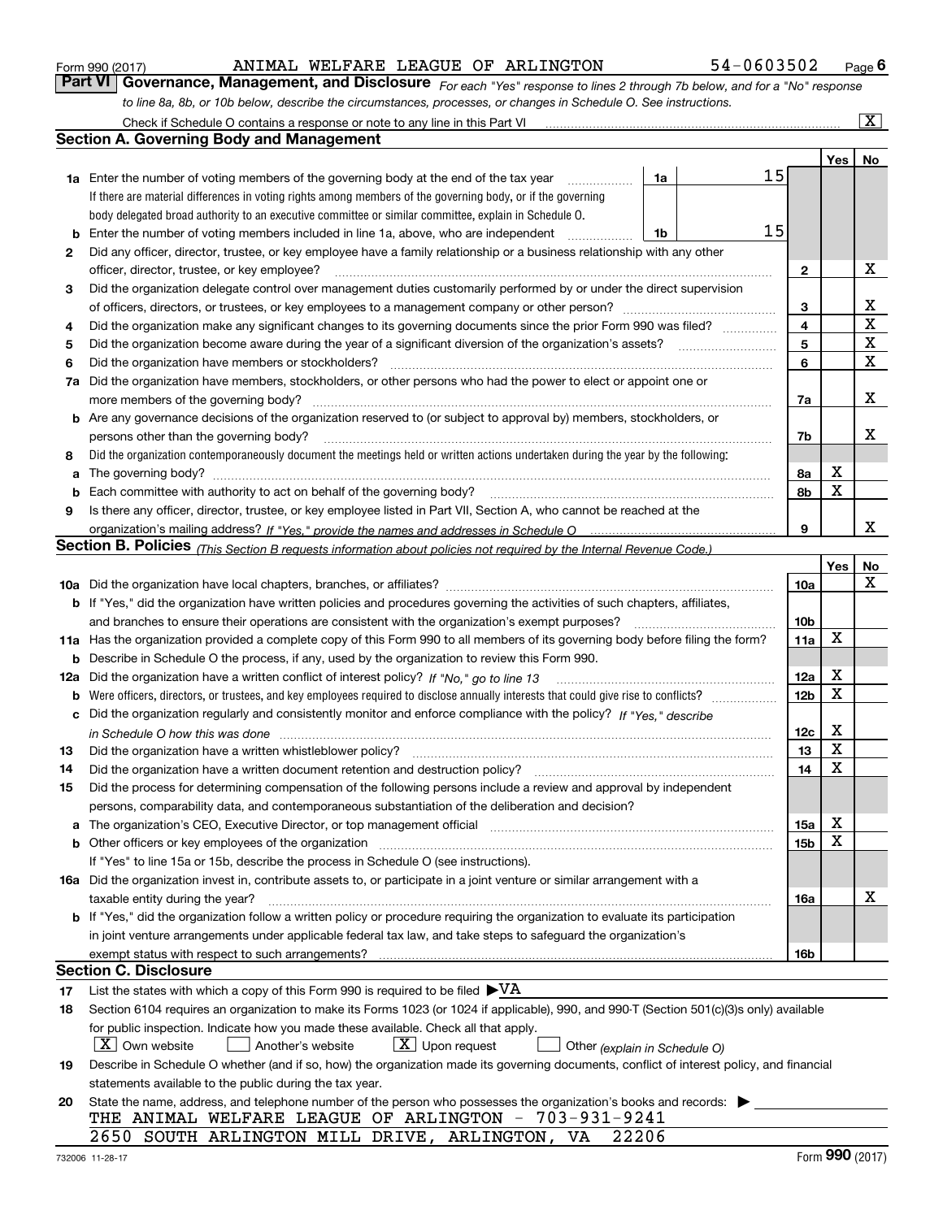Form 990 (2017) ANIMAL WELFARE LEAGUE OF ARLINGTON 54-0603502 Page 6

## Part VI Governance, Management, and Disclosure

*For each "Yes" response to lines 2 through 7b below, and for a "No" response to line 8a, 8b, or 10b below, describe the circumstances, processes, or changes in Schedule O. See instructions.*

Check if Schedule O contains a response or note to any line in this Part VI ..... [X]

### Section A. Governing Body and Management

| | | | | Yes | No |
|---|---|---|---|---|---|
| **1a** | Enter the number of voting members of the governing body at the end of the tax year ..... **1a** 15. If there are material differences in voting rights among members of the governing body, or if the governing body delegated broad authority to an executive committee or similar committee, explain in Schedule O. | | | | |
| **b** | Enter the number of voting members included in line 1a, above, who are independent ..... **1b** 15 | | | | |
| **2** | Did any officer, director, trustee, or key employee have a family relationship or a business relationship with any other officer, director, trustee, or key employee? | **2** | | | X |
| **3** | Did the organization delegate control over management duties customarily performed by or under the direct supervision of officers, directors, or trustees, or key employees to a management company or other person? | **3** | | | X |
| **4** | Did the organization make any significant changes to its governing documents since the prior Form 990 was filed? | **4** | | | X |
| **5** | Did the organization become aware during the year of a significant diversion of the organization's assets? | **5** | | | X |
| **6** | Did the organization have members or stockholders? | **6** | | | X |
| **7a** | Did the organization have members, stockholders, or other persons who had the power to elect or appoint one or more members of the governing body? | **7a** | | | X |
| **b** | Are any governance decisions of the organization reserved to (or subject to approval by) members, stockholders, or persons other than the governing body? | **7b** | | | X |
| **8** | Did the organization contemporaneously document the meetings held or written actions undertaken during the year by the following: | | | | |
| **a** | The governing body? | **8a** | | X | |
| **b** | Each committee with authority to act on behalf of the governing body? | **8b** | | X | |
| **9** | Is there any officer, director, trustee, or key employee listed in Part VII, Section A, who cannot be reached at the organization's mailing address? *If "Yes," provide the names and addresses in Schedule O* | **9** | | | X |

### Section B. Policies *(This Section B requests information about policies not required by the Internal Revenue Code.)*

| | | | Yes | No |
|---|---|---|---|---|
| **10a** | Did the organization have local chapters, branches, or affiliates? | **10a** | | X |
| **b** | If "Yes," did the organization have written policies and procedures governing the activities of such chapters, affiliates, and branches to ensure their operations are consistent with the organization's exempt purposes? | **10b** | | |
| **11a** | Has the organization provided a complete copy of this Form 990 to all members of its governing body before filing the form? | **11a** | X | |
| **b** | Describe in Schedule O the process, if any, used by the organization to review this Form 990. | | | |
| **12a** | Did the organization have a written conflict of interest policy? *If "No," go to line 13* | **12a** | X | |
| **b** | Were officers, directors, or trustees, and key employees required to disclose annually interests that could give rise to conflicts? | **12b** | X | |
| **c** | Did the organization regularly and consistently monitor and enforce compliance with the policy? *If "Yes," describe in Schedule O how this was done* | **12c** | X | |
| **13** | Did the organization have a written whistleblower policy? | **13** | X | |
| **14** | Did the organization have a written document retention and destruction policy? | **14** | X | |
| **15** | Did the process for determining compensation of the following persons include a review and approval by independent persons, comparability data, and contemporaneous substantiation of the deliberation and decision? | | | |
| **a** | The organization's CEO, Executive Director, or top management official | **15a** | X | |
| **b** | Other officers or key employees of the organization | **15b** | X | |
| | If "Yes" to line 15a or 15b, describe the process in Schedule O (see instructions). | | | |
| **16a** | Did the organization invest in, contribute assets to, or participate in a joint venture or similar arrangement with a taxable entity during the year? | **16a** | | X |
| **b** | If "Yes," did the organization follow a written policy or procedure requiring the organization to evaluate its participation in joint venture arrangements under applicable federal tax law, and take steps to safeguard the organization's exempt status with respect to such arrangements? | **16b** | | |

### Section C. Disclosure

**17** List the states with which a copy of this Form 990 is required to be filed ▶VA

**18** Section 6104 requires an organization to make its Forms 1023 (or 1024 if applicable), 990, and 990-T (Section 501(c)(3)s only) available for public inspection. Indicate how you made these available. Check all that apply.

[X] Own website [ ] Another's website [X] Upon request [ ] Other *(explain in Schedule O)*

**19** Describe in Schedule O whether (and if so, how) the organization made its governing documents, conflict of interest policy, and financial statements available to the public during the tax year.

**20** State the name, address, and telephone number of the person who possesses the organization's books and records: ▶

THE ANIMAL WELFARE LEAGUE OF ARLINGTON - 703-931-9241
2650 SOUTH ARLINGTON MILL DRIVE, ARLINGTON, VA 22206

732006 11-28-17 Form **990** (2017)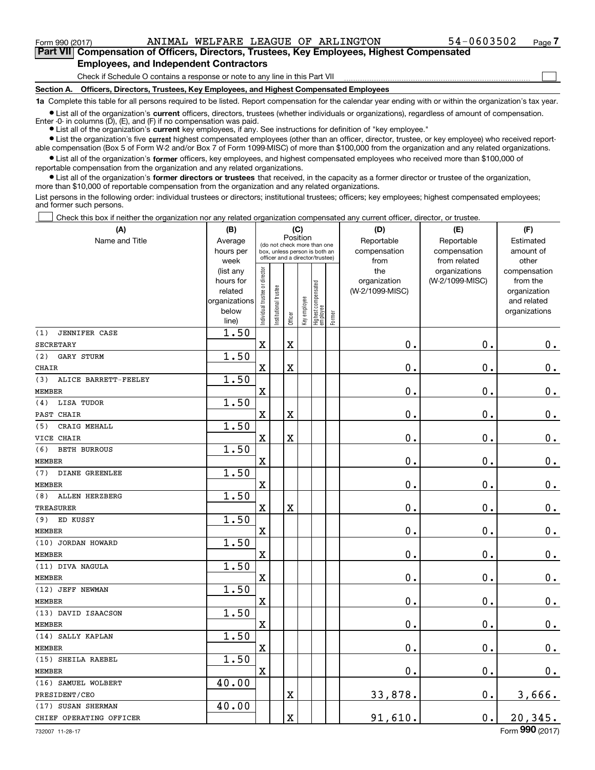Form 990 (2017) ANIMAL WELFARE LEAGUE OF ARLINGTON 54-0603502 Page 7

**Part VII Compensation of Officers, Directors, Trustees, Key Employees, Highest Compensated Employees, and Independent Contractors**

Check if Schedule O contains a response or note to any line in this Part VII

**Section A. Officers, Directors, Trustees, Key Employees, and Highest Compensated Employees**

**1a** Complete this table for all persons required to be listed. Report compensation for the calendar year ending with or within the organization's tax year.

- List all of the organization's **current** officers, directors, trustees (whether individuals or organizations), regardless of amount of compensation. Enter -0- in columns (D), (E), and (F) if no compensation was paid.
- List all of the organization's **current** key employees, if any. See instructions for definition of "key employee."
- List the organization's five **current** highest compensated employees (other than an officer, director, trustee, or key employee) who received reportable compensation (Box 5 of Form W-2 and/or Box 7 of Form 1099-MISC) of more than $100,000 from the organization and any related organizations.
- List all of the organization's **former** officers, key employees, and highest compensated employees who received more than $100,000 of reportable compensation from the organization and any related organizations.
- List all of the organization's **former directors or trustees** that received, in the capacity as a former director or trustee of the organization, more than $10,000 of reportable compensation from the organization and any related organizations.

List persons in the following order: individual trustees or directors; institutional trustees; officers; key employees; highest compensated employees; and former such persons.

Check this box if neither the organization nor any related organization compensated any current officer, director, or trustee.

| (A) Name and Title | (B) Average hours per week (list any hours for related organizations below line) | (C) Position: Individual trustee or director | Institutional trustee | Officer | Key employee | Highest compensated employee | Former | (D) Reportable compensation from the organization (W-2/1099-MISC) | (E) Reportable compensation from related organizations (W-2/1099-MISC) | (F) Estimated amount of other compensation from the organization and related organizations |
|---|---|---|---|---|---|---|---|---|---|---|
| (1) JENNIFER CASE<br>SECRETARY | 1.50 | X | | X | | | | 0. | 0. | 0. |
| (2) GARY STURM<br>CHAIR | 1.50 | X | | X | | | | 0. | 0. | 0. |
| (3) ALICE BARRETT-FEELEY<br>MEMBER | 1.50 | X | | | | | | 0. | 0. | 0. |
| (4) LISA TUDOR<br>PAST CHAIR | 1.50 | X | | X | | | | 0. | 0. | 0. |
| (5) CRAIG MEHALL<br>VICE CHAIR | 1.50 | X | | X | | | | 0. | 0. | 0. |
| (6) BETH BURROUS<br>MEMBER | 1.50 | X | | | | | | 0. | 0. | 0. |
| (7) DIANE GREENLEE<br>MEMBER | 1.50 | X | | | | | | 0. | 0. | 0. |
| (8) ALLEN HERZBERG<br>TREASURER | 1.50 | X | | X | | | | 0. | 0. | 0. |
| (9) ED KUSSY<br>MEMBER | 1.50 | X | | | | | | 0. | 0. | 0. |
| (10) JORDAN HOWARD<br>MEMBER | 1.50 | X | | | | | | 0. | 0. | 0. |
| (11) DIVA NAGULA<br>MEMBER | 1.50 | X | | | | | | 0. | 0. | 0. |
| (12) JEFF NEWMAN<br>MEMBER | 1.50 | X | | | | | | 0. | 0. | 0. |
| (13) DAVID ISAACSON<br>MEMBER | 1.50 | X | | | | | | 0. | 0. | 0. |
| (14) SALLY KAPLAN<br>MEMBER | 1.50 | X | | | | | | 0. | 0. | 0. |
| (15) SHEILA RAEBEL<br>MEMBER | 1.50 | X | | | | | | 0. | 0. | 0. |
| (16) SAMUEL WOLBERT<br>PRESIDENT/CEO | 40.00 | | | X | | | | 33,878. | 0. | 3,666. |
| (17) SUSAN SHERMAN<br>CHIEF OPERATING OFFICER | 40.00 | | | X | | | | 91,610. | 0. | 20,345. |

732007 11-28-17 Form **990** (2017)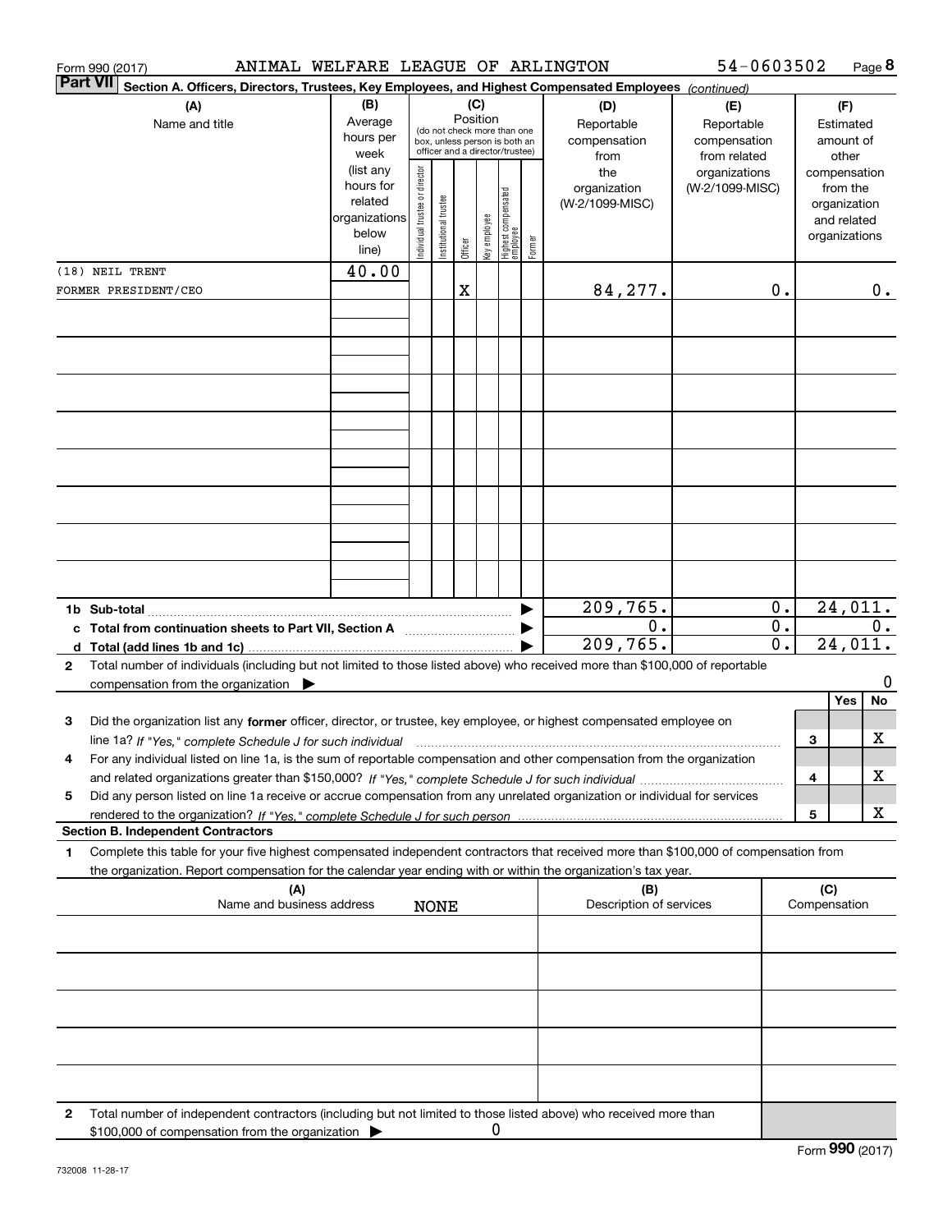Form 990 (2017) ANIMAL WELFARE LEAGUE OF ARLINGTON 54-0603502

**Part VII Section A. Officers, Directors, Trustees, Key Employees, and Highest Compensated Employees** *(continued)*

| (A) Name and title | (B) Average hours per week (list any hours for related organizations below line) | (C) Position: Individual trustee or director | Institutional trustee | Officer | Key employee | Highest compensated employee | Former | (D) Reportable compensation from the organization (W-2/1099-MISC) | (E) Reportable compensation from related organizations (W-2/1099-MISC) | (F) Estimated amount of other compensation from the organization and related organizations |
|---|---|---|---|---|---|---|---|---|---|---|
| (18) NEIL TRENT<br>FORMER PRESIDENT/CEO | 40.00 | | | X | | | | 84,277. | 0. | 0. |

| | | (D) | (E) | (F) |
|---|---|---|---|---|
| **1b Sub-total** | ▶ | 209,765. | 0. | 24,011. |
| **c Total from continuation sheets to Part VII, Section A** | ▶ | 0. | 0. | 0. |
| **d Total (add lines 1b and 1c)** | ▶ | 209,765. | 0. | 24,011. |

**2** Total number of individuals (including but not limited to those listed above) who received more than $100,000 of reportable compensation from the organization ▶ 0

| | | | Yes | No |
|---|---|---|---|---|
| **3** | Did the organization list any **former** officer, director, or trustee, key employee, or highest compensated employee on line 1a? *If "Yes," complete Schedule J for such individual* | 3 | | X |
| **4** | For any individual listed on line 1a, is the sum of reportable compensation and other compensation from the organization and related organizations greater than $150,000? *If "Yes," complete Schedule J for such individual* | 4 | | X |
| **5** | Did any person listed on line 1a receive or accrue compensation from any unrelated organization or individual for services rendered to the organization? *If "Yes," complete Schedule J for such person* | 5 | | X |

**Section B. Independent Contractors**

**1** Complete this table for your five highest compensated independent contractors that received more than $100,000 of compensation from the organization. Report compensation for the calendar year ending with or within the organization's tax year.

| (A) Name and business address | (B) Description of services | (C) Compensation |
|---|---|---|
| NONE | | |

**2** Total number of independent contractors (including but not limited to those listed above) who received more than $100,000 of compensation from the organization ▶ 0

Form **990** (2017)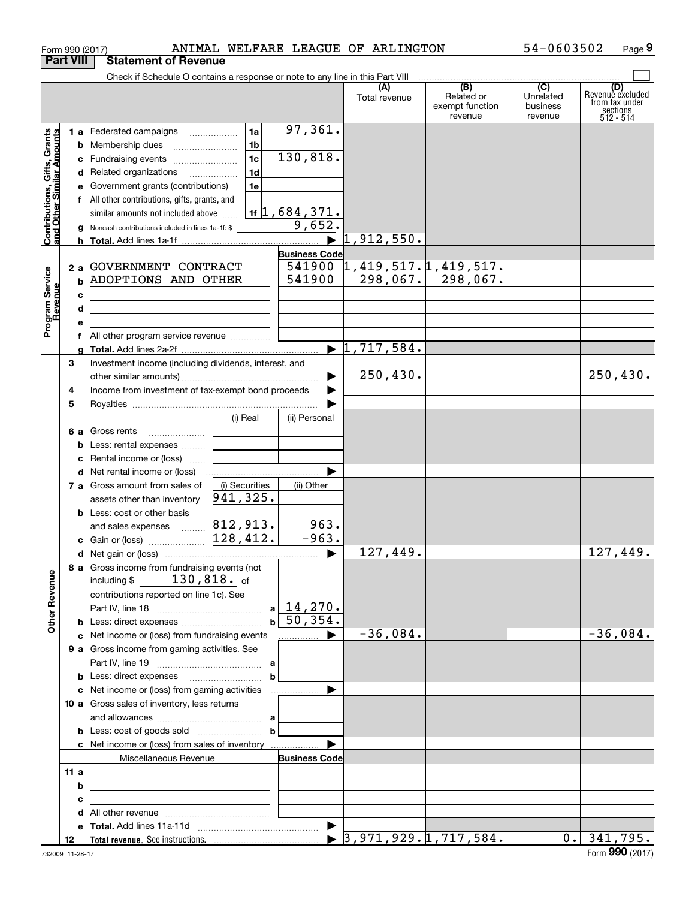Form 990 (2017) ANIMAL WELFARE LEAGUE OF ARLINGTON 54-0603502 Page 9

**Part VIII Statement of Revenue**

Check if Schedule O contains a response or note to any line in this Part VIII ☐

| | | | | (A) Total revenue | (B) Related or exempt function revenue | (C) Unrelated business revenue | (D) Revenue excluded from tax under sections 512 - 514 |
|---|---|---|---|---|---|---|---|
| **Contributions, Gifts, Grants and Other Similar Amounts** | 1 a Federated campaigns | 1a | 97,361. | | | | |
| | b Membership dues | 1b | | | | | |
| | c Fundraising events | 1c | 130,818. | | | | |
| | d Related organizations | 1d | | | | | |
| | e Government grants (contributions) | 1e | | | | | |
| | f All other contributions, gifts, grants, and similar amounts not included above | 1f | 1,684,371. | | | | |
| | g Noncash contributions included in lines 1a-1f: $ | | 9,652. | | | | |
| | h **Total.** Add lines 1a-1f | | ▶ | 1,912,550. | | | |
| **Program Service Revenue** | | | **Business Code** | | | | |
| | 2 a GOVERNMENT CONTRACT | | 541900 | 1,419,517. | 1,419,517. | | |
| | b ADOPTIONS AND OTHER | | 541900 | 298,067. | 298,067. | | |
| | c | | | | | | |
| | d | | | | | | |
| | e | | | | | | |
| | f All other program service revenue | | | | | | |
| | g **Total.** Add lines 2a-2f | | ▶ | 1,717,584. | | | |
| | 3 Investment income (including dividends, interest, and other similar amounts) | | ▶ | 250,430. | | | 250,430. |
| | 4 Income from investment of tax-exempt bond proceeds | | ▶ | | | | |
| | 5 Royalties | | ▶ | | | | |
| | | (i) Real | (ii) Personal | | | | |
| | 6 a Gross rents | | | | | | |
| | b Less: rental expenses | | | | | | |
| | c Rental income or (loss) | | | | | | |
| | d Net rental income or (loss) | | ▶ | | | | |
| | 7 a Gross amount from sales of assets other than inventory | (i) Securities 941,325. | (ii) Other | | | | |
| | b Less: cost or other basis and sales expenses | 812,913. | 963. | | | | |
| | c Gain or (loss) | 128,412. | -963. | | | | |
| | d Net gain or (loss) | | ▶ | 127,449. | | | 127,449. |
| **Other Revenue** | 8 a Gross income from fundraising events (not including $ 130,818. of contributions reported on line 1c). See Part IV, line 18 | a | 14,270. | | | | |
| | b Less: direct expenses | b | 50,354. | | | | |
| | c Net income or (loss) from fundraising events | | ▶ | -36,084. | | | -36,084. |
| | 9 a Gross income from gaming activities. See Part IV, line 19 | a | | | | | |
| | b Less: direct expenses | b | | | | | |
| | c Net income or (loss) from gaming activities | | ▶ | | | | |
| | 10 a Gross sales of inventory, less returns and allowances | a | | | | | |
| | b Less: cost of goods sold | b | | | | | |
| | c Net income or (loss) from sales of inventory | | ▶ | | | | |
| | Miscellaneous Revenue | | **Business Code** | | | | |
| | 11 a | | | | | | |
| | b | | | | | | |
| | c | | | | | | |
| | d All other revenue | | | | | | |
| | e **Total.** Add lines 11a-11d | | ▶ | | | | |
| | 12 **Total revenue.** See instructions. | | ▶ | 3,971,929. | 1,717,584. | 0. | 341,795. |

732009 11-28-17 Form **990** (2017)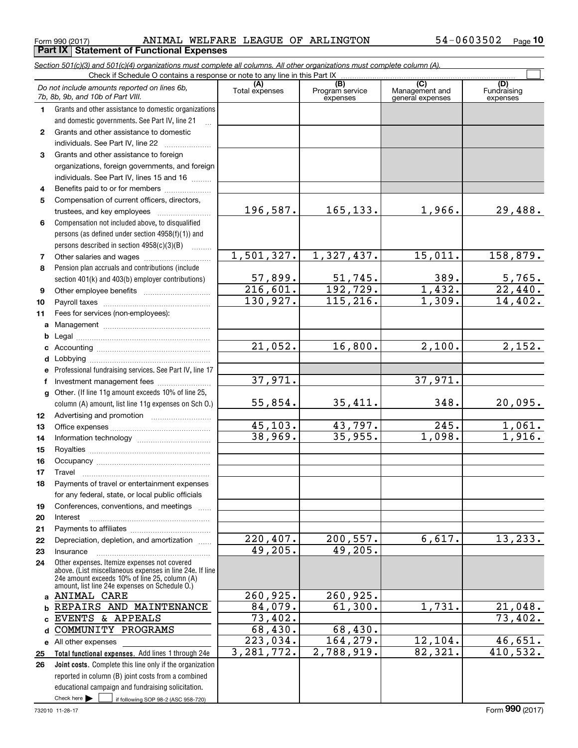Form 990 (2017) ANIMAL WELFARE LEAGUE OF ARLINGTON 54-0603502

**Part IX | Statement of Functional Expenses**

*Section 501(c)(3) and 501(c)(4) organizations must complete all columns. All other organizations must complete column (A).*

Check if Schedule O contains a response or note to any line in this Part IX

| | *Do not include amounts reported on lines 6b, 7b, 8b, 9b, and 10b of Part VIII.* | (A) Total expenses | (B) Program service expenses | (C) Management and general expenses | (D) Fundraising expenses |
|---|---|---|---|---|---|
| 1 | Grants and other assistance to domestic organizations and domestic governments. See Part IV, line 21 | | | | |
| 2 | Grants and other assistance to domestic individuals. See Part IV, line 22 | | | | |
| 3 | Grants and other assistance to foreign organizations, foreign governments, and foreign individuals. See Part IV, lines 15 and 16 | | | | |
| 4 | Benefits paid to or for members | | | | |
| 5 | Compensation of current officers, directors, trustees, and key employees | 196,587. | 165,133. | 1,966. | 29,488. |
| 6 | Compensation not included above, to disqualified persons (as defined under section 4958(f)(1)) and persons described in section 4958(c)(3)(B) | | | | |
| 7 | Other salaries and wages | 1,501,327. | 1,327,437. | 15,011. | 158,879. |
| 8 | Pension plan accruals and contributions (include section 401(k) and 403(b) employer contributions) | 57,899. | 51,745. | 389. | 5,765. |
| 9 | Other employee benefits | 216,601. | 192,729. | 1,432. | 22,440. |
| 10 | Payroll taxes | 130,927. | 115,216. | 1,309. | 14,402. |
| 11 | Fees for services (non-employees): | | | | |
| a | Management | | | | |
| b | Legal | | | | |
| c | Accounting | 21,052. | 16,800. | 2,100. | 2,152. |
| d | Lobbying | | | | |
| e | Professional fundraising services. See Part IV, line 17 | | | | |
| f | Investment management fees | 37,971. | | 37,971. | |
| g | Other. (If line 11g amount exceeds 10% of line 25, column (A) amount, list line 11g expenses on Sch O.) | 55,854. | 35,411. | 348. | 20,095. |
| 12 | Advertising and promotion | | | | |
| 13 | Office expenses | 45,103. | 43,797. | 245. | 1,061. |
| 14 | Information technology | 38,969. | 35,955. | 1,098. | 1,916. |
| 15 | Royalties | | | | |
| 16 | Occupancy | | | | |
| 17 | Travel | | | | |
| 18 | Payments of travel or entertainment expenses for any federal, state, or local public officials | | | | |
| 19 | Conferences, conventions, and meetings | | | | |
| 20 | Interest | | | | |
| 21 | Payments to affiliates | | | | |
| 22 | Depreciation, depletion, and amortization | 220,407. | 200,557. | 6,617. | 13,233. |
| 23 | Insurance | 49,205. | 49,205. | | |
| 24 | Other expenses. Itemize expenses not covered above. (List miscellaneous expenses in line 24e. If line 24e amount exceeds 10% of line 25, column (A) amount, list line 24e expenses on Schedule O.) | | | | |
| a | ANIMAL CARE | 260,925. | 260,925. | | |
| b | REPAIRS AND MAINTENANCE | 84,079. | 61,300. | 1,731. | 21,048. |
| c | EVENTS & APPEALS | 73,402. | | | 73,402. |
| d | COMMUNITY PROGRAMS | 68,430. | 68,430. | | |
| e | All other expenses | 223,034. | 164,279. | 12,104. | 46,651. |
| 25 | **Total functional expenses.** Add lines 1 through 24e | 3,281,772. | 2,788,919. | 82,321. | 410,532. |
| 26 | **Joint costs.** Complete this line only if the organization reported in column (B) joint costs from a combined educational campaign and fundraising solicitation. Check here ☐ if following SOP 98-2 (ASC 958-720) | | | | |

732010 11-28-17

Form **990** (2017)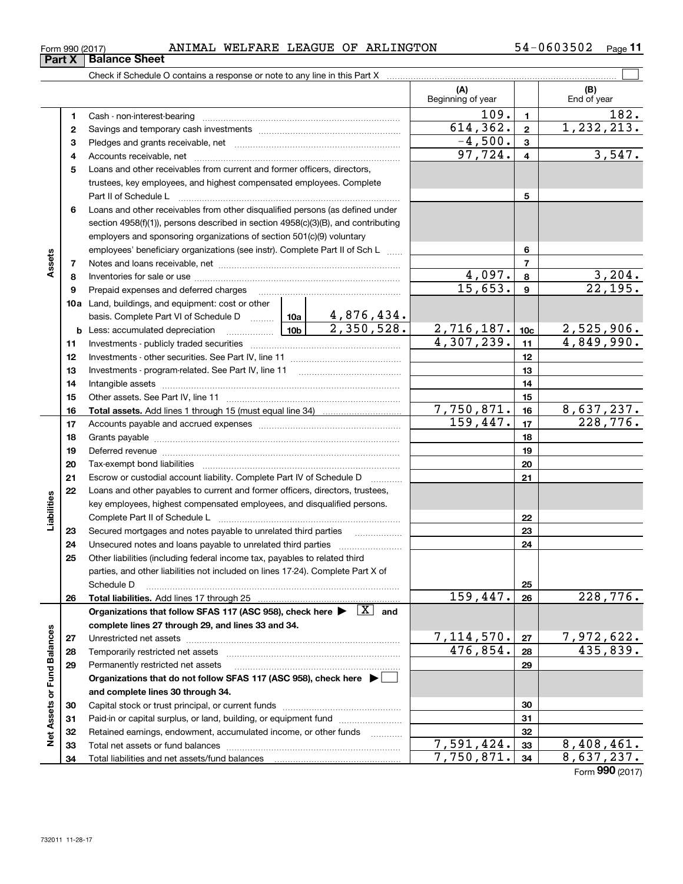Form 990 (2017) ANIMAL WELFARE LEAGUE OF ARLINGTON 54-0603502

## Part X Balance Sheet

Check if Schedule O contains a response or note to any line in this Part X ☐

| Section | Line | Description | | (A) Beginning of year | | (B) End of year |
|---|---|---|---|---|---|---|
| Assets | 1 | Cash - non-interest-bearing | | 109. | 1 | 182. |
| | 2 | Savings and temporary cash investments | | 614,362. | 2 | 1,232,213. |
| | 3 | Pledges and grants receivable, net | | -4,500. | 3 | |
| | 4 | Accounts receivable, net | | 97,724. | 4 | 3,547. |
| | 5 | Loans and other receivables from current and former officers, directors, trustees, key employees, and highest compensated employees. Complete Part II of Schedule L | | | 5 | |
| | 6 | Loans and other receivables from other disqualified persons (as defined under section 4958(f)(1)), persons described in section 4958(c)(3)(B), and contributing employers and sponsoring organizations of section 501(c)(9) voluntary employees' beneficiary organizations (see instr). Complete Part II of Sch L | | | 6 | |
| | 7 | Notes and loans receivable, net | | | 7 | |
| | 8 | Inventories for sale or use | | 4,097. | 8 | 3,204. |
| | 9 | Prepaid expenses and deferred charges | | 15,653. | 9 | 22,195. |
| | 10a | Land, buildings, and equipment: cost or other basis. Complete Part VI of Schedule D | 10a 4,876,434. | | | |
| | b | Less: accumulated depreciation | 10b 2,350,528. | 2,716,187. | 10c | 2,525,906. |
| | 11 | Investments - publicly traded securities | | 4,307,239. | 11 | 4,849,990. |
| | 12 | Investments - other securities. See Part IV, line 11 | | | 12 | |
| | 13 | Investments - program-related. See Part IV, line 11 | | | 13 | |
| | 14 | Intangible assets | | | 14 | |
| | 15 | Other assets. See Part IV, line 11 | | | 15 | |
| | 16 | **Total assets.** Add lines 1 through 15 (must equal line 34) | | 7,750,871. | 16 | 8,637,237. |
| Liabilities | 17 | Accounts payable and accrued expenses | | 159,447. | 17 | 228,776. |
| | 18 | Grants payable | | | 18 | |
| | 19 | Deferred revenue | | | 19 | |
| | 20 | Tax-exempt bond liabilities | | | 20 | |
| | 21 | Escrow or custodial account liability. Complete Part IV of Schedule D | | | 21 | |
| | 22 | Loans and other payables to current and former officers, directors, trustees, key employees, highest compensated employees, and disqualified persons. Complete Part II of Schedule L | | | 22 | |
| | 23 | Secured mortgages and notes payable to unrelated third parties | | | 23 | |
| | 24 | Unsecured notes and loans payable to unrelated third parties | | | 24 | |
| | 25 | Other liabilities (including federal income tax, payables to related third parties, and other liabilities not included on lines 17-24). Complete Part X of Schedule D | | | 25 | |
| | 26 | **Total liabilities.** Add lines 17 through 25 | | 159,447. | 26 | 228,776. |
| Net Assets or Fund Balances | | **Organizations that follow SFAS 117 (ASC 958), check here ▶ [X] and complete lines 27 through 29, and lines 33 and 34.** | | | | |
| | 27 | Unrestricted net assets | | 7,114,570. | 27 | 7,972,622. |
| | 28 | Temporarily restricted net assets | | 476,854. | 28 | 435,839. |
| | 29 | Permanently restricted net assets | | | 29 | |
| | | **Organizations that do not follow SFAS 117 (ASC 958), check here ▶ ☐ and complete lines 30 through 34.** | | | | |
| | 30 | Capital stock or trust principal, or current funds | | | 30 | |
| | 31 | Paid-in or capital surplus, or land, building, or equipment fund | | | 31 | |
| | 32 | Retained earnings, endowment, accumulated income, or other funds | | | 32 | |
| | 33 | Total net assets or fund balances | | 7,591,424. | 33 | 8,408,461. |
| | 34 | Total liabilities and net assets/fund balances | | 7,750,871. | 34 | 8,637,237. |

Form **990** (2017)

732011 11-28-17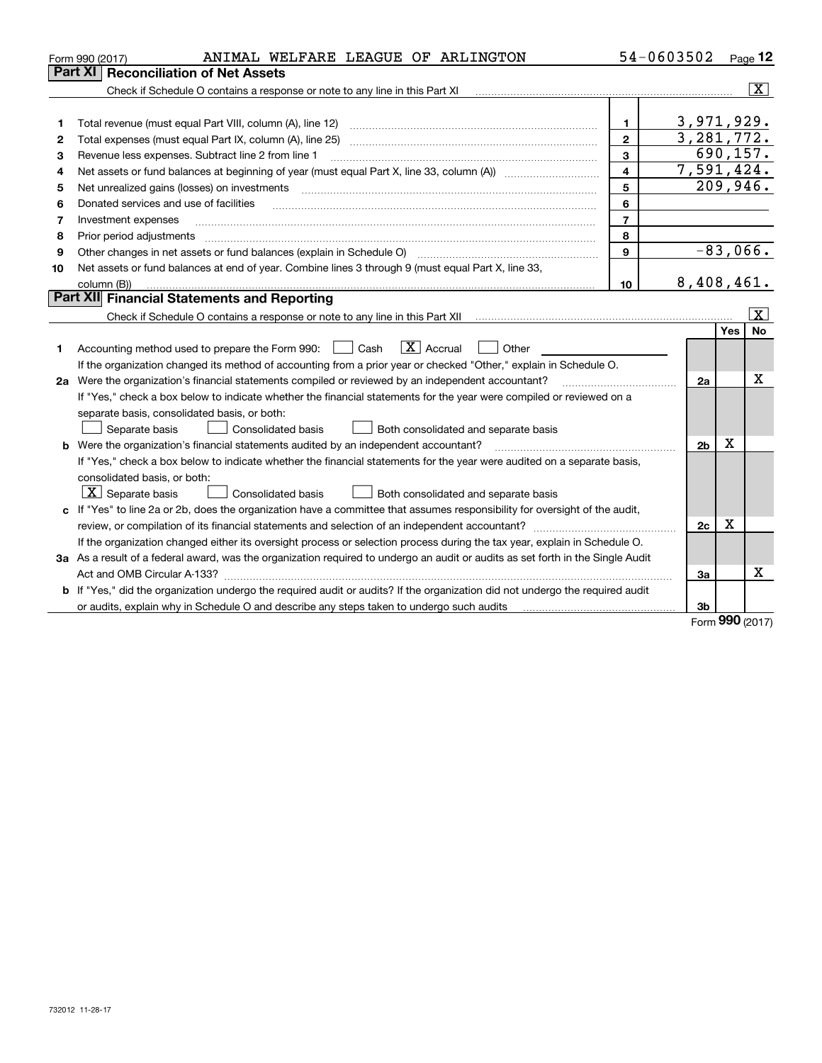Form 990 (2017) ANIMAL WELFARE LEAGUE OF ARLINGTON 54-0603502

## Part XI Reconciliation of Net Assets

Check if Schedule O contains a response or note to any line in this Part XI [X]

| | | | |
|---|---|---|---|
| 1 | Total revenue (must equal Part VIII, column (A), line 12) | 1 | 3,971,929. |
| 2 | Total expenses (must equal Part IX, column (A), line 25) | 2 | 3,281,772. |
| 3 | Revenue less expenses. Subtract line 2 from line 1 | 3 | 690,157. |
| 4 | Net assets or fund balances at beginning of year (must equal Part X, line 33, column (A)) | 4 | 7,591,424. |
| 5 | Net unrealized gains (losses) on investments | 5 | 209,946. |
| 6 | Donated services and use of facilities | 6 | |
| 7 | Investment expenses | 7 | |
| 8 | Prior period adjustments | 8 | |
| 9 | Other changes in net assets or fund balances (explain in Schedule O) | 9 | -83,066. |
| 10 | Net assets or fund balances at end of year. Combine lines 3 through 9 (must equal Part X, line 33, column (B)) | 10 | 8,408,461. |

## Part XII Financial Statements and Reporting

Check if Schedule O contains a response or note to any line in this Part XII [X]

| | | | Yes | No |
|---|---|---|---|---|
| 1 | Accounting method used to prepare the Form 990: [ ] Cash [X] Accrual [ ] Other<br>If the organization changed its method of accounting from a prior year or checked "Other," explain in Schedule O. | | | |
| 2a | Were the organization's financial statements compiled or reviewed by an independent accountant?<br>If "Yes," check a box below to indicate whether the financial statements for the year were compiled or reviewed on a separate basis, consolidated basis, or both:<br>[ ] Separate basis [ ] Consolidated basis [ ] Both consolidated and separate basis | 2a | | X |
| b | Were the organization's financial statements audited by an independent accountant?<br>If "Yes," check a box below to indicate whether the financial statements for the year were audited on a separate basis, consolidated basis, or both:<br>[X] Separate basis [ ] Consolidated basis [ ] Both consolidated and separate basis | 2b | X | |
| c | If "Yes" to line 2a or 2b, does the organization have a committee that assumes responsibility for oversight of the audit, review, or compilation of its financial statements and selection of an independent accountant?<br>If the organization changed either its oversight process or selection process during the tax year, explain in Schedule O. | 2c | X | |
| 3a | As a result of a federal award, was the organization required to undergo an audit or audits as set forth in the Single Audit Act and OMB Circular A-133? | 3a | | X |
| b | If "Yes," did the organization undergo the required audit or audits? If the organization did not undergo the required audit or audits, explain why in Schedule O and describe any steps taken to undergo such audits | 3b | | |

Form 990 (2017)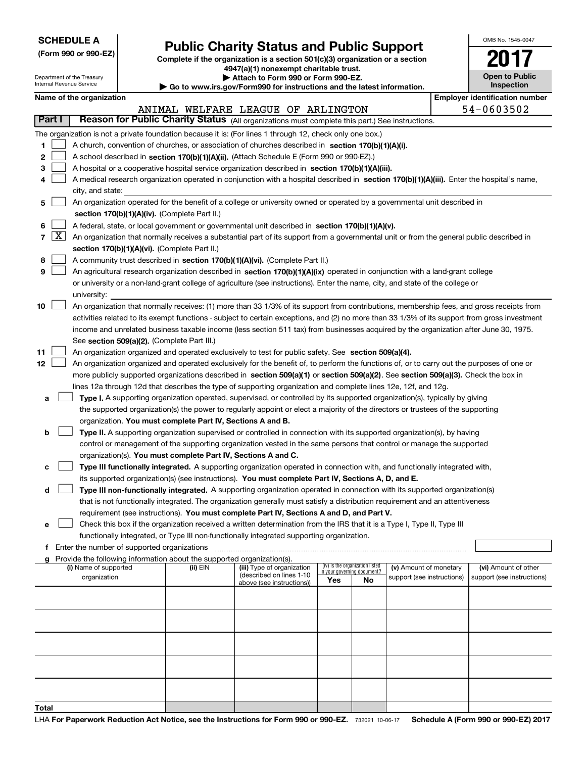**SCHEDULE A**
**(Form 990 or 990-EZ)**

Department of the Treasury
Internal Revenue Service

# Public Charity Status and Public Support

**Complete if the organization is a section 501(c)(3) organization or a section 4947(a)(1) nonexempt charitable trust.**
**▶ Attach to Form 990 or Form 990-EZ.**
**▶ Go to www.irs.gov/Form990 for instructions and the latest information.**

OMB No. 1545-0047

**2017**

**Open to Public Inspection**

**Name of the organization:** ANIMAL WELFARE LEAGUE OF ARLINGTON
**Employer identification number:** 54-0603502

## Part I — Reason for Public Charity Status (All organizations must complete this part.) See instructions.

The organization is not a private foundation because it is: (For lines 1 through 12, check only one box.)

1. [ ] A church, convention of churches, or association of churches described in **section 170(b)(1)(A)(i).**
2. [ ] A school described in **section 170(b)(1)(A)(ii).** (Attach Schedule E (Form 990 or 990-EZ).)
3. [ ] A hospital or a cooperative hospital service organization described in **section 170(b)(1)(A)(iii).**
4. [ ] A medical research organization operated in conjunction with a hospital described in **section 170(b)(1)(A)(iii).** Enter the hospital's name, city, and state:
5. [ ] An organization operated for the benefit of a college or university owned or operated by a governmental unit described in **section 170(b)(1)(A)(iv).** (Complete Part II.)
6. [ ] A federal, state, or local government or governmental unit described in **section 170(b)(1)(A)(v).**
7. [X] An organization that normally receives a substantial part of its support from a governmental unit or from the general public described in **section 170(b)(1)(A)(vi).** (Complete Part II.)
8. [ ] A community trust described in **section 170(b)(1)(A)(vi).** (Complete Part II.)
9. [ ] An agricultural research organization described in **section 170(b)(1)(A)(ix)** operated in conjunction with a land-grant college or university or a non-land-grant college of agriculture (see instructions). Enter the name, city, and state of the college or university:
10. [ ] An organization that normally receives: (1) more than 33 1/3% of its support from contributions, membership fees, and gross receipts from activities related to its exempt functions - subject to certain exceptions, and (2) no more than 33 1/3% of its support from gross investment income and unrelated business taxable income (less section 511 tax) from businesses acquired by the organization after June 30, 1975. See **section 509(a)(2).** (Complete Part III.)
11. [ ] An organization organized and operated exclusively to test for public safety. See **section 509(a)(4).**
12. [ ] An organization organized and operated exclusively for the benefit of, to perform the functions of, or to carry out the purposes of one or more publicly supported organizations described in **section 509(a)(1)** or **section 509(a)(2)**. See **section 509(a)(3).** Check the box in lines 12a through 12d that describes the type of supporting organization and complete lines 12e, 12f, and 12g.
   - **a** [ ] **Type I.** A supporting organization operated, supervised, or controlled by its supported organization(s), typically by giving the supported organization(s) the power to regularly appoint or elect a majority of the directors or trustees of the supporting organization. **You must complete Part IV, Sections A and B.**
   - **b** [ ] **Type II.** A supporting organization supervised or controlled in connection with its supported organization(s), by having control or management of the supporting organization vested in the same persons that control or manage the supported organization(s). **You must complete Part IV, Sections A and C.**
   - **c** [ ] **Type III functionally integrated.** A supporting organization operated in connection with, and functionally integrated with, its supported organization(s) (see instructions). **You must complete Part IV, Sections A, D, and E.**
   - **d** [ ] **Type III non-functionally integrated.** A supporting organization operated in connection with its supported organization(s) that is not functionally integrated. The organization generally must satisfy a distribution requirement and an attentiveness requirement (see instructions). **You must complete Part IV, Sections A and D, and Part V.**
   - **e** [ ] Check this box if the organization received a written determination from the IRS that it is a Type I, Type II, Type III functionally integrated, or Type III non-functionally integrated supporting organization.
   - **f** Enter the number of supported organizations
   - **g** Provide the following information about the supported organization(s).

| (i) Name of supported organization | (ii) EIN | (iii) Type of organization (described on lines 1-10 above (see instructions)) | (iv) Is the organization listed in your governing document? Yes | No | (v) Amount of monetary support (see instructions) | (vi) Amount of other support (see instructions) |
|---|---|---|---|---|---|---|
| | | | | | | |
| | | | | | | |
| | | | | | | |
| | | | | | | |
| | | | | | | |
| **Total** | | | | | | |

LHA **For Paperwork Reduction Act Notice, see the Instructions for Form 990 or 990-EZ.** 732021 10-06-17 **Schedule A (Form 990 or 990-EZ) 2017**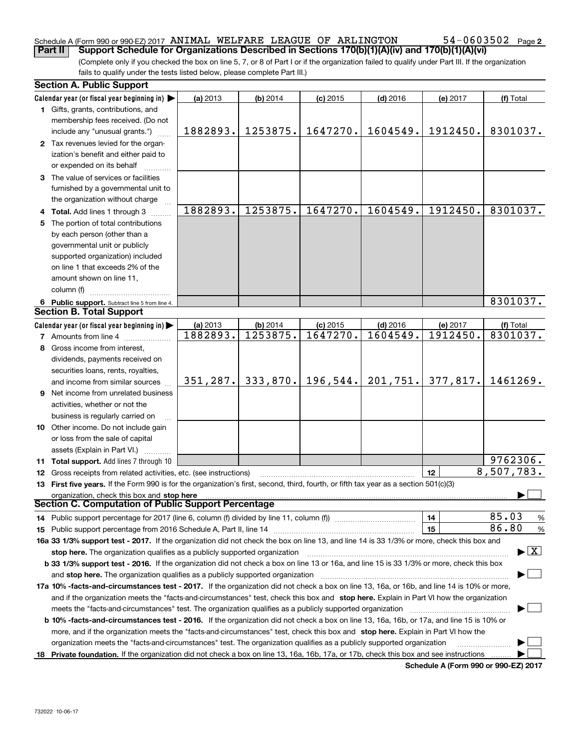Schedule A (Form 990 or 990-EZ) 2017 ANIMAL WELFARE LEAGUE OF ARLINGTON 54-0603502 Page 2

**Part II Support Schedule for Organizations Described in Sections 170(b)(1)(A)(iv) and 170(b)(1)(A)(vi)**

(Complete only if you checked the box on line 5, 7, or 8 of Part I or if the organization failed to qualify under Part III. If the organization fails to qualify under the tests listed below, please complete Part III.)

## Section A. Public Support

| Calendar year (or fiscal year beginning in) ▶ | (a) 2013 | (b) 2014 | (c) 2015 | (d) 2016 | (e) 2017 | (f) Total |
|---|---|---|---|---|---|---|
| **1** Gifts, grants, contributions, and membership fees received. (Do not include any "unusual grants.") | 1882893. | 1253875. | 1647270. | 1604549. | 1912450. | 8301037. |
| **2** Tax revenues levied for the organization's benefit and either paid to or expended on its behalf | | | | | | |
| **3** The value of services or facilities furnished by a governmental unit to the organization without charge | | | | | | |
| **4 Total.** Add lines 1 through 3 | 1882893. | 1253875. | 1647270. | 1604549. | 1912450. | 8301037. |
| **5** The portion of total contributions by each person (other than a governmental unit or publicly supported organization) included on line 1 that exceeds 2% of the amount shown on line 11, column (f) | | | | | | |
| **6 Public support.** Subtract line 5 from line 4. | | | | | | 8301037. |

## Section B. Total Support

| Calendar year (or fiscal year beginning in) ▶ | (a) 2013 | (b) 2014 | (c) 2015 | (d) 2016 | (e) 2017 | (f) Total |
|---|---|---|---|---|---|---|
| **7** Amounts from line 4 | 1882893. | 1253875. | 1647270. | 1604549. | 1912450. | 8301037. |
| **8** Gross income from interest, dividends, payments received on securities loans, rents, royalties, and income from similar sources | 351,287. | 333,870. | 196,544. | 201,751. | 377,817. | 1461269. |
| **9** Net income from unrelated business activities, whether or not the business is regularly carried on | | | | | | |
| **10** Other income. Do not include gain or loss from the sale of capital assets (Explain in Part VI.) | | | | | | |
| **11 Total support.** Add lines 7 through 10 | | | | | | 9762306. |

**12** Gross receipts from related activities, etc. (see instructions) | **12** | 8,507,783.

**13 First five years.** If the Form 990 is for the organization's first, second, third, fourth, or fifth tax year as a section 501(c)(3) organization, check this box and **stop here** ▶ ☐

## Section C. Computation of Public Support Percentage

**14** Public support percentage for 2017 (line 6, column (f) divided by line 11, column (f)) | **14** | 85.03 %

**15** Public support percentage from 2016 Schedule A, Part II, line 14 | **15** | 86.80 %

**16a 33 1/3% support test - 2017.** If the organization did not check the box on line 13, and line 14 is 33 1/3% or more, check this box and **stop here.** The organization qualifies as a publicly supported organization ▶ ☒

**b 33 1/3% support test - 2016.** If the organization did not check a box on line 13 or 16a, and line 15 is 33 1/3% or more, check this box and **stop here.** The organization qualifies as a publicly supported organization ▶ ☐

**17a 10% -facts-and-circumstances test - 2017.** If the organization did not check a box on line 13, 16a, or 16b, and line 14 is 10% or more, and if the organization meets the "facts-and-circumstances" test, check this box and **stop here.** Explain in Part VI how the organization meets the "facts-and-circumstances" test. The organization qualifies as a publicly supported organization ▶ ☐

**b 10% -facts-and-circumstances test - 2016.** If the organization did not check a box on line 13, 16a, 16b, or 17a, and line 15 is 10% or more, and if the organization meets the "facts-and-circumstances" test, check this box and **stop here.** Explain in Part VI how the organization meets the "facts-and-circumstances" test. The organization qualifies as a publicly supported organization ▶ ☐

**18 Private foundation.** If the organization did not check a box on line 13, 16a, 16b, 17a, or 17b, check this box and see instructions ▶ ☐

**Schedule A (Form 990 or 990-EZ) 2017**

732022 10-06-17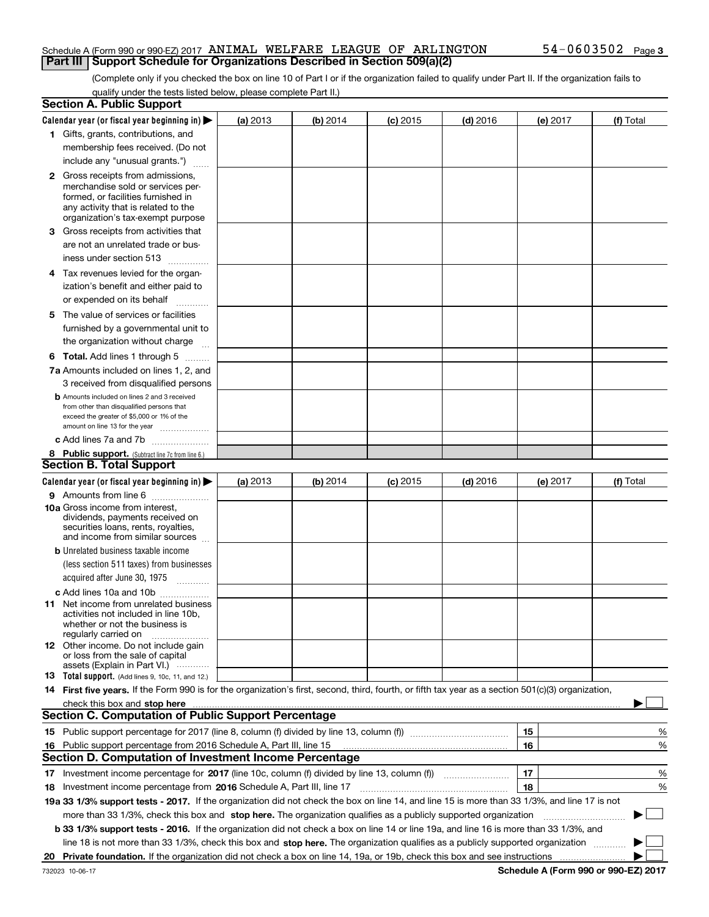Schedule A (Form 990 or 990-EZ) 2017 ANIMAL WELFARE LEAGUE OF ARLINGTON 54-0603502 Page 3

## Part III Support Schedule for Organizations Described in Section 509(a)(2)

(Complete only if you checked the box on line 10 of Part I or if the organization failed to qualify under Part II. If the organization fails to qualify under the tests listed below, please complete Part II.)

### Section A. Public Support

| Calendar year (or fiscal year beginning in) ▶ | (a) 2013 | (b) 2014 | (c) 2015 | (d) 2016 | (e) 2017 | (f) Total |
|---|---|---|---|---|---|---|
| 1 Gifts, grants, contributions, and membership fees received. (Do not include any "unusual grants.") | | | | | | |
| 2 Gross receipts from admissions, merchandise sold or services performed, or facilities furnished in any activity that is related to the organization's tax-exempt purpose | | | | | | |
| 3 Gross receipts from activities that are not an unrelated trade or business under section 513 | | | | | | |
| 4 Tax revenues levied for the organization's benefit and either paid to or expended on its behalf | | | | | | |
| 5 The value of services or facilities furnished by a governmental unit to the organization without charge | | | | | | |
| 6 Total. Add lines 1 through 5 | | | | | | |
| 7a Amounts included on lines 1, 2, and 3 received from disqualified persons | | | | | | |
| b Amounts included on lines 2 and 3 received from other than disqualified persons that exceed the greater of $5,000 or 1% of the amount on line 13 for the year | | | | | | |
| c Add lines 7a and 7b | | | | | | |
| 8 Public support. (Subtract line 7c from line 6.) | | | | | | |

### Section B. Total Support

| Calendar year (or fiscal year beginning in) ▶ | (a) 2013 | (b) 2014 | (c) 2015 | (d) 2016 | (e) 2017 | (f) Total |
|---|---|---|---|---|---|---|
| 9 Amounts from line 6 | | | | | | |
| 10a Gross income from interest, dividends, payments received on securities loans, rents, royalties, and income from similar sources | | | | | | |
| b Unrelated business taxable income (less section 511 taxes) from businesses acquired after June 30, 1975 | | | | | | |
| c Add lines 10a and 10b | | | | | | |
| 11 Net income from unrelated business activities not included in line 10b, whether or not the business is regularly carried on | | | | | | |
| 12 Other income. Do not include gain or loss from the sale of capital assets (Explain in Part VI.) | | | | | | |
| 13 Total support. (Add lines 9, 10c, 11, and 12.) | | | | | | |

14 **First five years.** If the Form 990 is for the organization's first, second, third, fourth, or fifth tax year as a section 501(c)(3) organization, check this box and **stop here** ▶ ☐

### Section C. Computation of Public Support Percentage

| | | | |
|---|---|---|---|
| 15 | Public support percentage for 2017 (line 8, column (f) divided by line 13, column (f)) | 15 | % |
| 16 | Public support percentage from 2016 Schedule A, Part III, line 15 | 16 | % |

### Section D. Computation of Investment Income Percentage

| | | | |
|---|---|---|---|
| 17 | Investment income percentage for **2017** (line 10c, column (f) divided by line 13, column (f)) | 17 | % |
| 18 | Investment income percentage from **2016** Schedule A, Part III, line 17 | 18 | % |

**19a 33 1/3% support tests - 2017.** If the organization did not check the box on line 14, and line 15 is more than 33 1/3%, and line 17 is not more than 33 1/3%, check this box and **stop here.** The organization qualifies as a publicly supported organization ▶ ☐

**b 33 1/3% support tests - 2016.** If the organization did not check a box on line 14 or line 19a, and line 16 is more than 33 1/3%, and line 18 is not more than 33 1/3%, check this box and **stop here.** The organization qualifies as a publicly supported organization ▶ ☐

**20 Private foundation.** If the organization did not check a box on line 14, 19a, or 19b, check this box and see instructions ▶ ☐

732023 10-06-17 **Schedule A (Form 990 or 990-EZ) 2017**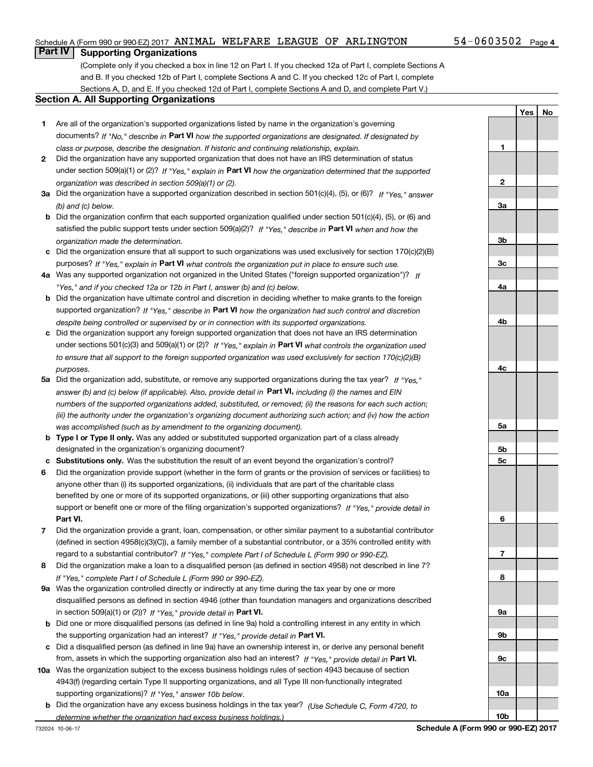Schedule A (Form 990 or 990-EZ) 2017 ANIMAL WELFARE LEAGUE OF ARLINGTON 54-0603502 Page 4

## Part IV Supporting Organizations

(Complete only if you checked a box in line 12 on Part I. If you checked 12a of Part I, complete Sections A and B. If you checked 12b of Part I, complete Sections A and C. If you checked 12c of Part I, complete Sections A, D, and E. If you checked 12d of Part I, complete Sections A and D, and complete Part V.)

### Section A. All Supporting Organizations

| | | Line | Yes | No |
|---|---|---|---|---|
| 1 | Are all of the organization's supported organizations listed by name in the organization's governing documents? *If "No," describe in* **Part VI** *how the supported organizations are designated. If designated by class or purpose, describe the designation. If historic and continuing relationship, explain.* | 1 | | |
| 2 | Did the organization have any supported organization that does not have an IRS determination of status under section 509(a)(1) or (2)? *If "Yes," explain in* **Part VI** *how the organization determined that the supported organization was described in section 509(a)(1) or (2).* | 2 | | |
| 3a | Did the organization have a supported organization described in section 501(c)(4), (5), or (6)? *If "Yes," answer (b) and (c) below.* | 3a | | |
| b | Did the organization confirm that each supported organization qualified under section 501(c)(4), (5), or (6) and satisfied the public support tests under section 509(a)(2)? *If "Yes," describe in* **Part VI** *when and how the organization made the determination.* | 3b | | |
| c | Did the organization ensure that all support to such organizations was used exclusively for section 170(c)(2)(B) purposes? *If "Yes," explain in* **Part VI** *what controls the organization put in place to ensure such use.* | 3c | | |
| 4a | Was any supported organization not organized in the United States ("foreign supported organization")? *If "Yes," and if you checked 12a or 12b in Part I, answer (b) and (c) below.* | 4a | | |
| b | Did the organization have ultimate control and discretion in deciding whether to make grants to the foreign supported organization? *If "Yes," describe in* **Part VI** *how the organization had such control and discretion despite being controlled or supervised by or in connection with its supported organizations.* | 4b | | |
| c | Did the organization support any foreign supported organization that does not have an IRS determination under sections 501(c)(3) and 509(a)(1) or (2)? *If "Yes," explain in* **Part VI** *what controls the organization used to ensure that all support to the foreign supported organization was used exclusively for section 170(c)(2)(B) purposes.* | 4c | | |
| 5a | Did the organization add, substitute, or remove any supported organizations during the tax year? *If "Yes," answer (b) and (c) below (if applicable). Also, provide detail in* **Part VI,** *including (i) the names and EIN numbers of the supported organizations added, substituted, or removed; (ii) the reasons for each such action; (iii) the authority under the organization's organizing document authorizing such action; and (iv) how the action was accomplished (such as by amendment to the organizing document).* | 5a | | |
| b | **Type I or Type II only.** Was any added or substituted supported organization part of a class already designated in the organization's organizing document? | 5b | | |
| c | **Substitutions only.** Was the substitution the result of an event beyond the organization's control? | 5c | | |
| 6 | Did the organization provide support (whether in the form of grants or the provision of services or facilities) to anyone other than (i) its supported organizations, (ii) individuals that are part of the charitable class benefited by one or more of its supported organizations, or (iii) other supporting organizations that also support or benefit one or more of the filing organization's supported organizations? *If "Yes," provide detail in* **Part VI.** | 6 | | |
| 7 | Did the organization provide a grant, loan, compensation, or other similar payment to a substantial contributor (defined in section 4958(c)(3)(C)), a family member of a substantial contributor, or a 35% controlled entity with regard to a substantial contributor? *If "Yes," complete Part I of Schedule L (Form 990 or 990-EZ).* | 7 | | |
| 8 | Did the organization make a loan to a disqualified person (as defined in section 4958) not described in line 7? *If "Yes," complete Part I of Schedule L (Form 990 or 990-EZ).* | 8 | | |
| 9a | Was the organization controlled directly or indirectly at any time during the tax year by one or more disqualified persons as defined in section 4946 (other than foundation managers and organizations described in section 509(a)(1) or (2))? *If "Yes," provide detail in* **Part VI.** | 9a | | |
| b | Did one or more disqualified persons (as defined in line 9a) hold a controlling interest in any entity in which the supporting organization had an interest? *If "Yes," provide detail in* **Part VI.** | 9b | | |
| c | Did a disqualified person (as defined in line 9a) have an ownership interest in, or derive any personal benefit from, assets in which the supporting organization also had an interest? *If "Yes," provide detail in* **Part VI.** | 9c | | |
| 10a | Was the organization subject to the excess business holdings rules of section 4943 because of section 4943(f) (regarding certain Type II supporting organizations, and all Type III non-functionally integrated supporting organizations)? *If "Yes," answer 10b below.* | 10a | | |
| b | Did the organization have any excess business holdings in the tax year? *(Use Schedule C, Form 4720, to determine whether the organization had excess business holdings.)* | 10b | | |

732024 10-06-17 **Schedule A (Form 990 or 990-EZ) 2017**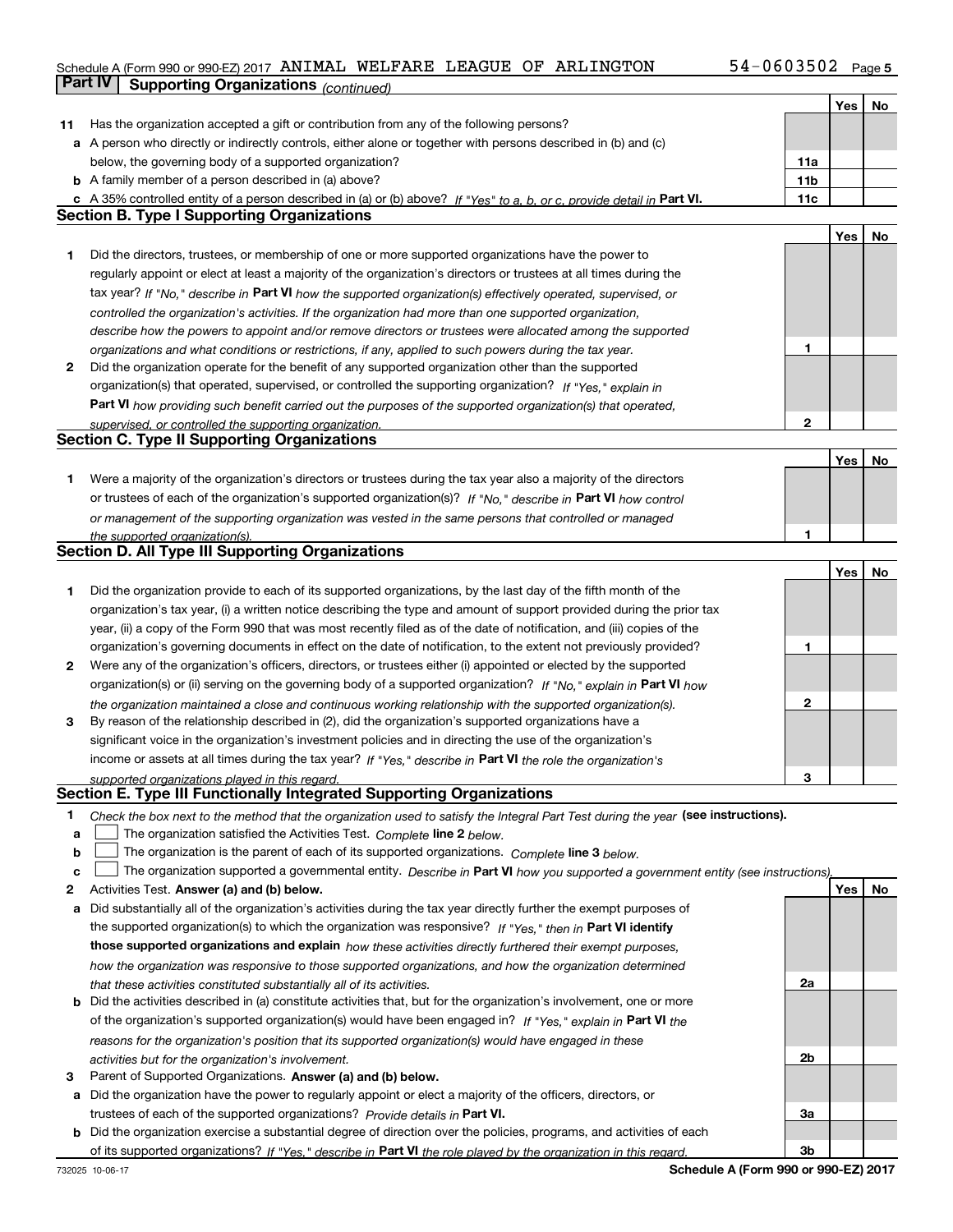Schedule A (Form 990 or 990-EZ) 2017 ANIMAL WELFARE LEAGUE OF ARLINGTON 54-0603502

**Part IV Supporting Organizations** *(continued)*

| | | | Yes | No |
|---|---|---|---|---|
| **11** | Has the organization accepted a gift or contribution from any of the following persons? | | | |
| **a** | A person who directly or indirectly controls, either alone or together with persons described in (b) and (c) below, the governing body of a supported organization? | 11a | | |
| **b** | A family member of a person described in (a) above? | 11b | | |
| **c** | A 35% controlled entity of a person described in (a) or (b) above? *If "Yes" to a, b, or c, provide detail in* **Part VI.** | 11c | | |

## Section B. Type I Supporting Organizations

| | | | Yes | No |
|---|---|---|---|---|
| **1** | Did the directors, trustees, or membership of one or more supported organizations have the power to regularly appoint or elect at least a majority of the organization's directors or trustees at all times during the tax year? *If "No," describe in* **Part VI** *how the supported organization(s) effectively operated, supervised, or controlled the organization's activities. If the organization had more than one supported organization, describe how the powers to appoint and/or remove directors or trustees were allocated among the supported organizations and what conditions or restrictions, if any, applied to such powers during the tax year.* | 1 | | |
| **2** | Did the organization operate for the benefit of any supported organization other than the supported organization(s) that operated, supervised, or controlled the supporting organization? *If "Yes," explain in* **Part VI** *how providing such benefit carried out the purposes of the supported organization(s) that operated, supervised, or controlled the supporting organization.* | 2 | | |

## Section C. Type II Supporting Organizations

| | | | Yes | No |
|---|---|---|---|---|
| **1** | Were a majority of the organization's directors or trustees during the tax year also a majority of the directors or trustees of each of the organization's supported organization(s)? *If "No," describe in* **Part VI** *how control or management of the supporting organization was vested in the same persons that controlled or managed the supported organization(s).* | 1 | | |

## Section D. All Type III Supporting Organizations

| | | | Yes | No |
|---|---|---|---|---|
| **1** | Did the organization provide to each of its supported organizations, by the last day of the fifth month of the organization's tax year, (i) a written notice describing the type and amount of support provided during the prior tax year, (ii) a copy of the Form 990 that was most recently filed as of the date of notification, and (iii) copies of the organization's governing documents in effect on the date of notification, to the extent not previously provided? | 1 | | |
| **2** | Were any of the organization's officers, directors, or trustees either (i) appointed or elected by the supported organization(s) or (ii) serving on the governing body of a supported organization? *If "No," explain in* **Part VI** *how the organization maintained a close and continuous working relationship with the supported organization(s).* | 2 | | |
| **3** | By reason of the relationship described in (2), did the organization's supported organizations have a significant voice in the organization's investment policies and in directing the use of the organization's income or assets at all times during the tax year? *If "Yes," describe in* **Part VI** *the role the organization's supported organizations played in this regard.* | 3 | | |

## Section E. Type III Functionally Integrated Supporting Organizations

**1** *Check the box next to the method that the organization used to satisfy the Integral Part Test during the year* **(see instructions).**

- **a** ☐ The organization satisfied the Activities Test. *Complete* **line 2** *below.*
- **b** ☐ The organization is the parent of each of its supported organizations. *Complete* **line 3** *below.*
- **c** ☐ The organization supported a governmental entity. *Describe in* **Part VI** *how you supported a government entity (see instructions).*

| | | | Yes | No |
|---|---|---|---|---|
| **2** | Activities Test. **Answer (a) and (b) below.** | | | |
| **a** | Did substantially all of the organization's activities during the tax year directly further the exempt purposes of the supported organization(s) to which the organization was responsive? *If "Yes," then in* **Part VI identify those supported organizations and explain** *how these activities directly furthered their exempt purposes, how the organization was responsive to those supported organizations, and how the organization determined that these activities constituted substantially all of its activities.* | 2a | | |
| **b** | Did the activities described in (a) constitute activities that, but for the organization's involvement, one or more of the organization's supported organization(s) would have been engaged in? *If "Yes," explain in* **Part VI** *the reasons for the organization's position that its supported organization(s) would have engaged in these activities but for the organization's involvement.* | 2b | | |
| **3** | Parent of Supported Organizations. **Answer (a) and (b) below.** | | | |
| **a** | Did the organization have the power to regularly appoint or elect a majority of the officers, directors, or trustees of each of the supported organizations? *Provide details in* **Part VI.** | 3a | | |
| **b** | Did the organization exercise a substantial degree of direction over the policies, programs, and activities of each of its supported organizations? *If "Yes," describe in* **Part VI** *the role played by the organization in this regard.* | 3b | | |

732025 10-06-17 **Schedule A (Form 990 or 990-EZ) 2017**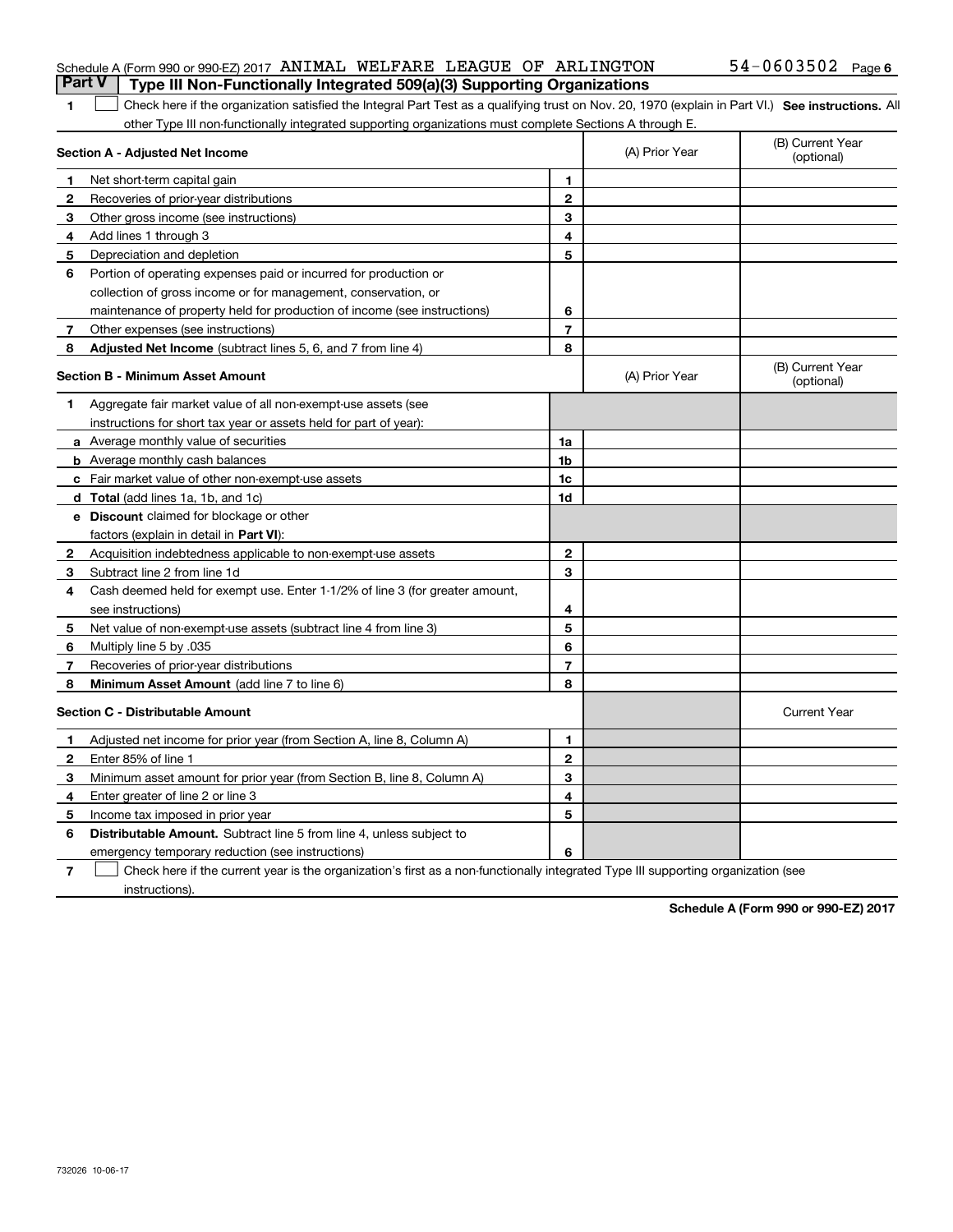Schedule A (Form 990 or 990-EZ) 2017 ANIMAL WELFARE LEAGUE OF ARLINGTON 54-0603502 Page 6

## Part V Type III Non-Functionally Integrated 509(a)(3) Supporting Organizations

1 ☐ Check here if the organization satisfied the Integral Part Test as a qualifying trust on Nov. 20, 1970 (explain in Part VI.) **See instructions.** All other Type III non-functionally integrated supporting organizations must complete Sections A through E.

| **Section A - Adjusted Net Income** | | (A) Prior Year | (B) Current Year (optional) |
|---|---|---|---|
| **1** Net short-term capital gain | 1 | | |
| **2** Recoveries of prior-year distributions | 2 | | |
| **3** Other gross income (see instructions) | 3 | | |
| **4** Add lines 1 through 3 | 4 | | |
| **5** Depreciation and depletion | 5 | | |
| **6** Portion of operating expenses paid or incurred for production or collection of gross income or for management, conservation, or maintenance of property held for production of income (see instructions) | 6 | | |
| **7** Other expenses (see instructions) | 7 | | |
| **8** **Adjusted Net Income** (subtract lines 5, 6, and 7 from line 4) | 8 | | |

| **Section B - Minimum Asset Amount** | | (A) Prior Year | (B) Current Year (optional) |
|---|---|---|---|
| **1** Aggregate fair market value of all non-exempt-use assets (see instructions for short tax year or assets held for part of year): | | | |
| **a** Average monthly value of securities | 1a | | |
| **b** Average monthly cash balances | 1b | | |
| **c** Fair market value of other non-exempt-use assets | 1c | | |
| **d** **Total** (add lines 1a, 1b, and 1c) | 1d | | |
| **e** **Discount** claimed for blockage or other factors (explain in detail in **Part VI**): | | | |
| **2** Acquisition indebtedness applicable to non-exempt-use assets | 2 | | |
| **3** Subtract line 2 from line 1d | 3 | | |
| **4** Cash deemed held for exempt use. Enter 1-1/2% of line 3 (for greater amount, see instructions) | 4 | | |
| **5** Net value of non-exempt-use assets (subtract line 4 from line 3) | 5 | | |
| **6** Multiply line 5 by .035 | 6 | | |
| **7** Recoveries of prior-year distributions | 7 | | |
| **8** **Minimum Asset Amount** (add line 7 to line 6) | 8 | | |

| **Section C - Distributable Amount** | | | Current Year |
|---|---|---|---|
| **1** Adjusted net income for prior year (from Section A, line 8, Column A) | 1 | | |
| **2** Enter 85% of line 1 | 2 | | |
| **3** Minimum asset amount for prior year (from Section B, line 8, Column A) | 3 | | |
| **4** Enter greater of line 2 or line 3 | 4 | | |
| **5** Income tax imposed in prior year | 5 | | |
| **6** **Distributable Amount.** Subtract line 5 from line 4, unless subject to emergency temporary reduction (see instructions) | 6 | | |

7 ☐ Check here if the current year is the organization's first as a non-functionally integrated Type III supporting organization (see instructions).

**Schedule A (Form 990 or 990-EZ) 2017**

732026 10-06-17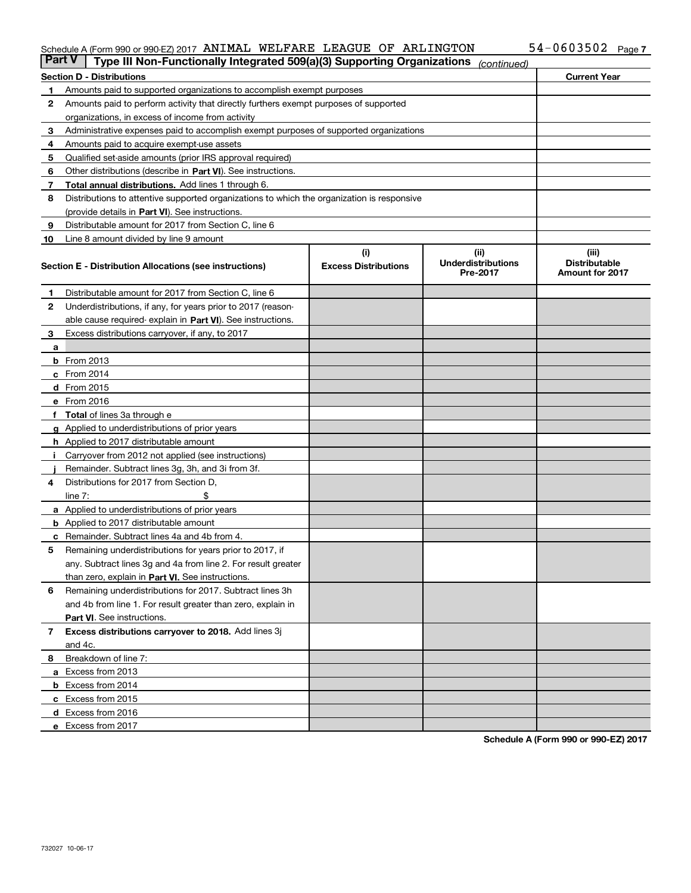Schedule A (Form 990 or 990-EZ) 2017 ANIMAL WELFARE LEAGUE OF ARLINGTON 54-0603502

**Part V | Type III Non-Functionally Integrated 509(a)(3) Supporting Organizations** *(continued)*

| Section D - Distributions | | Current Year |
|---|---|---|
| 1 | Amounts paid to supported organizations to accomplish exempt purposes | |
| 2 | Amounts paid to perform activity that directly furthers exempt purposes of supported organizations, in excess of income from activity | |
| 3 | Administrative expenses paid to accomplish exempt purposes of supported organizations | |
| 4 | Amounts paid to acquire exempt-use assets | |
| 5 | Qualified set-aside amounts (prior IRS approval required) | |
| 6 | Other distributions (describe in **Part VI**). See instructions. | |
| 7 | **Total annual distributions.** Add lines 1 through 6. | |
| 8 | Distributions to attentive supported organizations to which the organization is responsive (provide details in **Part VI**). See instructions. | |
| 9 | Distributable amount for 2017 from Section C, line 6 | |
| 10 | Line 8 amount divided by line 9 amount | |

| Section E - Distribution Allocations (see instructions) | (i) Excess Distributions | (ii) Underdistributions Pre-2017 | (iii) Distributable Amount for 2017 |
|---|---|---|---|
| **1** Distributable amount for 2017 from Section C, line 6 | | | |
| **2** Underdistributions, if any, for years prior to 2017 (reasonable cause required- explain in **Part VI**). See instructions. | | | |
| **3** Excess distributions carryover, if any, to 2017 | | | |
| **a** | | | |
| **b** From 2013 | | | |
| **c** From 2014 | | | |
| **d** From 2015 | | | |
| **e** From 2016 | | | |
| **f** **Total** of lines 3a through e | | | |
| **g** Applied to underdistributions of prior years | | | |
| **h** Applied to 2017 distributable amount | | | |
| **i** Carryover from 2012 not applied (see instructions) | | | |
| **j** Remainder. Subtract lines 3g, 3h, and 3i from 3f. | | | |
| **4** Distributions for 2017 from Section D, line 7: $ | | | |
| **a** Applied to underdistributions of prior years | | | |
| **b** Applied to 2017 distributable amount | | | |
| **c** Remainder. Subtract lines 4a and 4b from 4. | | | |
| **5** Remaining underdistributions for years prior to 2017, if any. Subtract lines 3g and 4a from line 2. For result greater than zero, explain in **Part VI.** See instructions. | | | |
| **6** Remaining underdistributions for 2017. Subtract lines 3h and 4b from line 1. For result greater than zero, explain in **Part VI**. See instructions. | | | |
| **7** **Excess distributions carryover to 2018.** Add lines 3j and 4c. | | | |
| **8** Breakdown of line 7: | | | |
| **a** Excess from 2013 | | | |
| **b** Excess from 2014 | | | |
| **c** Excess from 2015 | | | |
| **d** Excess from 2016 | | | |
| **e** Excess from 2017 | | | |

**Schedule A (Form 990 or 990-EZ) 2017**

732027 10-06-17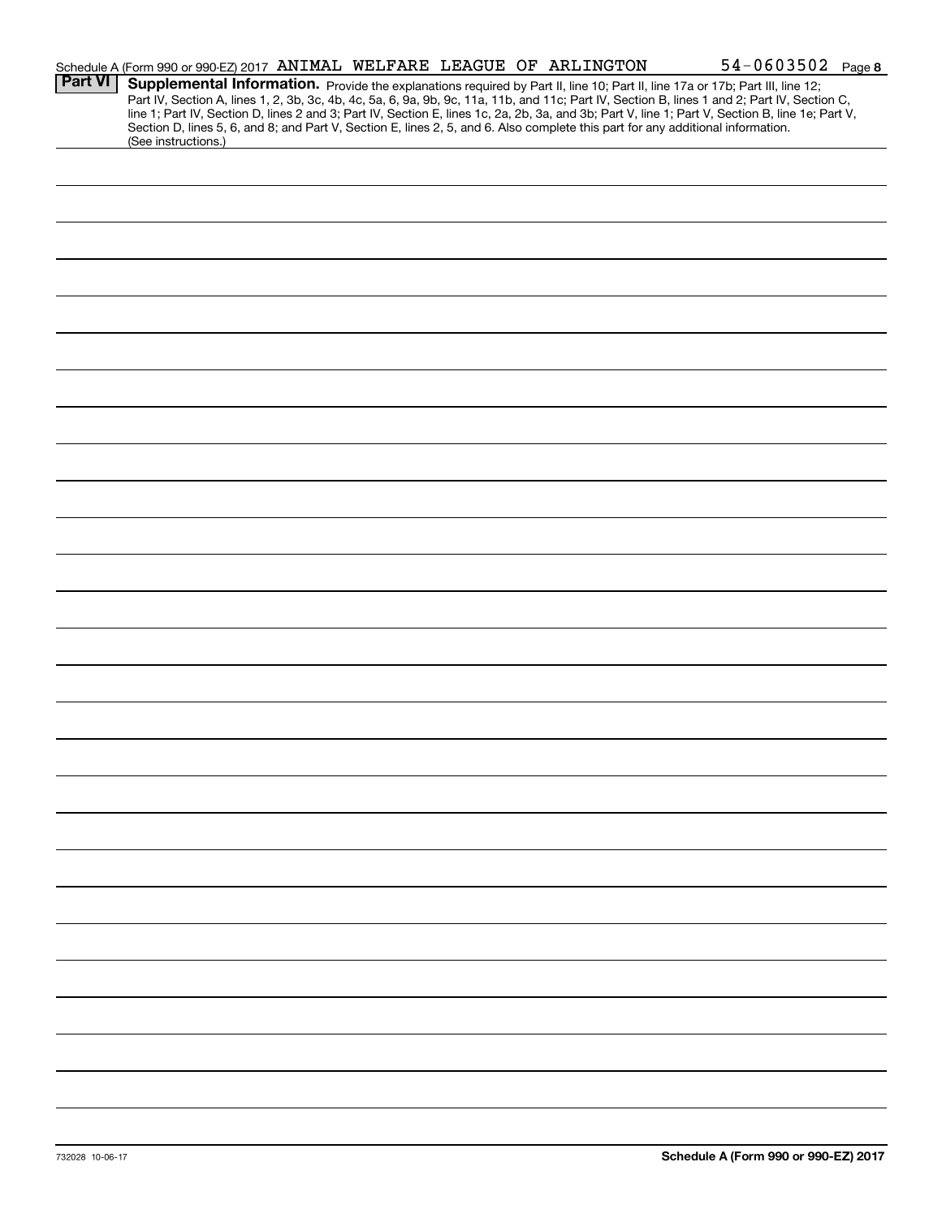Schedule A (Form 990 or 990-EZ) 2017 ANIMAL WELFARE LEAGUE OF ARLINGTON 54-0603502 Page 8

**Part VI** **Supplemental Information.** Provide the explanations required by Part II, line 10; Part II, line 17a or 17b; Part III, line 12; Part IV, Section A, lines 1, 2, 3b, 3c, 4b, 4c, 5a, 6, 9a, 9b, 9c, 11a, 11b, and 11c; Part IV, Section B, lines 1 and 2; Part IV, Section C, line 1; Part IV, Section D, lines 2 and 3; Part IV, Section E, lines 1c, 2a, 2b, 3a, and 3b; Part V, line 1; Part V, Section B, line 1e; Part V, Section D, lines 5, 6, and 8; and Part V, Section E, lines 2, 5, and 6. Also complete this part for any additional information. (See instructions.)

732028 10-06-17

**Schedule A (Form 990 or 990-EZ) 2017**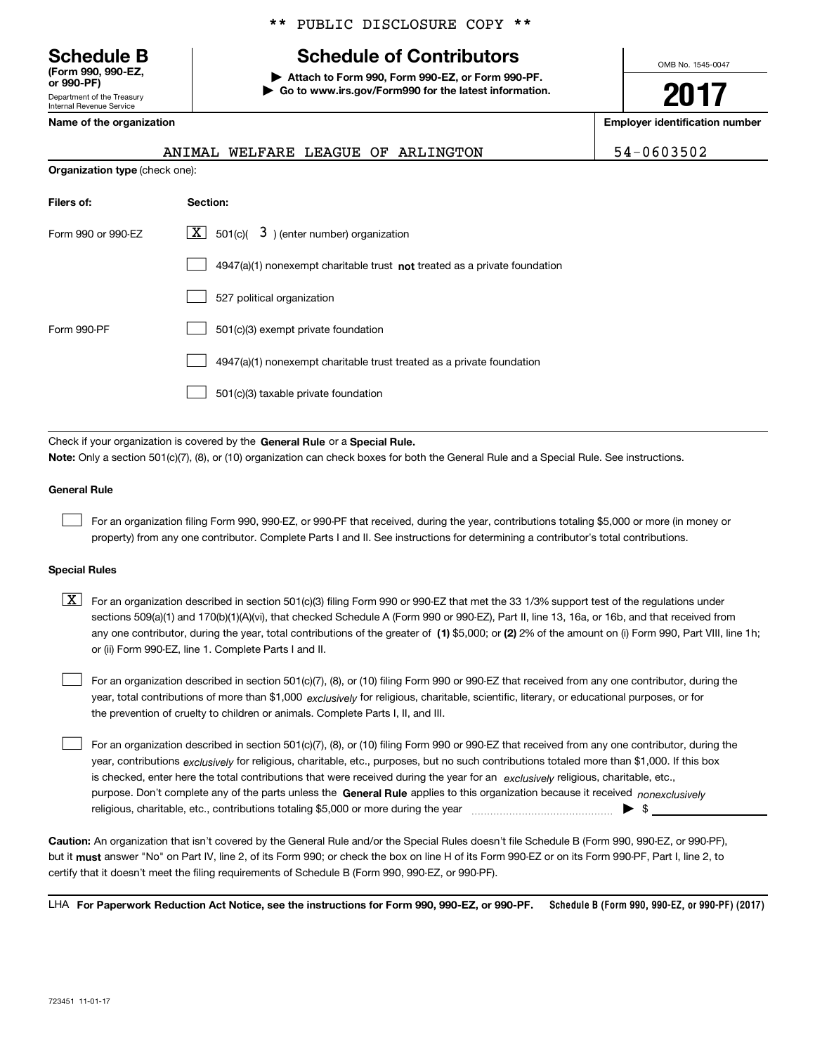\*\* PUBLIC DISCLOSURE COPY \*\*

# Schedule B

**(Form 990, 990-EZ, or 990-PF)**

Department of the Treasury
Internal Revenue Service

## Schedule of Contributors

▶ **Attach to Form 990, Form 990-EZ, or Form 990-PF.**
▶ **Go to www.irs.gov/Form990 for the latest information.**

OMB No. 1545-0047

**2017**

**Name of the organization**: ANIMAL WELFARE LEAGUE OF ARLINGTON

**Employer identification number**: 54-0603502

**Organization type** (check one):

| Filers of: | Section: |
|---|---|
| Form 990 or 990-EZ | [X] 501(c)( 3 ) (enter number) organization |
| | [ ] 4947(a)(1) nonexempt charitable trust **not** treated as a private foundation |
| | [ ] 527 political organization |
| Form 990-PF | [ ] 501(c)(3) exempt private foundation |
| | [ ] 4947(a)(1) nonexempt charitable trust treated as a private foundation |
| | [ ] 501(c)(3) taxable private foundation |

Check if your organization is covered by the **General Rule** or a **Special Rule.**

**Note:** Only a section 501(c)(7), (8), or (10) organization can check boxes for both the General Rule and a Special Rule. See instructions.

### General Rule

[ ] For an organization filing Form 990, 990-EZ, or 990-PF that received, during the year, contributions totaling $5,000 or more (in money or property) from any one contributor. Complete Parts I and II. See instructions for determining a contributor's total contributions.

### Special Rules

[X] For an organization described in section 501(c)(3) filing Form 990 or 990-EZ that met the 33 1/3% support test of the regulations under sections 509(a)(1) and 170(b)(1)(A)(vi), that checked Schedule A (Form 990 or 990-EZ), Part II, line 13, 16a, or 16b, and that received from any one contributor, during the year, total contributions of the greater of **(1)** $5,000; or **(2)** 2% of the amount on (i) Form 990, Part VIII, line 1h; or (ii) Form 990-EZ, line 1. Complete Parts I and II.

[ ] For an organization described in section 501(c)(7), (8), or (10) filing Form 990 or 990-EZ that received from any one contributor, during the year, total contributions of more than $1,000 *exclusively* for religious, charitable, scientific, literary, or educational purposes, or for the prevention of cruelty to children or animals. Complete Parts I, II, and III.

[ ] For an organization described in section 501(c)(7), (8), or (10) filing Form 990 or 990-EZ that received from any one contributor, during the year, contributions *exclusively* for religious, charitable, etc., purposes, but no such contributions totaled more than $1,000. If this box is checked, enter here the total contributions that were received during the year for an *exclusively* religious, charitable, etc., purpose. Don't complete any of the parts unless the **General Rule** applies to this organization because it received *nonexclusively* religious, charitable, etc., contributions totaling $5,000 or more during the year ▶ $

**Caution:** An organization that isn't covered by the General Rule and/or the Special Rules doesn't file Schedule B (Form 990, 990-EZ, or 990-PF), but it **must** answer "No" on Part IV, line 2, of its Form 990; or check the box on line H of its Form 990-EZ or on its Form 990-PF, Part I, line 2, to certify that it doesn't meet the filing requirements of Schedule B (Form 990, 990-EZ, or 990-PF).

LHA **For Paperwork Reduction Act Notice, see the instructions for Form 990, 990-EZ, or 990-PF.** **Schedule B (Form 990, 990-EZ, or 990-PF) (2017)**

723451 11-01-17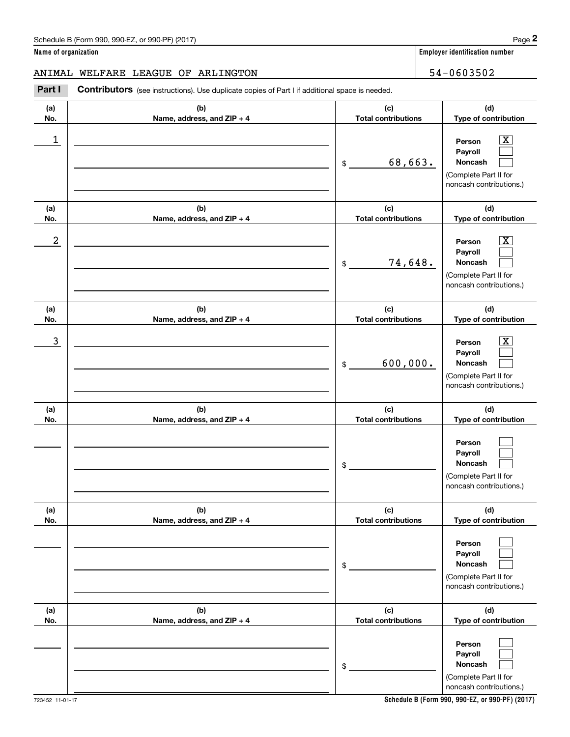Schedule B (Form 990, 990-EZ, or 990-PF) (2017)

**Name of organization**

ANIMAL WELFARE LEAGUE OF ARLINGTON

**Employer identification number**

54-0603502

**Part I** **Contributors** (see instructions). Use duplicate copies of Part I if additional space is needed.

| (a) No. | (b) Name, address, and ZIP + 4 | (c) Total contributions | (d) Type of contribution |
|---|---|---|---|
| 1 | | $ 68,663. | Person [X] Payroll [ ] Noncash [ ] (Complete Part II for noncash contributions.) |
| 2 | | $ 74,648. | Person [X] Payroll [ ] Noncash [ ] (Complete Part II for noncash contributions.) |
| 3 | | $ 600,000. | Person [X] Payroll [ ] Noncash [ ] (Complete Part II for noncash contributions.) |
| | | $ | Person [ ] Payroll [ ] Noncash [ ] (Complete Part II for noncash contributions.) |
| | | $ | Person [ ] Payroll [ ] Noncash [ ] (Complete Part II for noncash contributions.) |
| | | $ | Person [ ] Payroll [ ] Noncash [ ] (Complete Part II for noncash contributions.) |

723452 11-01-17

**Schedule B (Form 990, 990-EZ, or 990-PF) (2017)**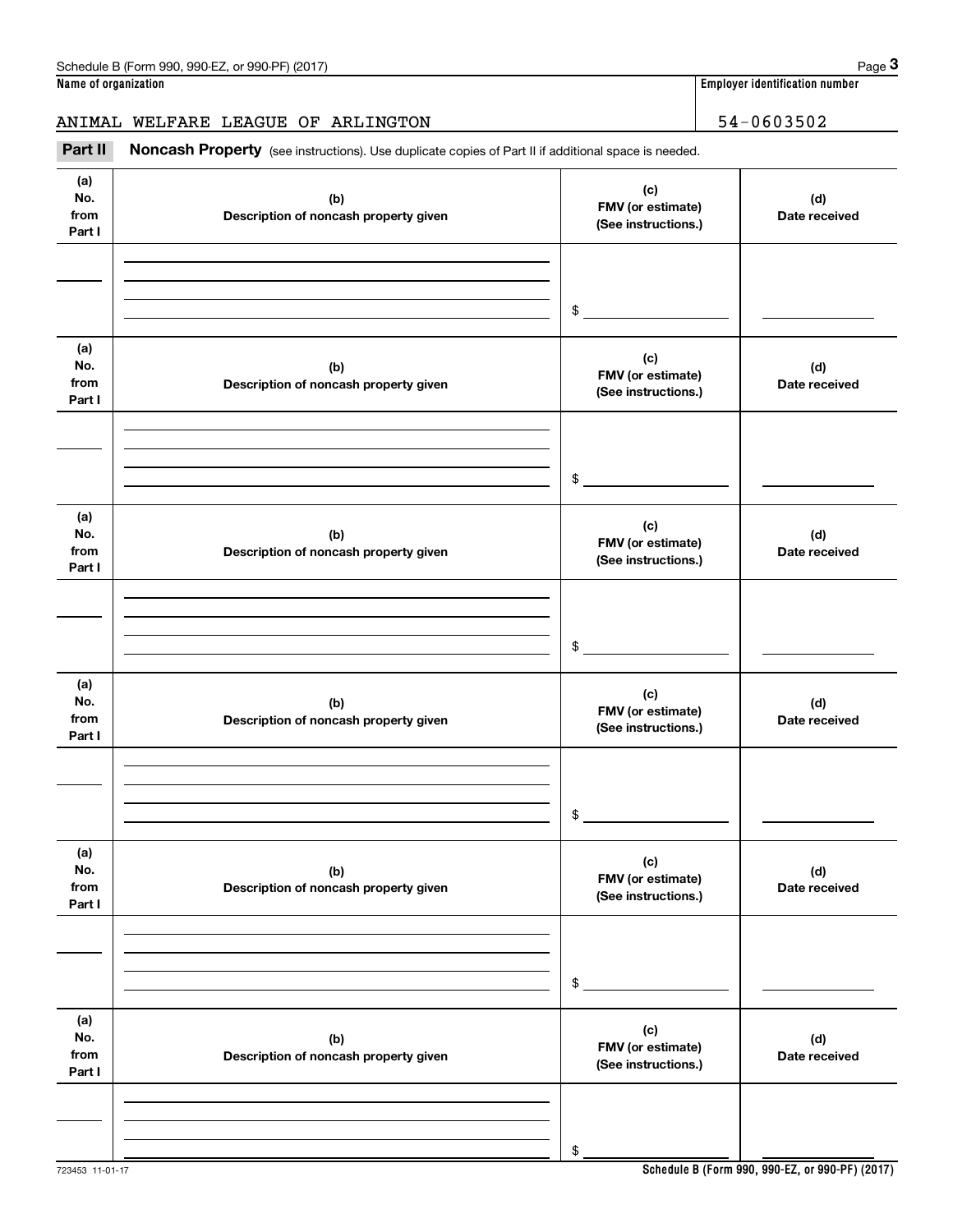**Name of organization**

ANIMAL WELFARE LEAGUE OF ARLINGTON

**Employer identification number**

54-0603502

**Part II** **Noncash Property** (see instructions). Use duplicate copies of Part II if additional space is needed.

| (a) No. from Part I | (b) Description of noncash property given | (c) FMV (or estimate) (See instructions.) | (d) Date received |
|---|---|---|---|
| | | $ | |

| (a) No. from Part I | (b) Description of noncash property given | (c) FMV (or estimate) (See instructions.) | (d) Date received |
|---|---|---|---|
| | | $ | |

| (a) No. from Part I | (b) Description of noncash property given | (c) FMV (or estimate) (See instructions.) | (d) Date received |
|---|---|---|---|
| | | $ | |

| (a) No. from Part I | (b) Description of noncash property given | (c) FMV (or estimate) (See instructions.) | (d) Date received |
|---|---|---|---|
| | | $ | |

| (a) No. from Part I | (b) Description of noncash property given | (c) FMV (or estimate) (See instructions.) | (d) Date received |
|---|---|---|---|
| | | $ | |

| (a) No. from Part I | (b) Description of noncash property given | (c) FMV (or estimate) (See instructions.) | (d) Date received |
|---|---|---|---|
| | | $ | |

723453 11-01-17

**Schedule B (Form 990, 990-EZ, or 990-PF) (2017)**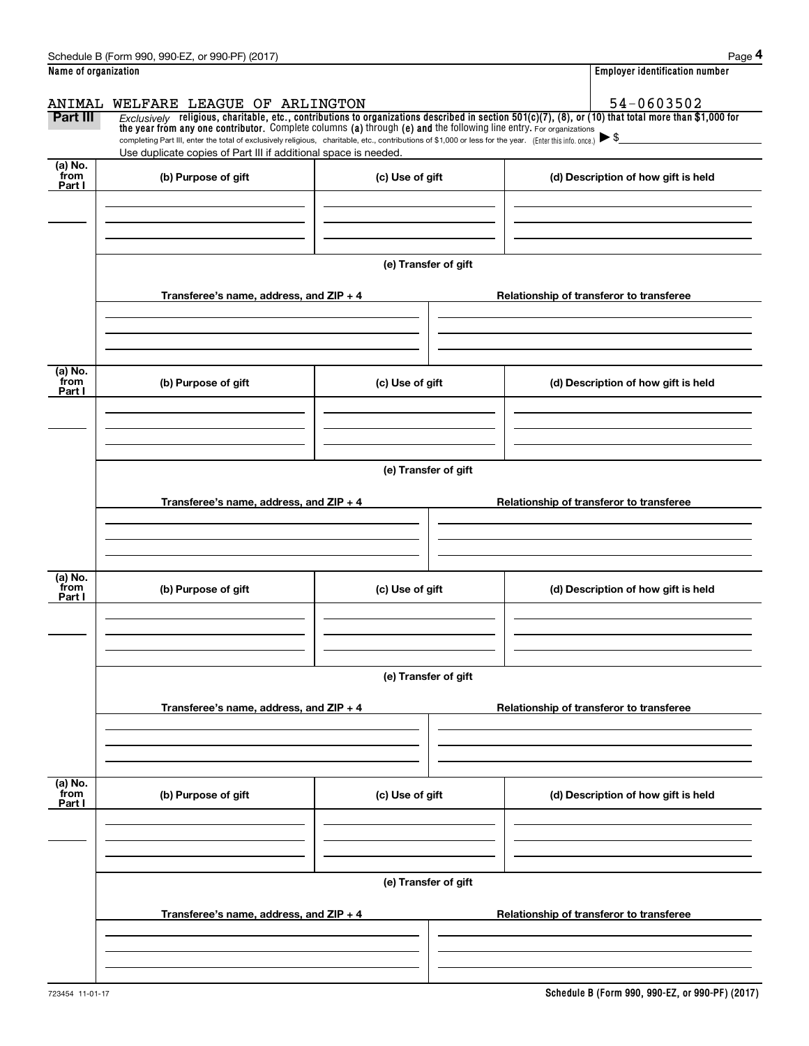Schedule B (Form 990, 990-EZ, or 990-PF) (2017)

| Name of organization | Employer identification number |
|---|---|
| ANIMAL WELFARE LEAGUE OF ARLINGTON | 54-0603502 |

**Part III** *Exclusively* **religious, charitable, etc., contributions to organizations described in section 501(c)(7), (8), or (10) that total more than $1,000 for the year from any one contributor.** Complete columns **(a)** through **(e)** and the following line entry. For organizations completing Part III, enter the total of exclusively religious, charitable, etc., contributions of $1,000 or less for the year. (Enter this info. once.) ▶ $

Use duplicate copies of Part III if additional space is needed.

| (a) No. from Part I | (b) Purpose of gift | (c) Use of gift | (d) Description of how gift is held |
|---|---|---|---|
| | | | |

(e) Transfer of gift

| Transferee's name, address, and ZIP + 4 | Relationship of transferor to transferee |
|---|---|
| | |

| (a) No. from Part I | (b) Purpose of gift | (c) Use of gift | (d) Description of how gift is held |
|---|---|---|---|
| | | | |

(e) Transfer of gift

| Transferee's name, address, and ZIP + 4 | Relationship of transferor to transferee |
|---|---|
| | |

| (a) No. from Part I | (b) Purpose of gift | (c) Use of gift | (d) Description of how gift is held |
|---|---|---|---|
| | | | |

(e) Transfer of gift

| Transferee's name, address, and ZIP + 4 | Relationship of transferor to transferee |
|---|---|
| | |

| (a) No. from Part I | (b) Purpose of gift | (c) Use of gift | (d) Description of how gift is held |
|---|---|---|---|
| | | | |

(e) Transfer of gift

| Transferee's name, address, and ZIP + 4 | Relationship of transferor to transferee |
|---|---|
| | |

723454 11-01-17

**Schedule B (Form 990, 990-EZ, or 990-PF) (2017)**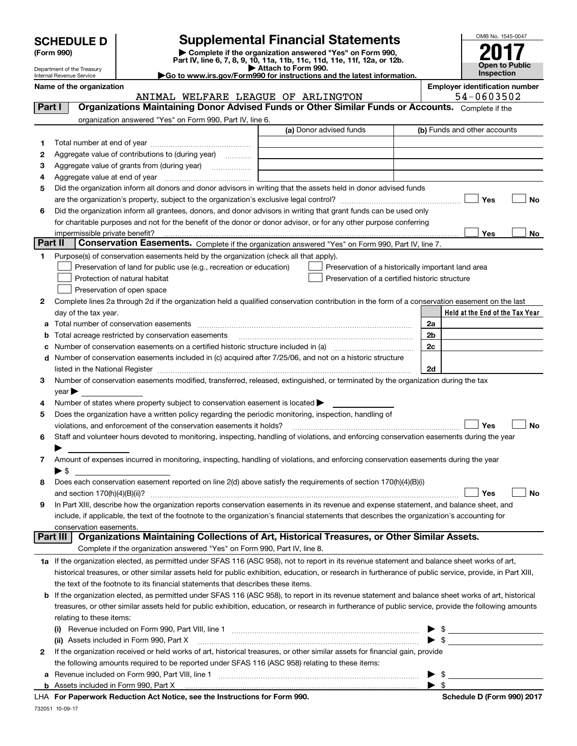**SCHEDULE D**
**(Form 990)**

Department of the Treasury
Internal Revenue Service

# Supplemental Financial Statements

▶ Complete if the organization answered "Yes" on Form 990, Part IV, line 6, 7, 8, 9, 10, 11a, 11b, 11c, 11d, 11e, 11f, 12a, or 12b.
▶ Attach to Form 990.
▶Go to www.irs.gov/Form990 for instructions and the latest information.

OMB No. 1545-0047
**2017**
**Open to Public Inspection**

**Name of the organization**
ANIMAL WELFARE LEAGUE OF ARLINGTON

**Employer identification number**
54-0603502

## Part I Organizations Maintaining Donor Advised Funds or Other Similar Funds or Accounts.
Complete if the organization answered "Yes" on Form 990, Part IV, line 6.

| | | (a) Donor advised funds | (b) Funds and other accounts |
|---|---|---|---|
| 1 | Total number at end of year | | |
| 2 | Aggregate value of contributions to (during year) | | |
| 3 | Aggregate value of grants from (during year) | | |
| 4 | Aggregate value at end of year | | |

5 Did the organization inform all donors and donor advisors in writing that the assets held in donor advised funds are the organization's property, subject to the organization's exclusive legal control? ☐ Yes ☐ No

6 Did the organization inform all grantees, donors, and donor advisors in writing that grant funds can be used only for charitable purposes and not for the benefit of the donor or donor advisor, or for any other purpose conferring impermissible private benefit? ☐ Yes ☐ No

## Part II Conservation Easements.
Complete if the organization answered "Yes" on Form 990, Part IV, line 7.

1 Purpose(s) of conservation easements held by the organization (check all that apply).
- ☐ Preservation of land for public use (e.g., recreation or education)
- ☐ Protection of natural habitat
- ☐ Preservation of open space
- ☐ Preservation of a historically important land area
- ☐ Preservation of a certified historic structure

2 Complete lines 2a through 2d if the organization held a qualified conservation contribution in the form of a conservation easement on the last day of the tax year.

| | | | Held at the End of the Tax Year |
|---|---|---|---|
| a | Total number of conservation easements | 2a | |
| b | Total acreage restricted by conservation easements | 2b | |
| c | Number of conservation easements on a certified historic structure included in (a) | 2c | |
| d | Number of conservation easements included in (c) acquired after 7/25/06, and not on a historic structure listed in the National Register | 2d | |

3 Number of conservation easements modified, transferred, released, extinguished, or terminated by the organization during the tax year ▶

4 Number of states where property subject to conservation easement is located ▶

5 Does the organization have a written policy regarding the periodic monitoring, inspection, handling of violations, and enforcement of the conservation easements it holds? ☐ Yes ☐ No

6 Staff and volunteer hours devoted to monitoring, inspecting, handling of violations, and enforcing conservation easements during the year ▶

7 Amount of expenses incurred in monitoring, inspecting, handling of violations, and enforcing conservation easements during the year ▶ $

8 Does each conservation easement reported on line 2(d) above satisfy the requirements of section 170(h)(4)(B)(i) and section 170(h)(4)(B)(ii)? ☐ Yes ☐ No

9 In Part XIII, describe how the organization reports conservation easements in its revenue and expense statement, and balance sheet, and include, if applicable, the text of the footnote to the organization's financial statements that describes the organization's accounting for conservation easements.

## Part III Organizations Maintaining Collections of Art, Historical Treasures, or Other Similar Assets.
Complete if the organization answered "Yes" on Form 990, Part IV, line 8.

1a If the organization elected, as permitted under SFAS 116 (ASC 958), not to report in its revenue statement and balance sheet works of art, historical treasures, or other similar assets held for public exhibition, education, or research in furtherance of public service, provide, in Part XIII, the text of the footnote to its financial statements that describes these items.

b If the organization elected, as permitted under SFAS 116 (ASC 958), to report in its revenue statement and balance sheet works of art, historical treasures, or other similar assets held for public exhibition, education, or research in furtherance of public service, provide the following amounts relating to these items:

(i) Revenue included on Form 990, Part VIII, line 1 ▶ $

(ii) Assets included in Form 990, Part X ▶ $

2 If the organization received or held works of art, historical treasures, or other similar assets for financial gain, provide the following amounts required to be reported under SFAS 116 (ASC 958) relating to these items:

a Revenue included on Form 990, Part VIII, line 1 ▶ $

b Assets included in Form 990, Part X ▶ $

**LHA For Paperwork Reduction Act Notice, see the Instructions for Form 990.** **Schedule D (Form 990) 2017**

732051 10-09-17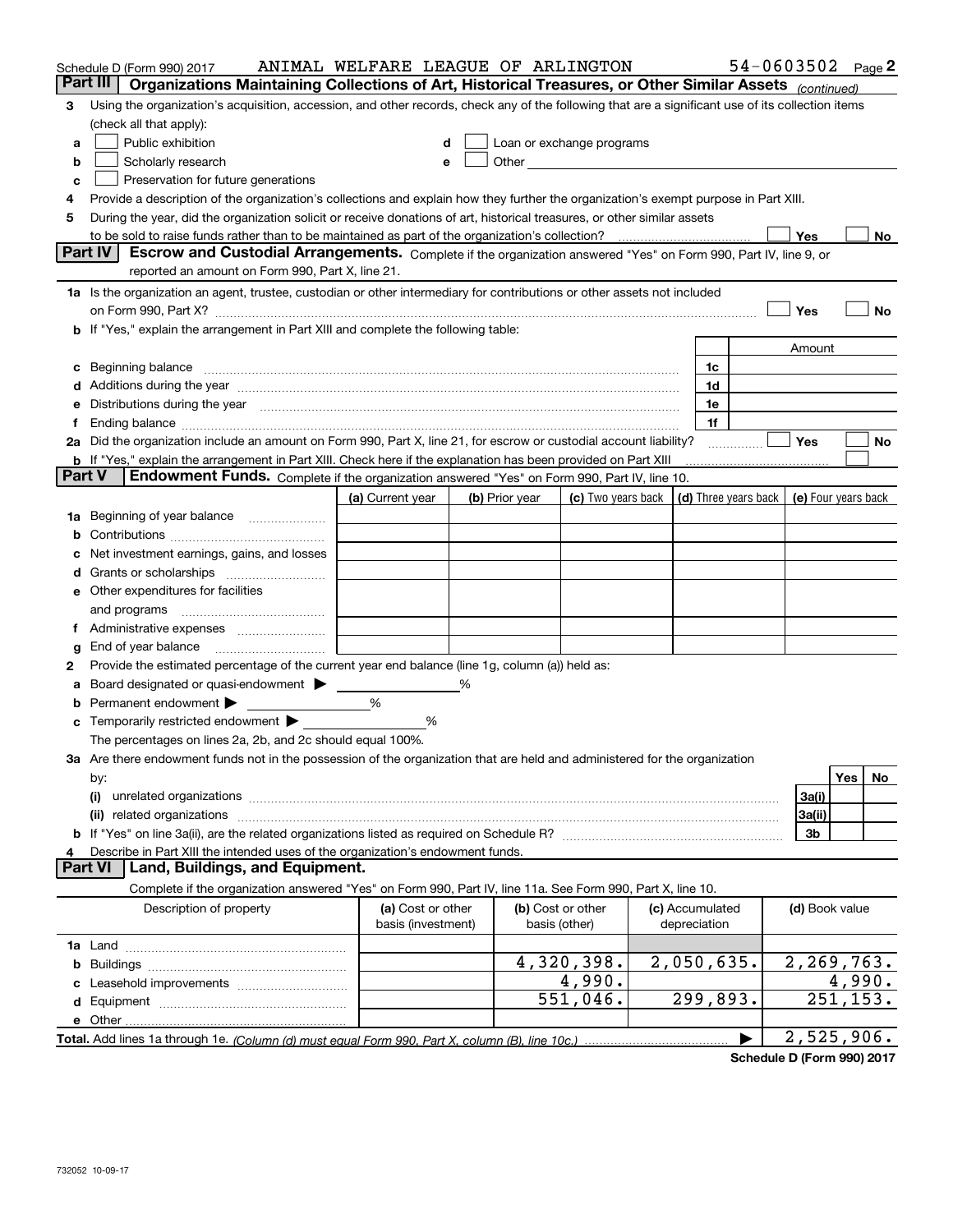Schedule D (Form 990) 2017 ANIMAL WELFARE LEAGUE OF ARLINGTON 54-0603502 Page **2**

## Part III Organizations Maintaining Collections of Art, Historical Treasures, or Other Similar Assets *(continued)*

**3** Using the organization's acquisition, accession, and other records, check any of the following that are a significant use of its collection items (check all that apply):

- **a** ☐ Public exhibition
- **b** ☐ Scholarly research
- **c** ☐ Preservation for future generations
- **d** ☐ Loan or exchange programs
- **e** ☐ Other

**4** Provide a description of the organization's collections and explain how they further the organization's exempt purpose in Part XIII.

**5** During the year, did the organization solicit or receive donations of art, historical treasures, or other similar assets to be sold to raise funds rather than to be maintained as part of the organization's collection? ☐ Yes ☐ No

## Part IV Escrow and Custodial Arrangements.

Complete if the organization answered "Yes" on Form 990, Part IV, line 9, or reported an amount on Form 990, Part X, line 21.

**1a** Is the organization an agent, trustee, custodian or other intermediary for contributions or other assets not included on Form 990, Part X? ☐ Yes ☐ No

**b** If "Yes," explain the arrangement in Part XIII and complete the following table:

| | | Amount |
|---|---|---|
| **c** Beginning balance | 1c | |
| **d** Additions during the year | 1d | |
| **e** Distributions during the year | 1e | |
| **f** Ending balance | 1f | |

**2a** Did the organization include an amount on Form 990, Part X, line 21, for escrow or custodial account liability? ☐ Yes ☐ No

**b** If "Yes," explain the arrangement in Part XIII. Check here if the explanation has been provided on Part XIII ☐

## Part V Endowment Funds.

Complete if the organization answered "Yes" on Form 990, Part IV, line 10.

| | (a) Current year | (b) Prior year | (c) Two years back | (d) Three years back | (e) Four years back |
|---|---|---|---|---|---|
| **1a** Beginning of year balance | | | | | |
| **b** Contributions | | | | | |
| **c** Net investment earnings, gains, and losses | | | | | |
| **d** Grants or scholarships | | | | | |
| **e** Other expenditures for facilities and programs | | | | | |
| **f** Administrative expenses | | | | | |
| **g** End of year balance | | | | | |

**2** Provide the estimated percentage of the current year end balance (line 1g, column (a)) held as:

- **a** Board designated or quasi-endowment ▶ %
- **b** Permanent endowment ▶ %
- **c** Temporarily restricted endowment ▶ %

The percentages on lines 2a, 2b, and 2c should equal 100%.

**3a** Are there endowment funds not in the possession of the organization that are held and administered for the organization by:

| | | Yes | No |
|---|---|---|---|
| (i) unrelated organizations | 3a(i) | | |
| (ii) related organizations | 3a(ii) | | |
| **b** If "Yes" on line 3a(ii), are the related organizations listed as required on Schedule R? | 3b | | |

**4** Describe in Part XIII the intended uses of the organization's endowment funds.

## Part VI Land, Buildings, and Equipment.

Complete if the organization answered "Yes" on Form 990, Part IV, line 11a. See Form 990, Part X, line 10.

| Description of property | (a) Cost or other basis (investment) | (b) Cost or other basis (other) | (c) Accumulated depreciation | (d) Book value |
|---|---|---|---|---|
| **1a** Land | | | | |
| **b** Buildings | | 4,320,398. | 2,050,635. | 2,269,763. |
| **c** Leasehold improvements | | 4,990. | | 4,990. |
| **d** Equipment | | 551,046. | 299,893. | 251,153. |
| **e** Other | | | | |
| **Total.** Add lines 1a through 1e. *(Column (d) must equal Form 990, Part X, column (B), line 10c.)* | | | ▶ | 2,525,906. |

**Schedule D (Form 990) 2017**

732052 10-09-17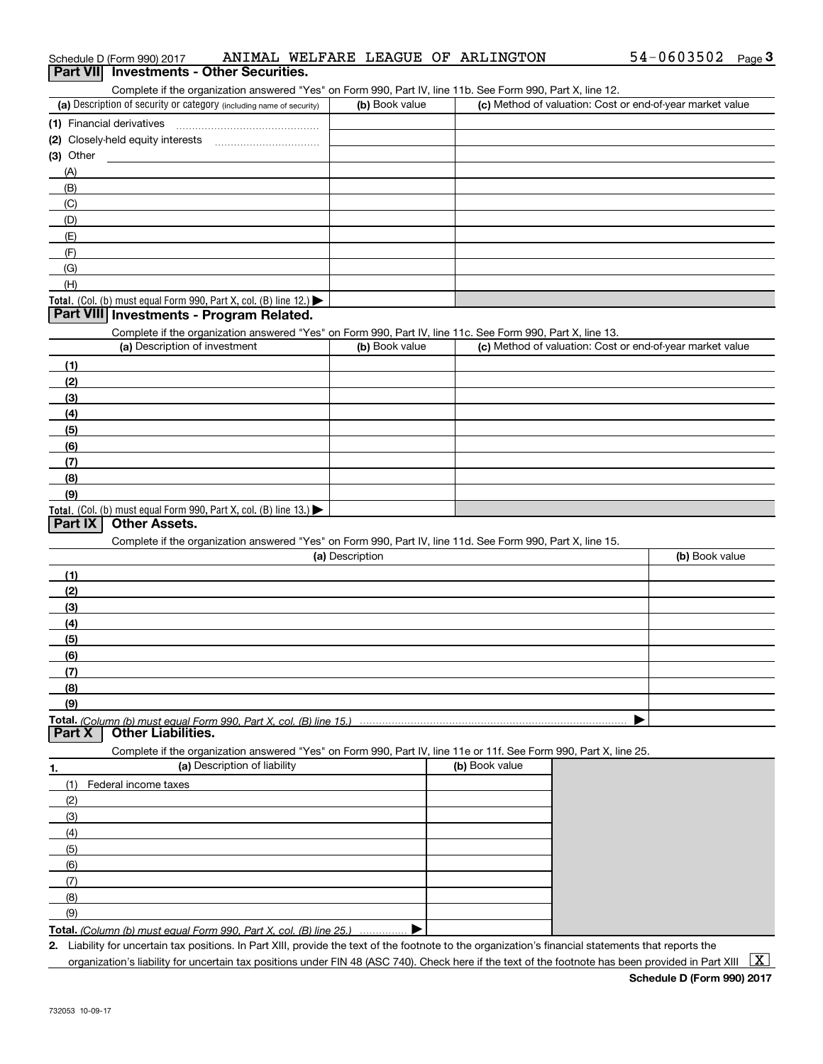Schedule D (Form 990) 2017 ANIMAL WELFARE LEAGUE OF ARLINGTON 54-0603502 Page 3

## Part VII Investments - Other Securities.

Complete if the organization answered "Yes" on Form 990, Part IV, line 11b. See Form 990, Part X, line 12.

| (a) Description of security or category (including name of security) | (b) Book value | (c) Method of valuation: Cost or end-of-year market value |
|---|---|---|
| (1) Financial derivatives | | |
| (2) Closely-held equity interests | | |
| (3) Other | | |
| (A) | | |
| (B) | | |
| (C) | | |
| (D) | | |
| (E) | | |
| (F) | | |
| (G) | | |
| (H) | | |
| Total. (Col. (b) must equal Form 990, Part X, col. (B) line 12.) ▶ | | |

## Part VIII Investments - Program Related.

Complete if the organization answered "Yes" on Form 990, Part IV, line 11c. See Form 990, Part X, line 13.

| (a) Description of investment | (b) Book value | (c) Method of valuation: Cost or end-of-year market value |
|---|---|---|
| (1) | | |
| (2) | | |
| (3) | | |
| (4) | | |
| (5) | | |
| (6) | | |
| (7) | | |
| (8) | | |
| (9) | | |
| Total. (Col. (b) must equal Form 990, Part X, col. (B) line 13.) ▶ | | |

## Part IX Other Assets.

Complete if the organization answered "Yes" on Form 990, Part IV, line 11d. See Form 990, Part X, line 15.

| (a) Description | (b) Book value |
|---|---|
| (1) | |
| (2) | |
| (3) | |
| (4) | |
| (5) | |
| (6) | |
| (7) | |
| (8) | |
| (9) | |
| Total. (Column (b) must equal Form 990, Part X, col. (B) line 15.) ▶ | |

## Part X Other Liabilities.

Complete if the organization answered "Yes" on Form 990, Part IV, line 11e or 11f. See Form 990, Part X, line 25.

| 1. (a) Description of liability | (b) Book value |
|---|---|
| (1) Federal income taxes | |
| (2) | |
| (3) | |
| (4) | |
| (5) | |
| (6) | |
| (7) | |
| (8) | |
| (9) | |
| Total. (Column (b) must equal Form 990, Part X, col. (B) line 25.) ▶ | |

2. Liability for uncertain tax positions. In Part XIII, provide the text of the footnote to the organization's financial statements that reports the organization's liability for uncertain tax positions under FIN 48 (ASC 740). Check here if the text of the footnote has been provided in Part XIII [X]

Schedule D (Form 990) 2017

732053 10-09-17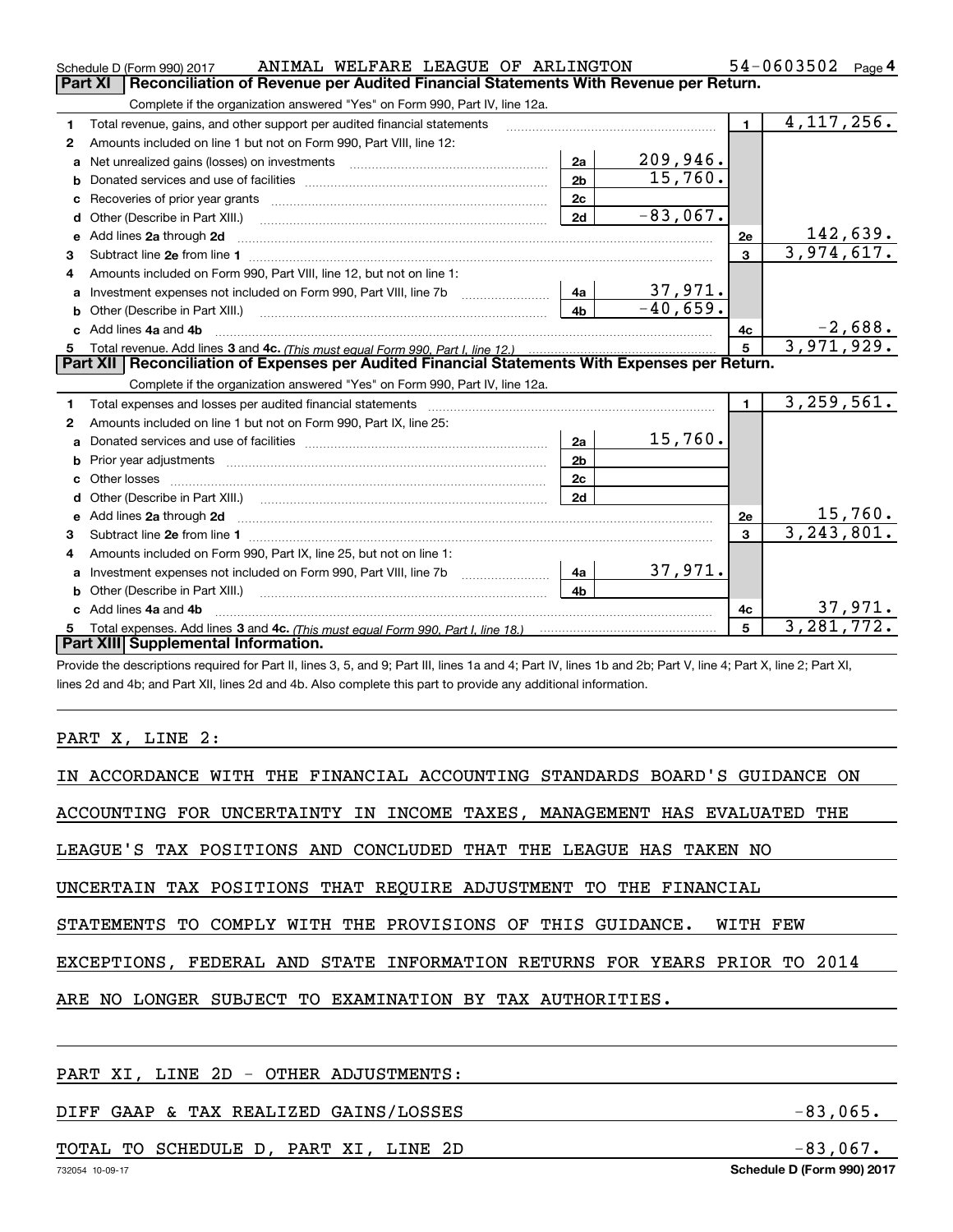Schedule D (Form 990) 2017 ANIMAL WELFARE LEAGUE OF ARLINGTON 54-0603502 Page 4

## Part XI Reconciliation of Revenue per Audited Financial Statements With Revenue per Return.

Complete if the organization answered "Yes" on Form 990, Part IV, line 12a.

| | | | | | |
|---|---|---|---|---|---|
| 1 | Total revenue, gains, and other support per audited financial statements | | | 1 | 4,117,256. |
| 2 | Amounts included on line 1 but not on Form 990, Part VIII, line 12: | | | | |
| a | Net unrealized gains (losses) on investments | 2a | 209,946. | | |
| b | Donated services and use of facilities | 2b | 15,760. | | |
| c | Recoveries of prior year grants | 2c | | | |
| d | Other (Describe in Part XIII.) | 2d | -83,067. | | |
| e | Add lines 2a through 2d | | | 2e | 142,639. |
| 3 | Subtract line 2e from line 1 | | | 3 | 3,974,617. |
| 4 | Amounts included on Form 990, Part VIII, line 12, but not on line 1: | | | | |
| a | Investment expenses not included on Form 990, Part VIII, line 7b | 4a | 37,971. | | |
| b | Other (Describe in Part XIII.) | 4b | -40,659. | | |
| c | Add lines 4a and 4b | | | 4c | -2,688. |
| 5 | Total revenue. Add lines 3 and 4c. *(This must equal Form 990, Part I, line 12.)* | | | 5 | 3,971,929. |

## Part XII Reconciliation of Expenses per Audited Financial Statements With Expenses per Return.

Complete if the organization answered "Yes" on Form 990, Part IV, line 12a.

| | | | | | |
|---|---|---|---|---|---|
| 1 | Total expenses and losses per audited financial statements | | | 1 | 3,259,561. |
| 2 | Amounts included on line 1 but not on Form 990, Part IX, line 25: | | | | |
| a | Donated services and use of facilities | 2a | 15,760. | | |
| b | Prior year adjustments | 2b | | | |
| c | Other losses | 2c | | | |
| d | Other (Describe in Part XIII.) | 2d | | | |
| e | Add lines 2a through 2d | | | 2e | 15,760. |
| 3 | Subtract line 2e from line 1 | | | 3 | 3,243,801. |
| 4 | Amounts included on Form 990, Part IX, line 25, but not on line 1: | | | | |
| a | Investment expenses not included on Form 990, Part VIII, line 7b | 4a | 37,971. | | |
| b | Other (Describe in Part XIII.) | 4b | | | |
| c | Add lines 4a and 4b | | | 4c | 37,971. |
| 5 | Total expenses. Add lines 3 and 4c. *(This must equal Form 990, Part I, line 18.)* | | | 5 | 3,281,772. |

## Part XIII Supplemental Information.

Provide the descriptions required for Part II, lines 3, 5, and 9; Part III, lines 1a and 4; Part IV, lines 1b and 2b; Part V, line 4; Part X, line 2; Part XI, lines 2d and 4b; and Part XII, lines 2d and 4b. Also complete this part to provide any additional information.

PART X, LINE 2:

IN ACCORDANCE WITH THE FINANCIAL ACCOUNTING STANDARDS BOARD'S GUIDANCE ON ACCOUNTING FOR UNCERTAINTY IN INCOME TAXES, MANAGEMENT HAS EVALUATED THE LEAGUE'S TAX POSITIONS AND CONCLUDED THAT THE LEAGUE HAS TAKEN NO UNCERTAIN TAX POSITIONS THAT REQUIRE ADJUSTMENT TO THE FINANCIAL STATEMENTS TO COMPLY WITH THE PROVISIONS OF THIS GUIDANCE. WITH FEW EXCEPTIONS, FEDERAL AND STATE INFORMATION RETURNS FOR YEARS PRIOR TO 2014 ARE NO LONGER SUBJECT TO EXAMINATION BY TAX AUTHORITIES.

PART XI, LINE 2D - OTHER ADJUSTMENTS:

| | |
|---|---|
| DIFF GAAP & TAX REALIZED GAINS/LOSSES | -83,065. |
| TOTAL TO SCHEDULE D, PART XI, LINE 2D | -83,067. |

732054 10-09-17 Schedule D (Form 990) 2017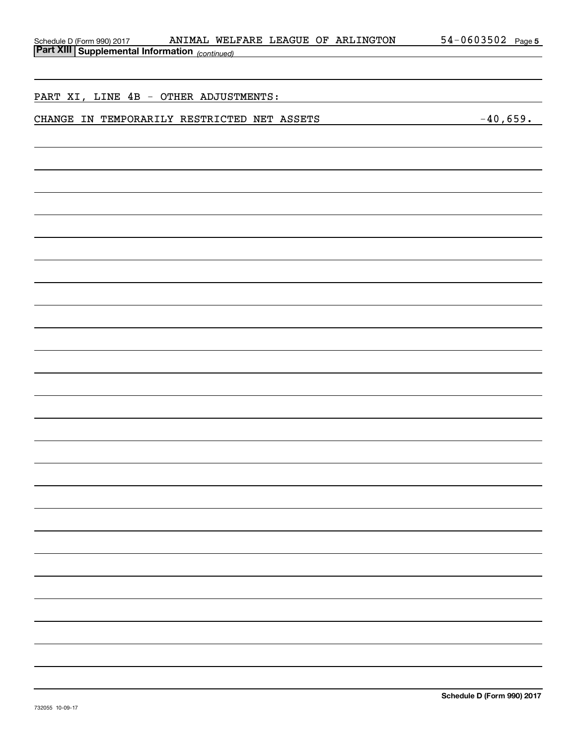Schedule D (Form 990) 2017 ANIMAL WELFARE LEAGUE OF ARLINGTON 54-0603502

**Part XIII Supplemental Information** *(continued)*

PART XI, LINE 4B - OTHER ADJUSTMENTS:

CHANGE IN TEMPORARILY RESTRICTED NET ASSETS -40,659.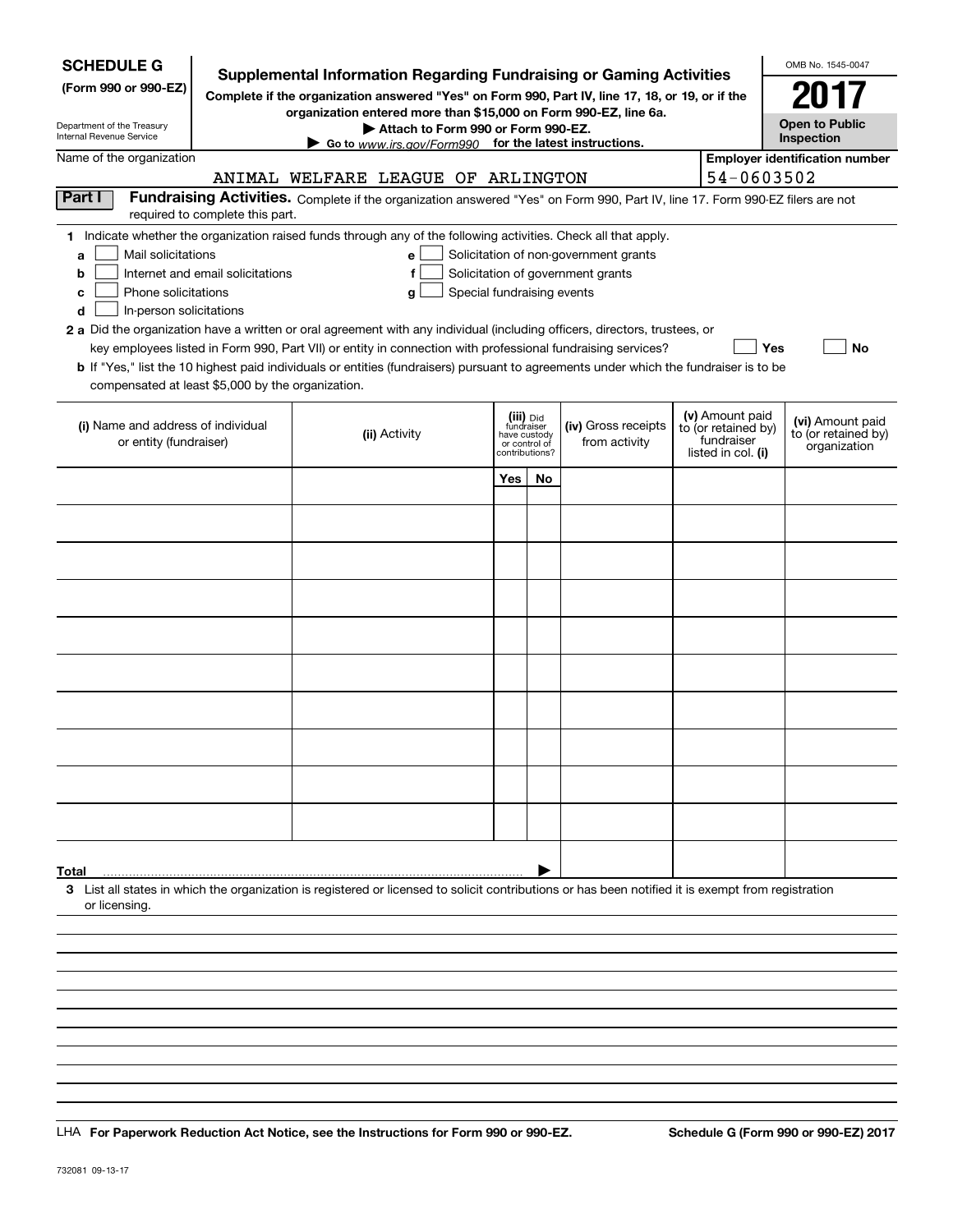**SCHEDULE G**
**(Form 990 or 990-EZ)**

Department of the Treasury
Internal Revenue Service

# Supplemental Information Regarding Fundraising or Gaming Activities

**Complete if the organization answered "Yes" on Form 990, Part IV, line 17, 18, or 19, or if the organization entered more than $15,000 on Form 990-EZ, line 6a.**

**▶ Attach to Form 990 or Form 990-EZ.**

**▶ Go to www.irs.gov/Form990 for the latest instructions.**

OMB No. 1545-0047

**2017**

**Open to Public Inspection**

Name of the organization: ANIMAL WELFARE LEAGUE OF ARLINGTON

**Employer identification number**: 54-0603502

**Part I** **Fundraising Activities.** Complete if the organization answered "Yes" on Form 990, Part IV, line 17. Form 990-EZ filers are not required to complete this part.

**1** Indicate whether the organization raised funds through any of the following activities. Check all that apply.

- **a** ☐ Mail solicitations
- **b** ☐ Internet and email solicitations
- **c** ☐ Phone solicitations
- **d** ☐ In-person solicitations
- **e** ☐ Solicitation of non-government grants
- **f** ☐ Solicitation of government grants
- **g** ☐ Special fundraising events

**2 a** Did the organization have a written or oral agreement with any individual (including officers, directors, trustees, or key employees listed in Form 990, Part VII) or entity in connection with professional fundraising services? ☐ **Yes** ☐ **No**

**b** If "Yes," list the 10 highest paid individuals or entities (fundraisers) pursuant to agreements under which the fundraiser is to be compensated at least $5,000 by the organization.

| (i) Name and address of individual or entity (fundraiser) | (ii) Activity | (iii) Did fundraiser have custody or control of contributions? | | (iv) Gross receipts from activity | (v) Amount paid to (or retained by) fundraiser listed in col. (i) | (vi) Amount paid to (or retained by) organization |
|---|---|---|---|---|---|---|
| | | Yes | No | | | |
| | | | | | | |
| | | | | | | |
| | | | | | | |
| | | | | | | |
| | | | | | | |
| | | | | | | |
| | | | | | | |
| | | | | | | |
| | | | | | | |
| | | | | | | |
| **Total** ▶ | | | | | | |

**3** List all states in which the organization is registered or licensed to solicit contributions or has been notified it is exempt from registration or licensing.

LHA **For Paperwork Reduction Act Notice, see the Instructions for Form 990 or 990-EZ.** **Schedule G (Form 990 or 990-EZ) 2017**

732081 09-13-17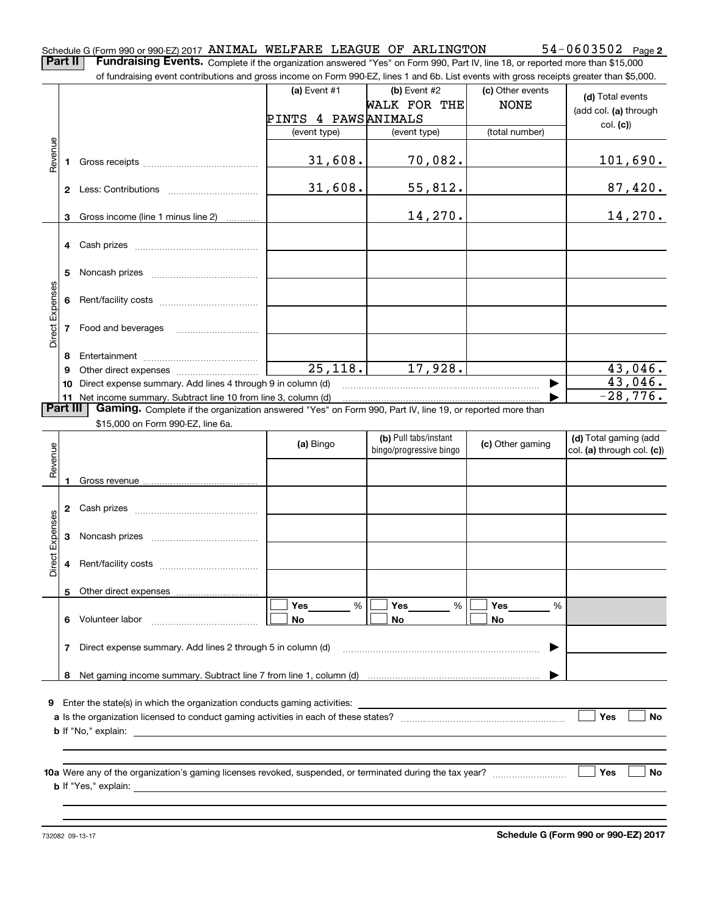Schedule G (Form 990 or 990-EZ) 2017 ANIMAL WELFARE LEAGUE OF ARLINGTON 54-0603502 Page **2**

**Part II** **Fundraising Events.** Complete if the organization answered "Yes" on Form 990, Part IV, line 18, or reported more than $15,000 of fundraising event contributions and gross income on Form 990-EZ, lines 1 and 6b. List events with gross receipts greater than $5,000.

| | | | (a) Event #1 PINTS 4 PAWS (event type) | (b) Event #2 WALK FOR THE ANIMALS (event type) | (c) Other events NONE (total number) | (d) Total events (add col. (a) through col. (c)) |
|---|---|---|---|---|---|---|
| Revenue | 1 | Gross receipts | 31,608. | 70,082. | | 101,690. |
| | 2 | Less: Contributions | 31,608. | 55,812. | | 87,420. |
| | 3 | Gross income (line 1 minus line 2) | | 14,270. | | 14,270. |
| Direct Expenses | 4 | Cash prizes | | | | |
| | 5 | Noncash prizes | | | | |
| | 6 | Rent/facility costs | | | | |
| | 7 | Food and beverages | | | | |
| | 8 | Entertainment | | | | |
| | 9 | Other direct expenses | 25,118. | 17,928. | | 43,046. |
| | 10 | Direct expense summary. Add lines 4 through 9 in column (d) | | | | 43,046. |
| | 11 | Net income summary. Subtract line 10 from line 3, column (d) | | | | -28,776. |

**Part III** **Gaming.** Complete if the organization answered "Yes" on Form 990, Part IV, line 19, or reported more than $15,000 on Form 990-EZ, line 6a.

| | | | (a) Bingo | (b) Pull tabs/instant bingo/progressive bingo | (c) Other gaming | (d) Total gaming (add col. (a) through col. (c)) |
|---|---|---|---|---|---|---|
| Revenue | 1 | Gross revenue | | | | |
| Direct Expenses | 2 | Cash prizes | | | | |
| | 3 | Noncash prizes | | | | |
| | 4 | Rent/facility costs | | | | |
| | 5 | Other direct expenses | | | | |
| | 6 | Volunteer labor | ☐ Yes ____ % ☐ No | ☐ Yes ____ % ☐ No | ☐ Yes ____ % ☐ No | |
| | 7 | Direct expense summary. Add lines 2 through 5 in column (d) | | | | |
| | 8 | Net gaming income summary. Subtract line 7 from line 1, column (d) | | | | |

**9** Enter the state(s) in which the organization conducts gaming activities: ____________

**a** Is the organization licensed to conduct gaming activities in each of these states? ☐ Yes ☐ No

**b** If "No," explain: ____________

**10a** Were any of the organization's gaming licenses revoked, suspended, or terminated during the tax year? ☐ Yes ☐ No

**b** If "Yes," explain: ____________

732082 09-13-17 **Schedule G (Form 990 or 990-EZ) 2017**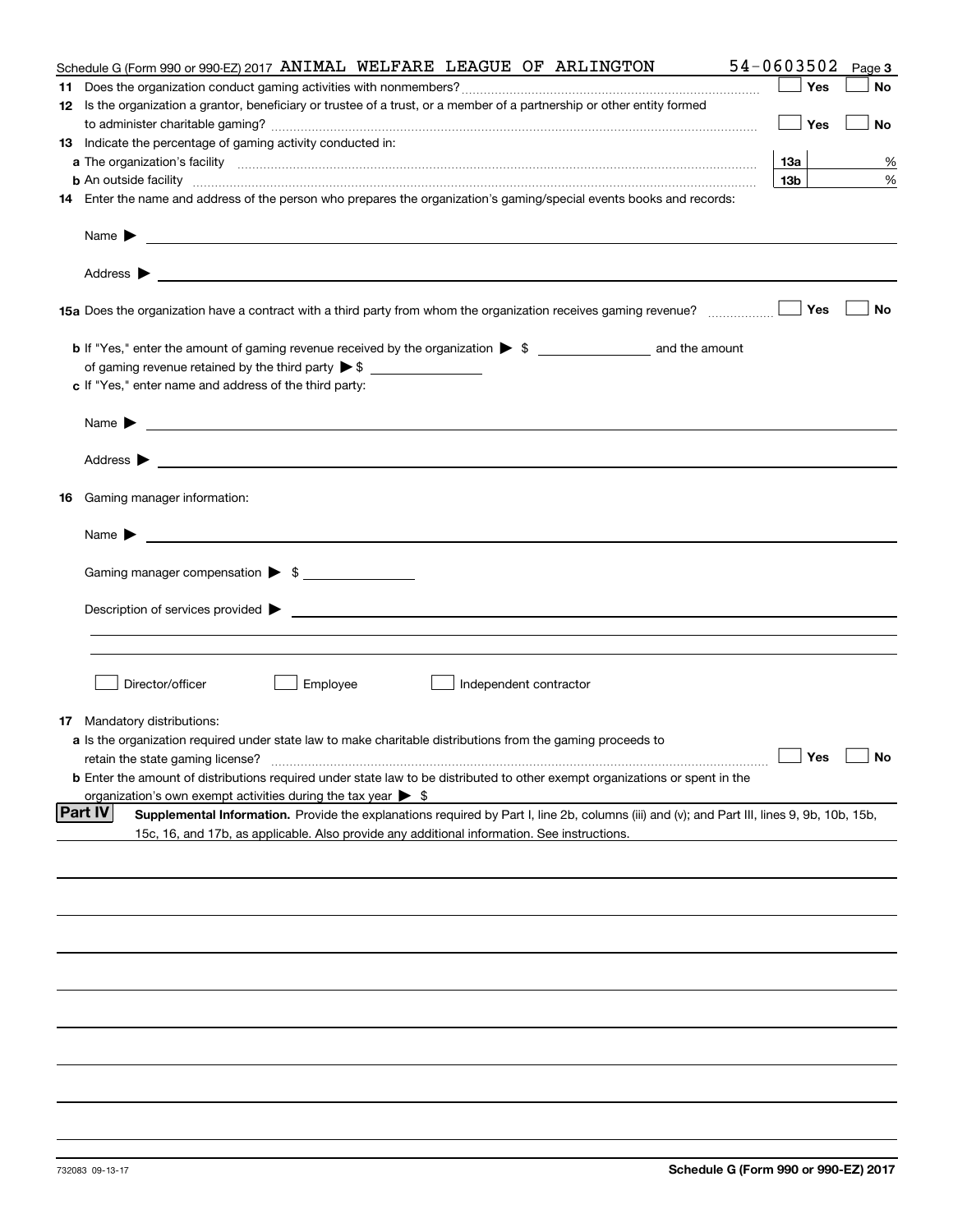Schedule G (Form 990 or 990-EZ) 2017 ANIMAL WELFARE LEAGUE OF ARLINGTON 54-0603502 Page 3

**11** Does the organization conduct gaming activities with nonmembers? ☐ Yes ☐ No

**12** Is the organization a grantor, beneficiary or trustee of a trust, or a member of a partnership or other entity formed to administer charitable gaming? ☐ Yes ☐ No

**13** Indicate the percentage of gaming activity conducted in:

**a** The organization's facility **13a** %

**b** An outside facility **13b** %

**14** Enter the name and address of the person who prepares the organization's gaming/special events books and records:

Name ▶

Address ▶

**15a** Does the organization have a contract with a third party from whom the organization receives gaming revenue? ☐ Yes ☐ No

**b** If "Yes," enter the amount of gaming revenue received by the organization ▶ $ ______ and the amount of gaming revenue retained by the third party ▶ $ ______

**c** If "Yes," enter name and address of the third party:

Name ▶

Address ▶

**16** Gaming manager information:

Name ▶

Gaming manager compensation ▶ $

Description of services provided ▶

☐ Director/officer ☐ Employee ☐ Independent contractor

**17** Mandatory distributions:

**a** Is the organization required under state law to make charitable distributions from the gaming proceeds to retain the state gaming license? ☐ Yes ☐ No

**b** Enter the amount of distributions required under state law to be distributed to other exempt organizations or spent in the organization's own exempt activities during the tax year ▶ $

**Part IV** **Supplemental Information.** Provide the explanations required by Part I, line 2b, columns (iii) and (v); and Part III, lines 9, 9b, 10b, 15b, 15c, 16, and 17b, as applicable. Also provide any additional information. See instructions.

732083 09-13-17 **Schedule G (Form 990 or 990-EZ) 2017**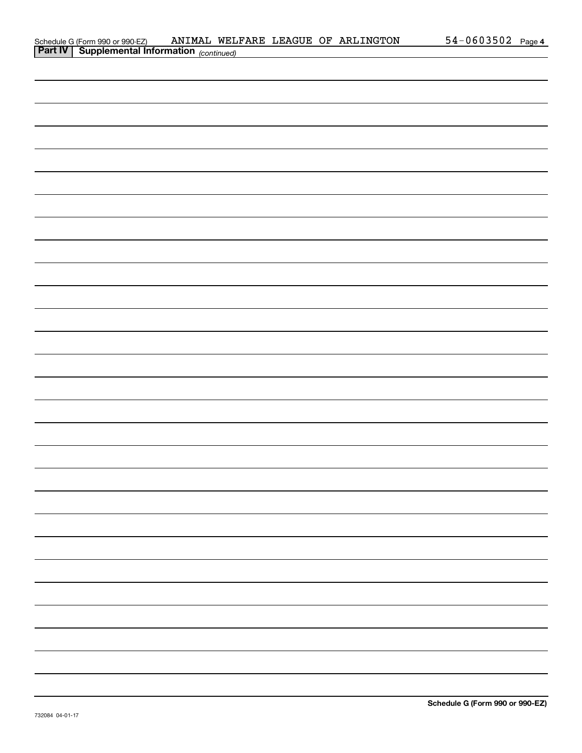Schedule G (Form 990 or 990-EZ) ANIMAL WELFARE LEAGUE OF ARLINGTON 54-0603502 Page 4

**Part IV | Supplemental Information** *(continued)*

**Schedule G (Form 990 or 990-EZ)**

732084 04-01-17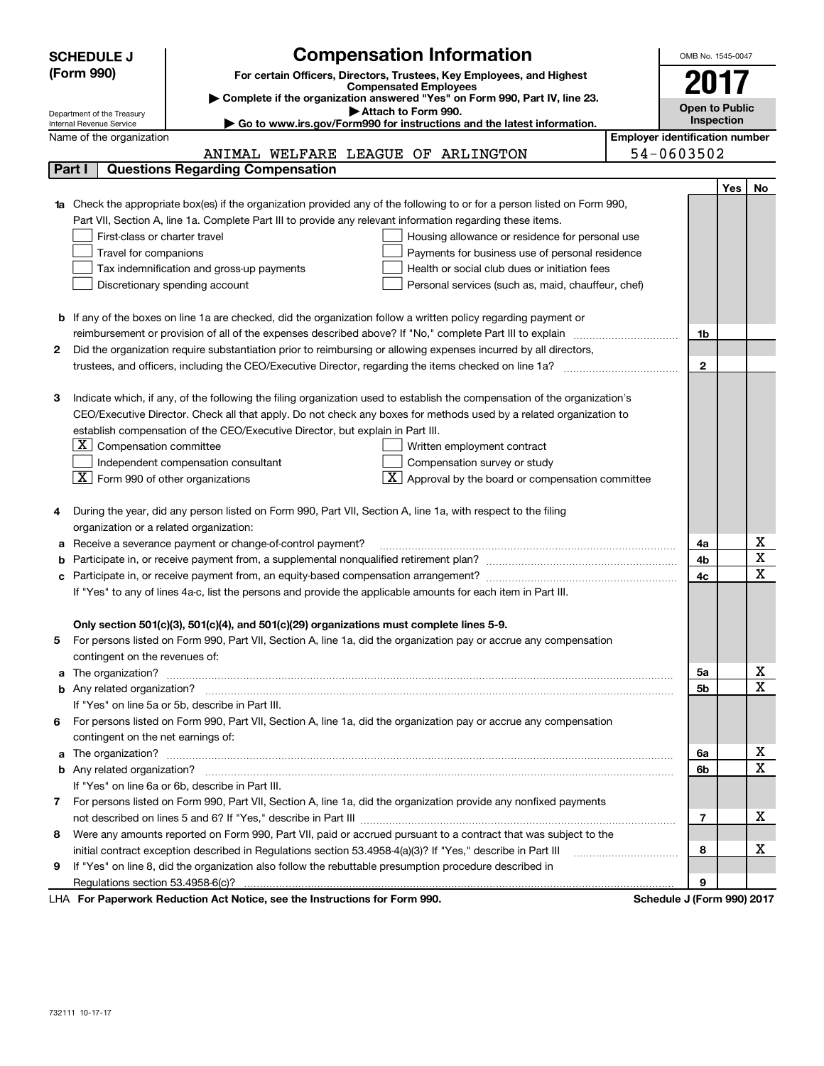# SCHEDULE J (Form 990)

## Compensation Information

**For certain Officers, Directors, Trustees, Key Employees, and Highest Compensated Employees**

▶ Complete if the organization answered "Yes" on Form 990, Part IV, line 23.

▶ Attach to Form 990.

▶ Go to www.irs.gov/Form990 for instructions and the latest information.

Department of the Treasury
Internal Revenue Service

OMB No. 1545-0047

**2017**

**Open to Public Inspection**

Name of the organization: ANIMAL WELFARE LEAGUE OF ARLINGTON

Employer identification number: 54-0603502

## Part I Questions Regarding Compensation

| | | | Yes | No |
|---|---|---|---|---|
| **1a** | Check the appropriate box(es) if the organization provided any of the following to or for a person listed on Form 990, Part VII, Section A, line 1a. Complete Part III to provide any relevant information regarding these items.<br>☐ First-class or charter travel ☐ Housing allowance or residence for personal use<br>☐ Travel for companions ☐ Payments for business use of personal residence<br>☐ Tax indemnification and gross-up payments ☐ Health or social club dues or initiation fees<br>☐ Discretionary spending account ☐ Personal services (such as, maid, chauffeur, chef) | | | |
| **b** | If any of the boxes on line 1a are checked, did the organization follow a written policy regarding payment or reimbursement or provision of all of the expenses described above? If "No," complete Part III to explain | 1b | | |
| **2** | Did the organization require substantiation prior to reimbursing or allowing expenses incurred by all directors, trustees, and officers, including the CEO/Executive Director, regarding the items checked on line 1a? | 2 | | |
| **3** | Indicate which, if any, of the following the filing organization used to establish the compensation of the organization's CEO/Executive Director. Check all that apply. Do not check any boxes for methods used by a related organization to establish compensation of the CEO/Executive Director, but explain in Part III.<br>☒ Compensation committee ☐ Written employment contract<br>☐ Independent compensation consultant ☐ Compensation survey or study<br>☒ Form 990 of other organizations ☒ Approval by the board or compensation committee | | | |
| **4** | During the year, did any person listed on Form 990, Part VII, Section A, line 1a, with respect to the filing organization or a related organization: | | | |
| **a** | Receive a severance payment or change-of-control payment? | 4a | | X |
| **b** | Participate in, or receive payment from, a supplemental nonqualified retirement plan? | 4b | | X |
| **c** | Participate in, or receive payment from, an equity-based compensation arrangement? | 4c | | X |
| | If "Yes" to any of lines 4a-c, list the persons and provide the applicable amounts for each item in Part III. | | | |
| | **Only section 501(c)(3), 501(c)(4), and 501(c)(29) organizations must complete lines 5-9.** | | | |
| **5** | For persons listed on Form 990, Part VII, Section A, line 1a, did the organization pay or accrue any compensation contingent on the revenues of: | | | |
| **a** | The organization? | 5a | | X |
| **b** | Any related organization? | 5b | | X |
| | If "Yes" on line 5a or 5b, describe in Part III. | | | |
| **6** | For persons listed on Form 990, Part VII, Section A, line 1a, did the organization pay or accrue any compensation contingent on the net earnings of: | | | |
| **a** | The organization? | 6a | | X |
| **b** | Any related organization? | 6b | | X |
| | If "Yes" on line 6a or 6b, describe in Part III. | | | |
| **7** | For persons listed on Form 990, Part VII, Section A, line 1a, did the organization provide any nonfixed payments not described on lines 5 and 6? If "Yes," describe in Part III | 7 | | X |
| **8** | Were any amounts reported on Form 990, Part VII, paid or accrued pursuant to a contract that was subject to the initial contract exception described in Regulations section 53.4958-4(a)(3)? If "Yes," describe in Part III | 8 | | X |
| **9** | If "Yes" on line 8, did the organization also follow the rebuttable presumption procedure described in Regulations section 53.4958-6(c)? | 9 | | |

LHA **For Paperwork Reduction Act Notice, see the Instructions for Form 990.** **Schedule J (Form 990) 2017**

732111 10-17-17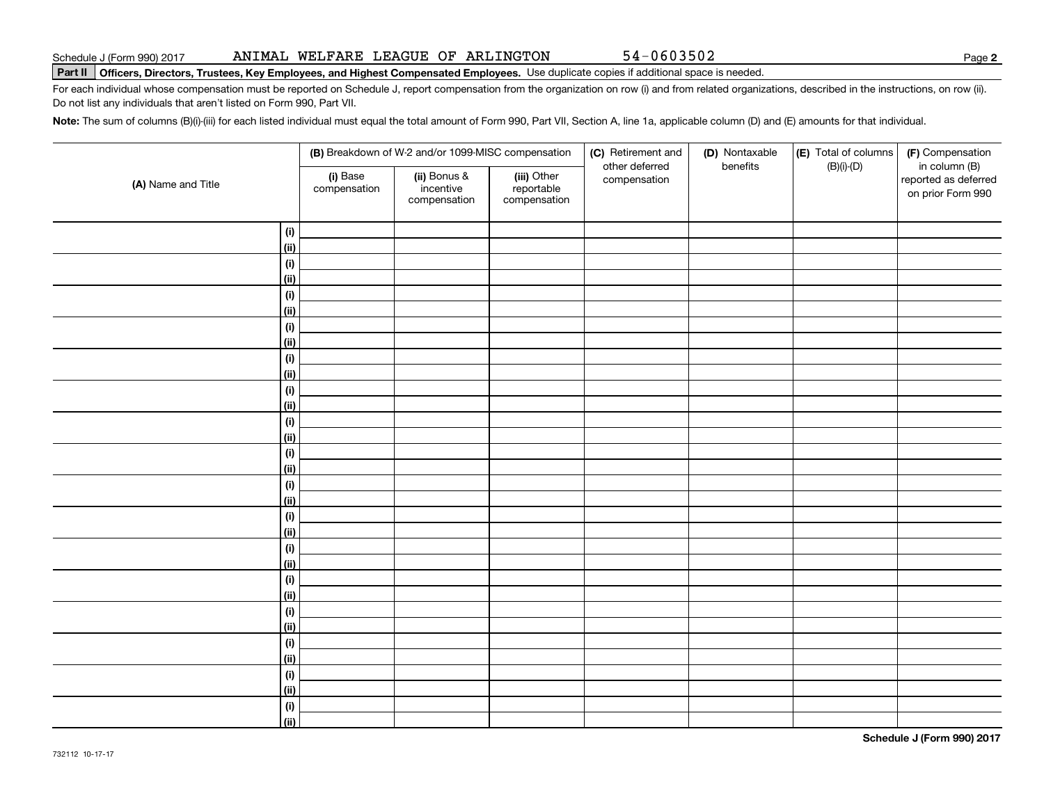Schedule J (Form 990) 2017 ANIMAL WELFARE LEAGUE OF ARLINGTON 54-0603502 Page **2**

**Part II** **Officers, Directors, Trustees, Key Employees, and Highest Compensated Employees.** Use duplicate copies if additional space is needed.

For each individual whose compensation must be reported on Schedule J, report compensation from the organization on row (i) and from related organizations, described in the instructions, on row (ii). Do not list any individuals that aren't listed on Form 990, Part VII.

**Note:** The sum of columns (B)(i)-(iii) for each listed individual must equal the total amount of Form 990, Part VII, Section A, line 1a, applicable column (D) and (E) amounts for that individual.

| (A) Name and Title | | (B) Breakdown of W-2 and/or 1099-MISC compensation | | | (C) Retirement and other deferred compensation | (D) Nontaxable benefits | (E) Total of columns (B)(i)-(D) | (F) Compensation in column (B) reported as deferred on prior Form 990 |
|---|---|---|---|---|---|---|---|---|
| | | (i) Base compensation | (ii) Bonus & incentive compensation | (iii) Other reportable compensation | | | | |
| | (i) | | | | | | | |
| | (ii) | | | | | | | |
| | (i) | | | | | | | |
| | (ii) | | | | | | | |
| | (i) | | | | | | | |
| | (ii) | | | | | | | |
| | (i) | | | | | | | |
| | (ii) | | | | | | | |
| | (i) | | | | | | | |
| | (ii) | | | | | | | |
| | (i) | | | | | | | |
| | (ii) | | | | | | | |
| | (i) | | | | | | | |
| | (ii) | | | | | | | |
| | (i) | | | | | | | |
| | (ii) | | | | | | | |
| | (i) | | | | | | | |
| | (ii) | | | | | | | |
| | (i) | | | | | | | |
| | (ii) | | | | | | | |
| | (i) | | | | | | | |
| | (ii) | | | | | | | |
| | (i) | | | | | | | |
| | (ii) | | | | | | | |
| | (i) | | | | | | | |
| | (ii) | | | | | | | |
| | (i) | | | | | | | |
| | (ii) | | | | | | | |
| | (i) | | | | | | | |
| | (ii) | | | | | | | |
| | (i) | | | | | | | |
| | (ii) | | | | | | | |

**Schedule J (Form 990) 2017**

732112 10-17-17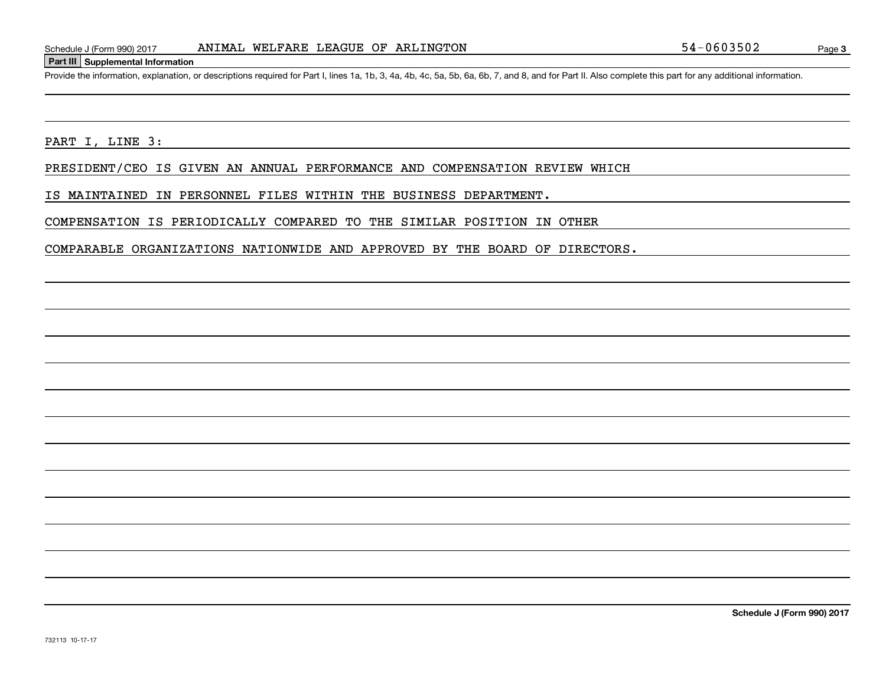Schedule J (Form 990) 2017 ANIMAL WELFARE LEAGUE OF ARLINGTON 54-0603502

## Part III Supplemental Information

Provide the information, explanation, or descriptions required for Part I, lines 1a, 1b, 3, 4a, 4b, 4c, 5a, 5b, 6a, 6b, 7, and 8, and for Part II. Also complete this part for any additional information.

PART I, LINE 3:

PRESIDENT/CEO IS GIVEN AN ANNUAL PERFORMANCE AND COMPENSATION REVIEW WHICH IS MAINTAINED IN PERSONNEL FILES WITHIN THE BUSINESS DEPARTMENT. COMPENSATION IS PERIODICALLY COMPARED TO THE SIMILAR POSITION IN OTHER COMPARABLE ORGANIZATIONS NATIONWIDE AND APPROVED BY THE BOARD OF DIRECTORS.

Schedule J (Form 990) 2017

732113 10-17-17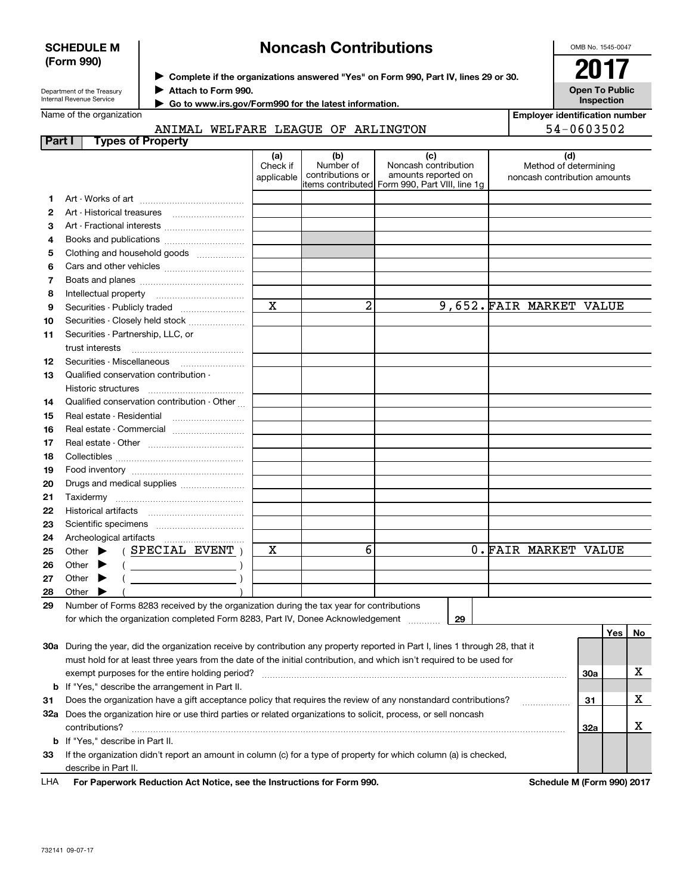**SCHEDULE M (Form 990)**

Department of the Treasury
Internal Revenue Service

# Noncash Contributions

▶ Complete if the organizations answered "Yes" on Form 990, Part IV, lines 29 or 30.
▶ Attach to Form 990.
▶ Go to www.irs.gov/Form990 for the latest information.

OMB No. 1545-0047

**2017**

**Open To Public Inspection**

Name of the organization: ANIMAL WELFARE LEAGUE OF ARLINGTON

Employer identification number: 54-0603502

## Part I Types of Property

| | | (a) Check if applicable | (b) Number of contributions or items contributed | (c) Noncash contribution amounts reported on Form 990, Part VIII, line 1g | (d) Method of determining noncash contribution amounts |
|---|---|---|---|---|---|
| 1 | Art - Works of art | | | | |
| 2 | Art - Historical treasures | | | | |
| 3 | Art - Fractional interests | | | | |
| 4 | Books and publications | | | | |
| 5 | Clothing and household goods | | | | |
| 6 | Cars and other vehicles | | | | |
| 7 | Boats and planes | | | | |
| 8 | Intellectual property | | | | |
| 9 | Securities - Publicly traded | X | 2 | 9,652. | FAIR MARKET VALUE |
| 10 | Securities - Closely held stock | | | | |
| 11 | Securities - Partnership, LLC, or trust interests | | | | |
| 12 | Securities - Miscellaneous | | | | |
| 13 | Qualified conservation contribution - Historic structures | | | | |
| 14 | Qualified conservation contribution - Other | | | | |
| 15 | Real estate - Residential | | | | |
| 16 | Real estate - Commercial | | | | |
| 17 | Real estate - Other | | | | |
| 18 | Collectibles | | | | |
| 19 | Food inventory | | | | |
| 20 | Drugs and medical supplies | | | | |
| 21 | Taxidermy | | | | |
| 22 | Historical artifacts | | | | |
| 23 | Scientific specimens | | | | |
| 24 | Archeological artifacts | | | | |
| 25 | Other ▶ ( SPECIAL EVENT ) | X | 6 | 0. | FAIR MARKET VALUE |
| 26 | Other ▶ ( ) | | | | |
| 27 | Other ▶ ( ) | | | | |
| 28 | Other ▶ ( ) | | | | |

29 Number of Forms 8283 received by the organization during the tax year for contributions for which the organization completed Form 8283, Part IV, Donee Acknowledgement ... **29**

| | | | Yes | No |
|---|---|---|---|---|
| 30a | During the year, did the organization receive by contribution any property reported in Part I, lines 1 through 28, that it must hold for at least three years from the date of the initial contribution, and which isn't required to be used for exempt purposes for the entire holding period? | 30a | | X |
| b | If "Yes," describe the arrangement in Part II. | | | |
| 31 | Does the organization have a gift acceptance policy that requires the review of any nonstandard contributions? | 31 | | X |
| 32a | Does the organization hire or use third parties or related organizations to solicit, process, or sell noncash contributions? | 32a | | X |
| b | If "Yes," describe in Part II. | | | |
| 33 | If the organization didn't report an amount in column (c) for a type of property for which column (a) is checked, describe in Part II. | | | |

LHA **For Paperwork Reduction Act Notice, see the Instructions for Form 990.** **Schedule M (Form 990) 2017**

732141 09-07-17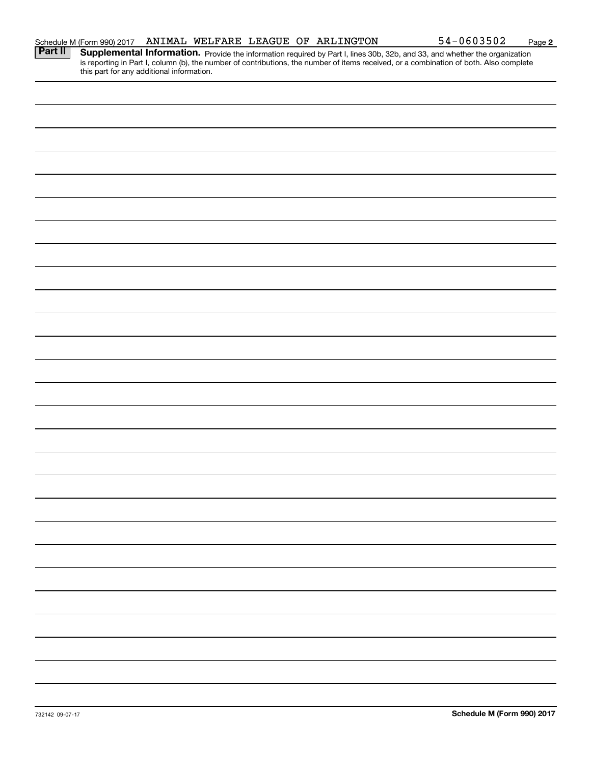Schedule M (Form 990) 2017 ANIMAL WELFARE LEAGUE OF ARLINGTON 54-0603502 Page **2**

**Part II** **Supplemental Information.** Provide the information required by Part I, lines 30b, 32b, and 33, and whether the organization is reporting in Part I, column (b), the number of contributions, the number of items received, or a combination of both. Also complete this part for any additional information.

732142 09-07-17 **Schedule M (Form 990) 2017**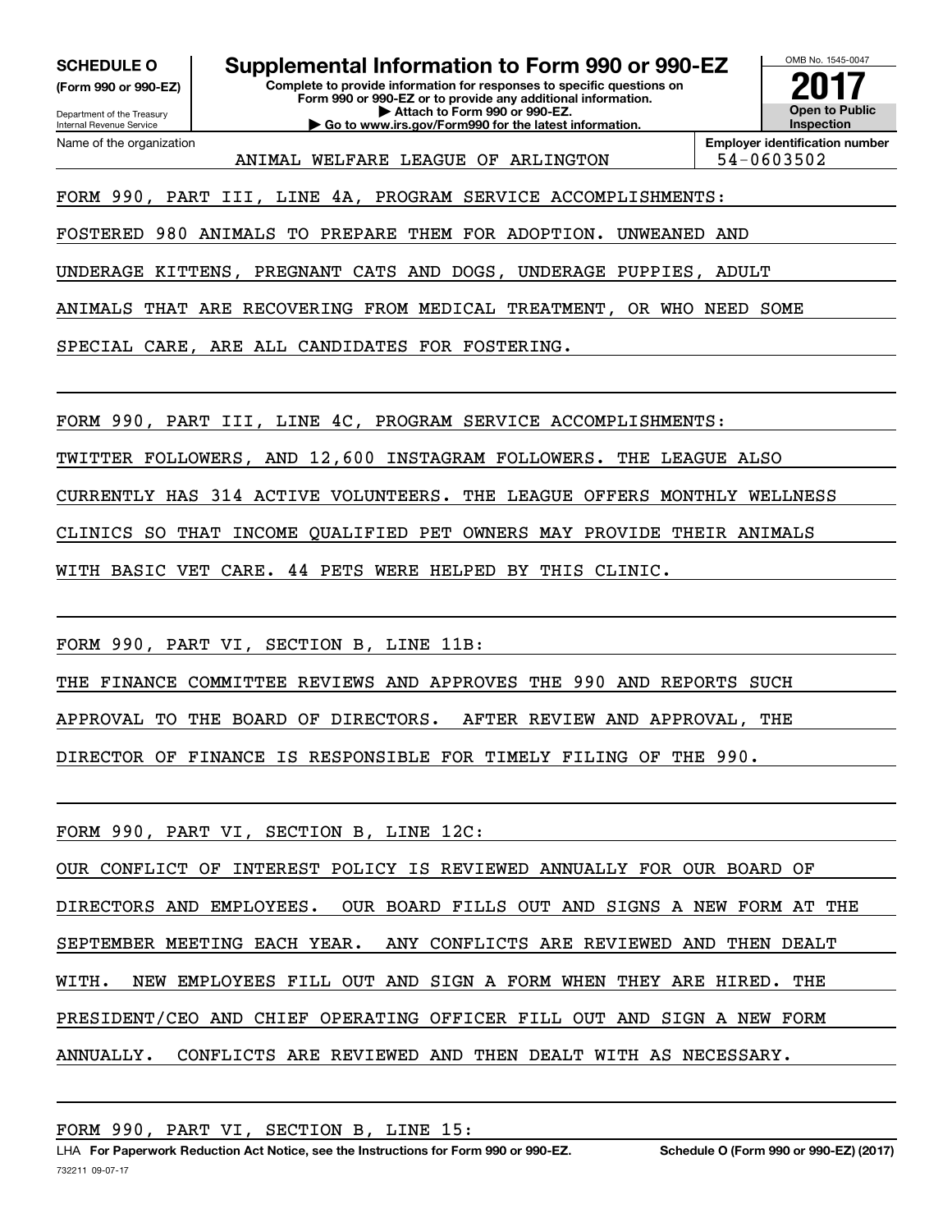**SCHEDULE O**
**(Form 990 or 990-EZ)**

Department of the Treasury
Internal Revenue Service

# Supplemental Information to Form 990 or 990-EZ

**Complete to provide information for responses to specific questions on Form 990 or 990-EZ or to provide any additional information.**
**▶ Attach to Form 990 or 990-EZ.**
**▶ Go to www.irs.gov/Form990 for the latest information.**

OMB No. 1545-0047

**2017**

**Open to Public Inspection**

| Name of the organization | Employer identification number |
|---|---|
| ANIMAL WELFARE LEAGUE OF ARLINGTON | 54-0603502 |

FORM 990, PART III, LINE 4A, PROGRAM SERVICE ACCOMPLISHMENTS:

FOSTERED 980 ANIMALS TO PREPARE THEM FOR ADOPTION. UNWEANED AND UNDERAGE KITTENS, PREGNANT CATS AND DOGS, UNDERAGE PUPPIES, ADULT ANIMALS THAT ARE RECOVERING FROM MEDICAL TREATMENT, OR WHO NEED SOME SPECIAL CARE, ARE ALL CANDIDATES FOR FOSTERING.

FORM 990, PART III, LINE 4C, PROGRAM SERVICE ACCOMPLISHMENTS:

TWITTER FOLLOWERS, AND 12,600 INSTAGRAM FOLLOWERS. THE LEAGUE ALSO CURRENTLY HAS 314 ACTIVE VOLUNTEERS. THE LEAGUE OFFERS MONTHLY WELLNESS CLINICS SO THAT INCOME QUALIFIED PET OWNERS MAY PROVIDE THEIR ANIMALS WITH BASIC VET CARE. 44 PETS WERE HELPED BY THIS CLINIC.

FORM 990, PART VI, SECTION B, LINE 11B:

THE FINANCE COMMITTEE REVIEWS AND APPROVES THE 990 AND REPORTS SUCH APPROVAL TO THE BOARD OF DIRECTORS. AFTER REVIEW AND APPROVAL, THE DIRECTOR OF FINANCE IS RESPONSIBLE FOR TIMELY FILING OF THE 990.

FORM 990, PART VI, SECTION B, LINE 12C:

OUR CONFLICT OF INTEREST POLICY IS REVIEWED ANNUALLY FOR OUR BOARD OF DIRECTORS AND EMPLOYEES. OUR BOARD FILLS OUT AND SIGNS A NEW FORM AT THE SEPTEMBER MEETING EACH YEAR. ANY CONFLICTS ARE REVIEWED AND THEN DEALT WITH. NEW EMPLOYEES FILL OUT AND SIGN A FORM WHEN THEY ARE HIRED. THE PRESIDENT/CEO AND CHIEF OPERATING OFFICER FILL OUT AND SIGN A NEW FORM ANNUALLY. CONFLICTS ARE REVIEWED AND THEN DEALT WITH AS NECESSARY.

FORM 990, PART VI, SECTION B, LINE 15:

LHA **For Paperwork Reduction Act Notice, see the Instructions for Form 990 or 990-EZ.** **Schedule O (Form 990 or 990-EZ) (2017)**

732211 09-07-17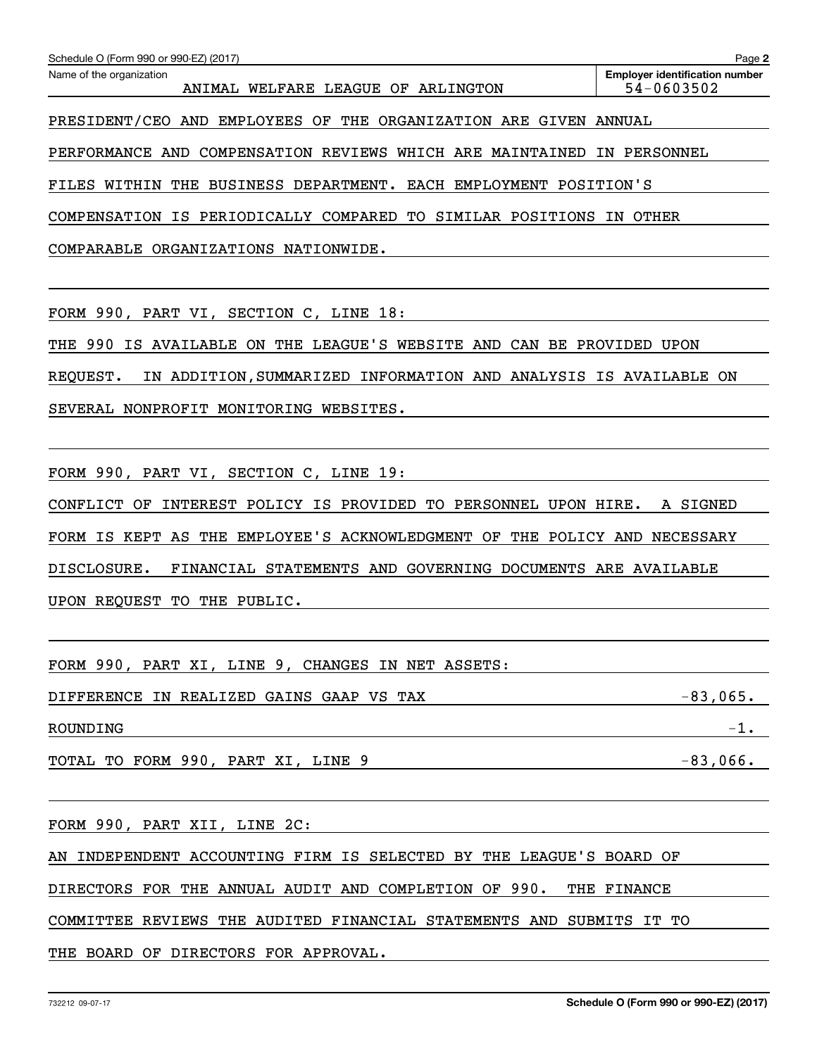Schedule O (Form 990 or 990-EZ) (2017) Page **2**

Name of the organization: ANIMAL WELFARE LEAGUE OF ARLINGTON

**Employer identification number** 54-0603502

PRESIDENT/CEO AND EMPLOYEES OF THE ORGANIZATION ARE GIVEN ANNUAL PERFORMANCE AND COMPENSATION REVIEWS WHICH ARE MAINTAINED IN PERSONNEL FILES WITHIN THE BUSINESS DEPARTMENT. EACH EMPLOYMENT POSITION'S COMPENSATION IS PERIODICALLY COMPARED TO SIMILAR POSITIONS IN OTHER COMPARABLE ORGANIZATIONS NATIONWIDE.

FORM 990, PART VI, SECTION C, LINE 18:

THE 990 IS AVAILABLE ON THE LEAGUE'S WEBSITE AND CAN BE PROVIDED UPON REQUEST. IN ADDITION,SUMMARIZED INFORMATION AND ANALYSIS IS AVAILABLE ON SEVERAL NONPROFIT MONITORING WEBSITES.

FORM 990, PART VI, SECTION C, LINE 19:

CONFLICT OF INTEREST POLICY IS PROVIDED TO PERSONNEL UPON HIRE. A SIGNED FORM IS KEPT AS THE EMPLOYEE'S ACKNOWLEDGMENT OF THE POLICY AND NECESSARY DISCLOSURE. FINANCIAL STATEMENTS AND GOVERNING DOCUMENTS ARE AVAILABLE UPON REQUEST TO THE PUBLIC.

FORM 990, PART XI, LINE 9, CHANGES IN NET ASSETS:

| | |
|---|---|
| DIFFERENCE IN REALIZED GAINS GAAP VS TAX | -83,065. |
| ROUNDING | -1. |
| TOTAL TO FORM 990, PART XI, LINE 9 | -83,066. |

FORM 990, PART XII, LINE 2C:

AN INDEPENDENT ACCOUNTING FIRM IS SELECTED BY THE LEAGUE'S BOARD OF DIRECTORS FOR THE ANNUAL AUDIT AND COMPLETION OF 990. THE FINANCE COMMITTEE REVIEWS THE AUDITED FINANCIAL STATEMENTS AND SUBMITS IT TO THE BOARD OF DIRECTORS FOR APPROVAL.

732212 09-07-17 **Schedule O (Form 990 or 990-EZ) (2017)**